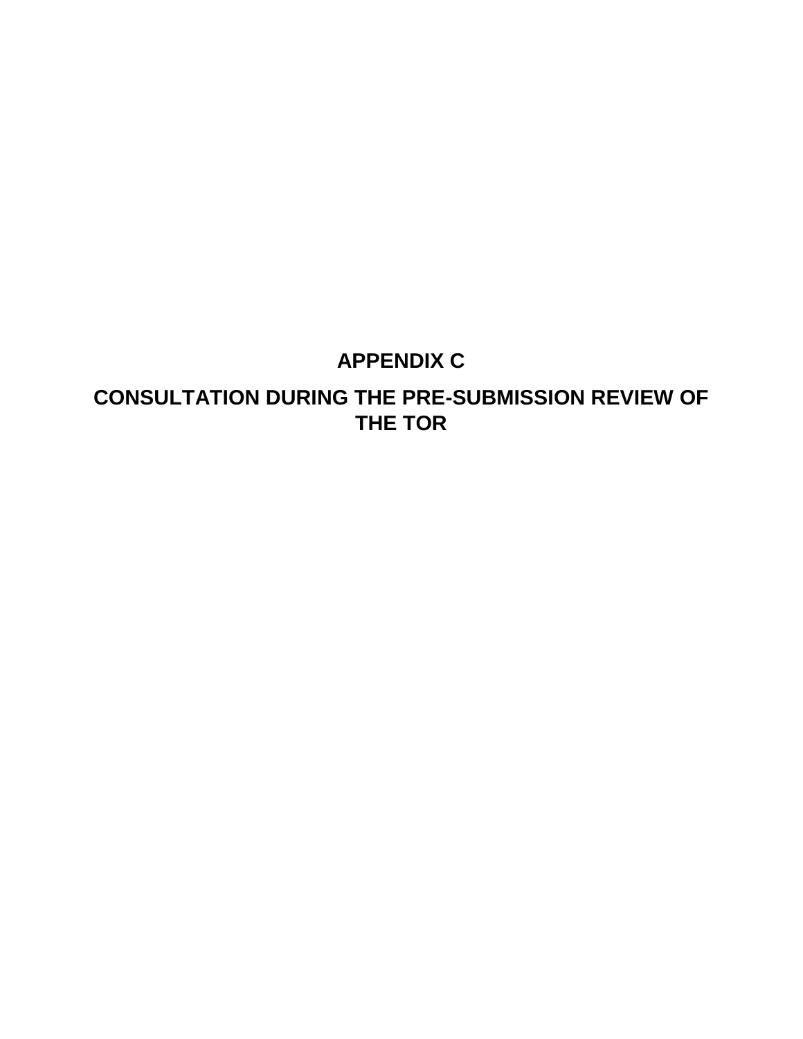# APPENDIX C

# CONSULTATION DURING THE PRE-SUBMISSION REVIEW OF THE TOR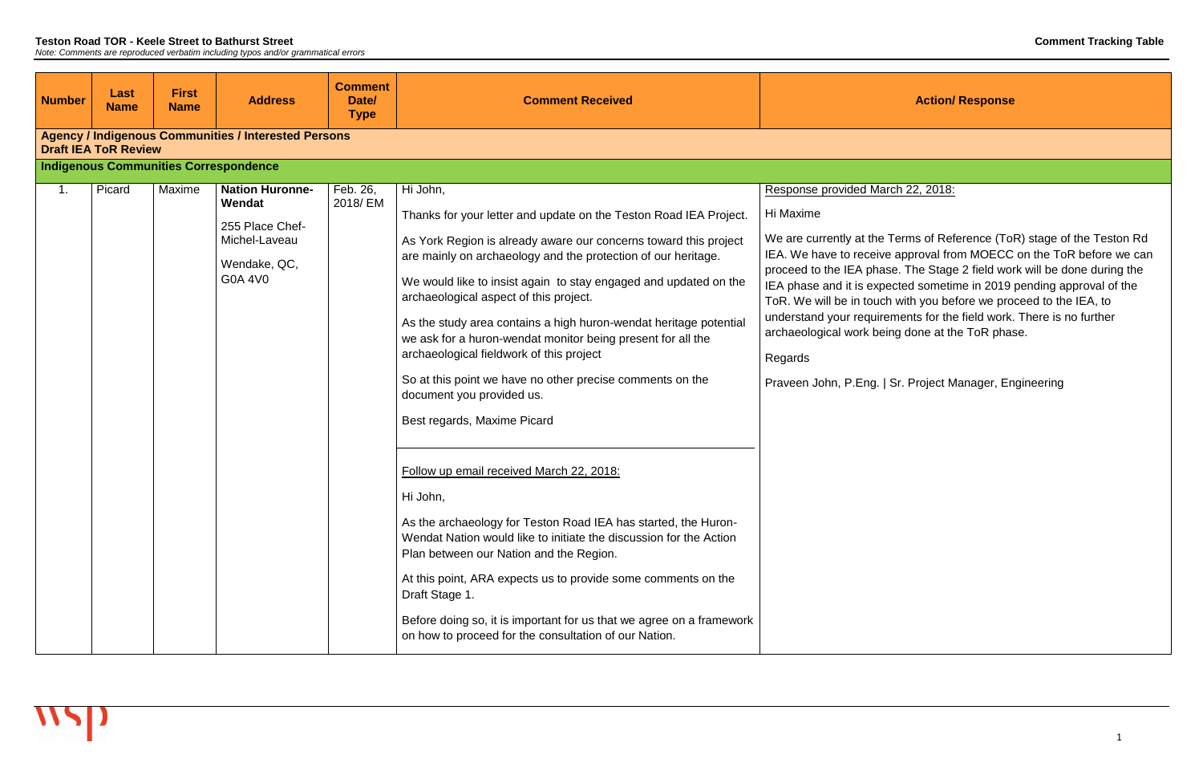**Teston Road TOR - Keele Street to Bathurst Street**

*Note: Comments are reproduced verbatim including typos and/or grammatical errors*

**Comment Tracking Table**

| Number | Last Name | First Name | Address | Comment Date/ Type | Comment Received | Action/ Response |
|---|---|---|---|---|---|---|
| **Agency / Indigenous Communities / Interested Persons Draft IEA ToR Review** | | | | | | |
| **Indigenous Communities Correspondence** | | | | | | |
| 1. | Picard | Maxime | **Nation Huronne-Wendat**<br><br>255 Place Chef-Michel-Laveau<br><br>Wendake, QC, G0A 4V0 | Feb. 26, 2018/ EM | Hi John,<br><br>Thanks for your letter and update on the Teston Road IEA Project.<br><br>As York Region is already aware our concerns toward this project are mainly on archaeology and the protection of our heritage.<br><br>We would like to insist again to stay engaged and updated on the archaeological aspect of this project.<br><br>As the study area contains a high huron-wendat heritage potential we ask for a huron-wendat monitor being present for all the archaeological fieldwork of this project<br><br>So at this point we have no other precise comments on the document you provided us.<br><br>Best regards, Maxime Picard<br><br>Follow up email received March 22, 2018:<br><br>Hi John,<br><br>As the archaeology for Teston Road IEA has started, the Huron-Wendat Nation would like to initiate the discussion for the Action Plan between our Nation and the Region.<br><br>At this point, ARA expects us to provide some comments on the Draft Stage 1.<br><br>Before doing so, it is important for us that we agree on a framework on how to proceed for the consultation of our Nation. | Response provided March 22, 2018:<br><br>Hi Maxime<br><br>We are currently at the Terms of Reference (ToR) stage of the Teston Rd IEA. We have to receive approval from MOECC on the ToR before we can proceed to the IEA phase. The Stage 2 field work will be done during the IEA phase and it is expected sometime in 2019 pending approval of the ToR. We will be in touch with you before we proceed to the IEA, to understand your requirements for the field work. There is no further archaeological work being done at the ToR phase.<br><br>Regards<br><br>Praveen John, P.Eng. \| Sr. Project Manager, Engineering |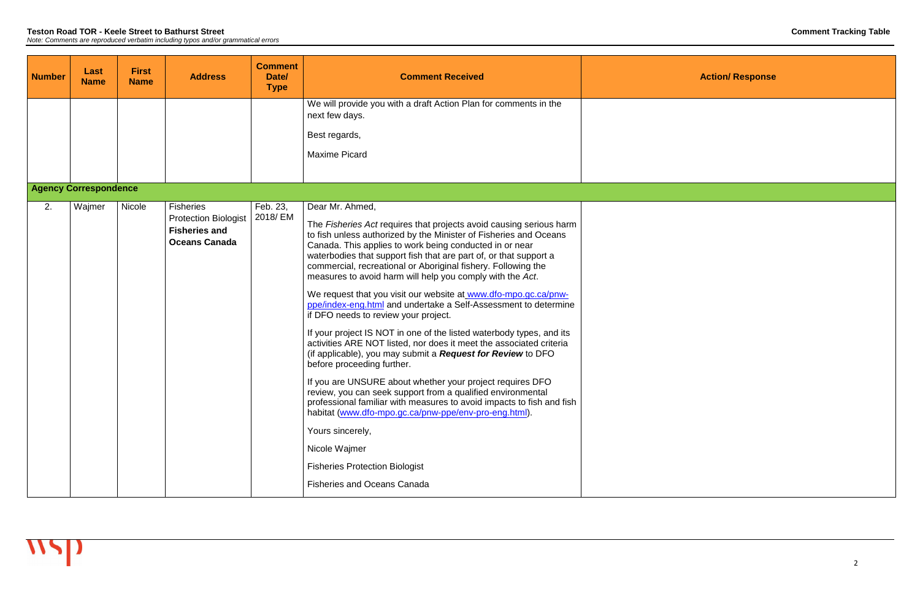| Number | Last Name | First Name | Address | Comment Date/ Type | Comment Received | Action/ Response |
|---|---|---|---|---|---|---|
| | | | | | We will provide you with a draft Action Plan for comments in the next few days.<br><br>Best regards,<br><br>Maxime Picard | |
| **Agency Correspondence** | | | | | | |
| 2. | Wajmer | Nicole | Fisheries Protection Biologist<br>**Fisheries and Oceans Canada** | Feb. 23, 2018/ EM | Dear Mr. Ahmed,<br><br>The *Fisheries Act* requires that projects avoid causing serious harm to fish unless authorized by the Minister of Fisheries and Oceans Canada. This applies to work being conducted in or near waterbodies that support fish that are part of, or that support a commercial, recreational or Aboriginal fishery. Following the measures to avoid harm will help you comply with the *Act*.<br><br>We request that you visit our website at www.dfo-mpo.gc.ca/pnw-ppe/index-eng.html and undertake a Self-Assessment to determine if DFO needs to review your project.<br><br>If your project IS NOT in one of the listed waterbody types, and its activities ARE NOT listed, nor does it meet the associated criteria (if applicable), you may submit a ***Request for Review*** to DFO before proceeding further.<br><br>If you are UNSURE about whether your project requires DFO review, you can seek support from a qualified environmental professional familiar with measures to avoid impacts to fish and fish habitat (www.dfo-mpo.gc.ca/pnw-ppe/env-pro-eng.html).<br><br>Yours sincerely,<br><br>Nicole Wajmer<br><br>Fisheries Protection Biologist<br><br>Fisheries and Oceans Canada | |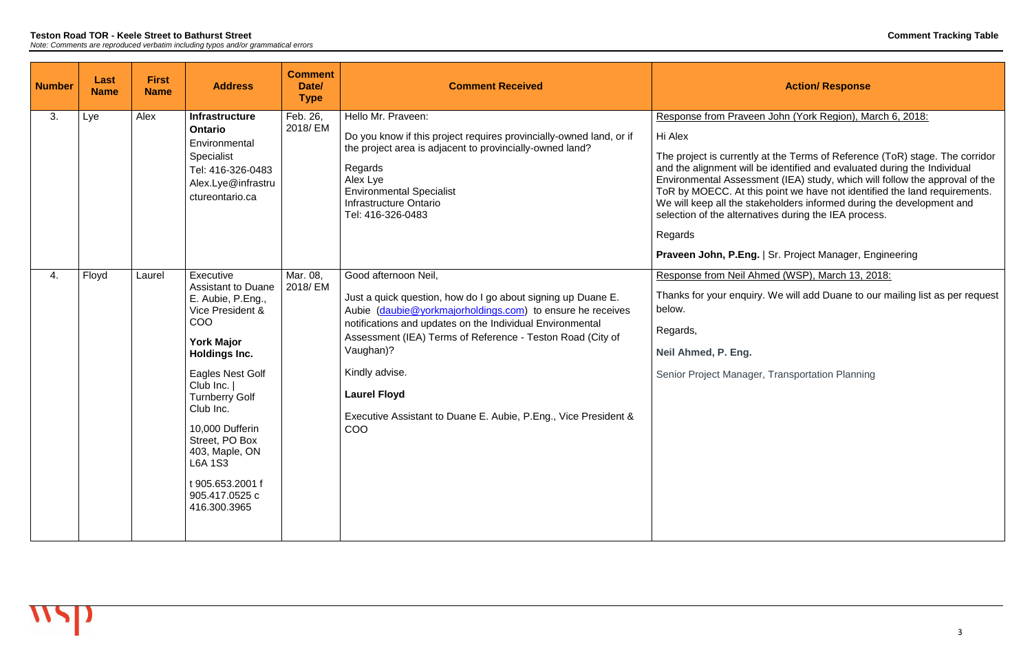**Teston Road TOR - Keele Street to Bathurst Street**
*Note: Comments are reproduced verbatim including typos and/or grammatical errors*

**Comment Tracking Table**

| Number | Last Name | First Name | Address | Comment Date/ Type | Comment Received | Action/ Response |
|---|---|---|---|---|---|---|
| 3. | Lye | Alex | **Infrastructure Ontario** Environmental Specialist Tel: 416-326-0483 Alex.Lye@infrastructureontario.ca | Feb. 26, 2018/ EM | Hello Mr. Praveen: Do you know if this project requires provincially-owned land, or if the project area is adjacent to provincially-owned land? Regards Alex Lye Environmental Specialist Infrastructure Ontario Tel: 416-326-0483 | Response from Praveen John (York Region), March 6, 2018: Hi Alex The project is currently at the Terms of Reference (ToR) stage. The corridor and the alignment will be identified and evaluated during the Individual Environmental Assessment (IEA) study, which will follow the approval of the ToR by MOECC. At this point we have not identified the land requirements. We will keep all the stakeholders informed during the development and selection of the alternatives during the IEA process. Regards **Praveen John, P.Eng.** \| Sr. Project Manager, Engineering |
| 4. | Floyd | Laurel | Executive Assistant to Duane E. Aubie, P.Eng., Vice President & COO **York Major Holdings Inc.** Eagles Nest Golf Club Inc. \| Turnberry Golf Club Inc. 10,000 Dufferin Street, PO Box 403, Maple, ON L6A 1S3 t 905.653.2001 f 905.417.0525 c 416.300.3965 | Mar. 08, 2018/ EM | Good afternoon Neil, Just a quick question, how do I go about signing up Duane E. Aubie (daubie@yorkmajorholdings.com) to ensure he receives notifications and updates on the Individual Environmental Assessment (IEA) Terms of Reference - Teston Road (City of Vaughan)? Kindly advise. **Laurel Floyd** Executive Assistant to Duane E. Aubie, P.Eng., Vice President & COO | Response from Neil Ahmed (WSP), March 13, 2018: Thanks for your enquiry. We will add Duane to our mailing list as per request below. Regards, **Neil Ahmed, P. Eng.** Senior Project Manager, Transportation Planning |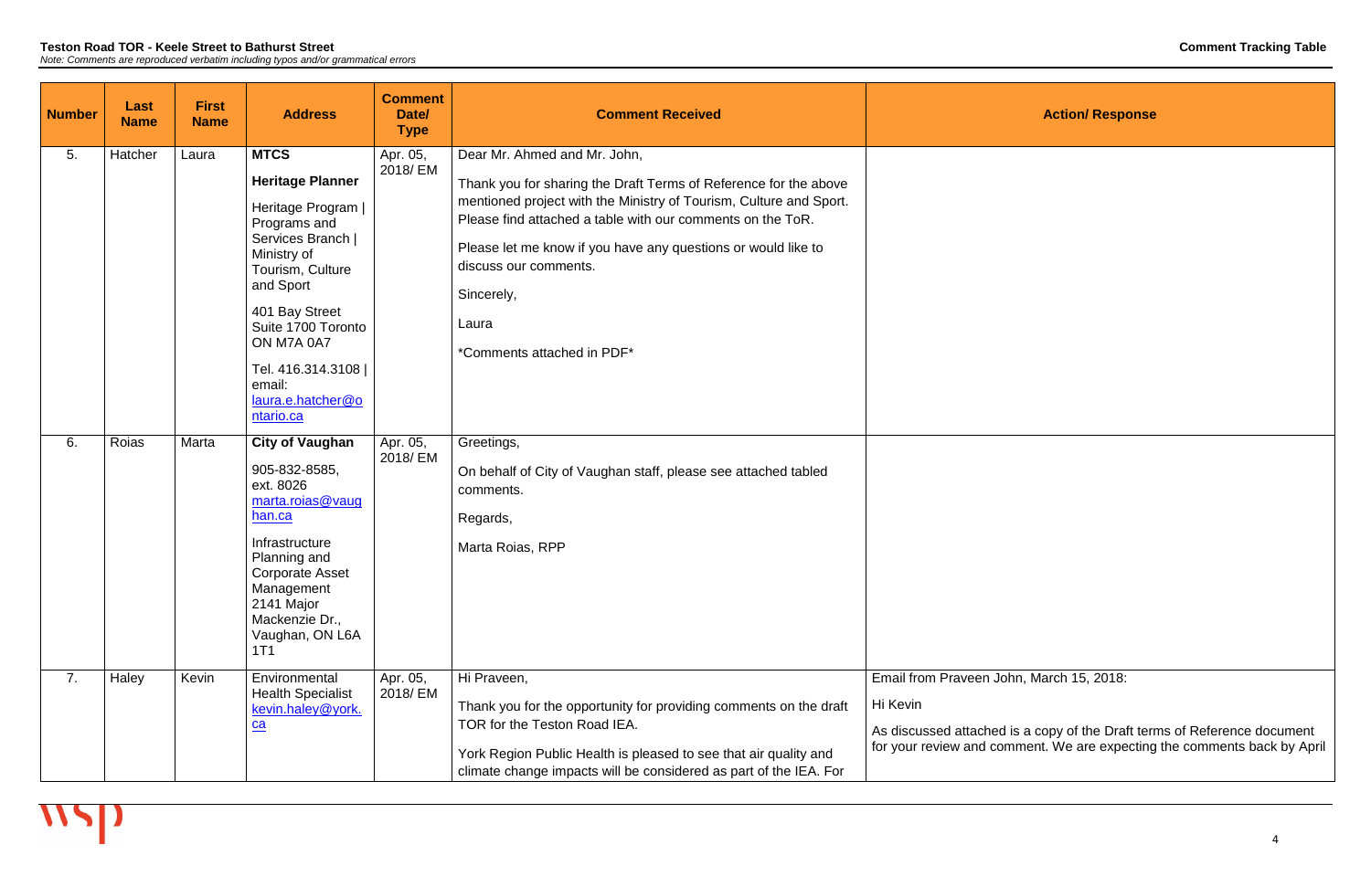**Teston Road TOR - Keele Street to Bathurst Street**

*Note: Comments are reproduced verbatim including typos and/or grammatical errors*

**Comment Tracking Table**

| Number | Last Name | First Name | Address | Comment Date/ Type | Comment Received | Action/ Response |
|---|---|---|---|---|---|---|
| 5. | Hatcher | Laura | **MTCS**<br><br>**Heritage Planner**<br><br>Heritage Program \| Programs and Services Branch \| Ministry of Tourism, Culture and Sport<br><br>401 Bay Street Suite 1700 Toronto ON M7A 0A7<br><br>Tel. 416.314.3108 \| email: laura.e.hatcher@ontario.ca | Apr. 05, 2018/ EM | Dear Mr. Ahmed and Mr. John,<br><br>Thank you for sharing the Draft Terms of Reference for the above mentioned project with the Ministry of Tourism, Culture and Sport. Please find attached a table with our comments on the ToR.<br><br>Please let me know if you have any questions or would like to discuss our comments.<br><br>Sincerely,<br><br>Laura<br><br>*Comments attached in PDF* | |
| 6. | Roias | Marta | **City of Vaughan**<br><br>905-832-8585, ext. 8026<br>marta.roias@vaughan.ca<br><br>Infrastructure Planning and Corporate Asset Management<br>2141 Major Mackenzie Dr., Vaughan, ON L6A 1T1 | Apr. 05, 2018/ EM | Greetings,<br><br>On behalf of City of Vaughan staff, please see attached tabled comments.<br><br>Regards,<br><br>Marta Roias, RPP | |
| 7. | Haley | Kevin | Environmental Health Specialist<br>kevin.haley@york.ca | Apr. 05, 2018/ EM | Hi Praveen,<br><br>Thank you for the opportunity for providing comments on the draft TOR for the Teston Road IEA.<br><br>York Region Public Health is pleased to see that air quality and climate change impacts will be considered as part of the IEA. For | Email from Praveen John, March 15, 2018:<br><br>Hi Kevin<br><br>As discussed attached is a copy of the Draft terms of Reference document for your review and comment. We are expecting the comments back by April |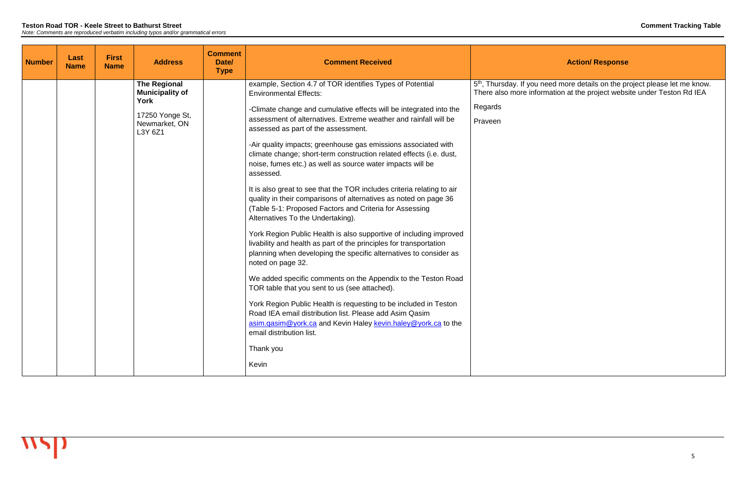**Teston Road TOR - Keele Street to Bathurst Street**

*Note: Comments are reproduced verbatim including typos and/or grammatical errors*

**Comment Tracking Table**

| Number | Last Name | First Name | Address | Comment Date/ Type | Comment Received | Action/ Response |
|---|---|---|---|---|---|---|
| | | | **The Regional Municipality of York**<br><br>17250 Yonge St, Newmarket, ON L3Y 6Z1 | | example, Section 4.7 of TOR identifies Types of Potential Environmental Effects:<br><br>-Climate change and cumulative effects will be integrated into the assessment of alternatives. Extreme weather and rainfall will be assessed as part of the assessment.<br><br>-Air quality impacts; greenhouse gas emissions associated with climate change; short-term construction related effects (i.e. dust, noise, fumes etc.) as well as source water impacts will be assessed.<br><br>It is also great to see that the TOR includes criteria relating to air quality in their comparisons of alternatives as noted on page 36 (Table 5-1: Proposed Factors and Criteria for Assessing Alternatives To the Undertaking).<br><br>York Region Public Health is also supportive of including improved livability and health as part of the principles for transportation planning when developing the specific alternatives to consider as noted on page 32.<br><br>We added specific comments on the Appendix to the Teston Road TOR table that you sent to us (see attached).<br><br>York Region Public Health is requesting to be included in Teston Road IEA email distribution list. Please add Asim Qasim asim.qasim@york.ca and Kevin Haley kevin.haley@york.ca to the email distribution list.<br><br>Thank you<br><br>Kevin | 5th, Thursday. If you need more details on the project please let me know. There also more information at the project website under Teston Rd IEA<br><br>Regards<br><br>Praveen |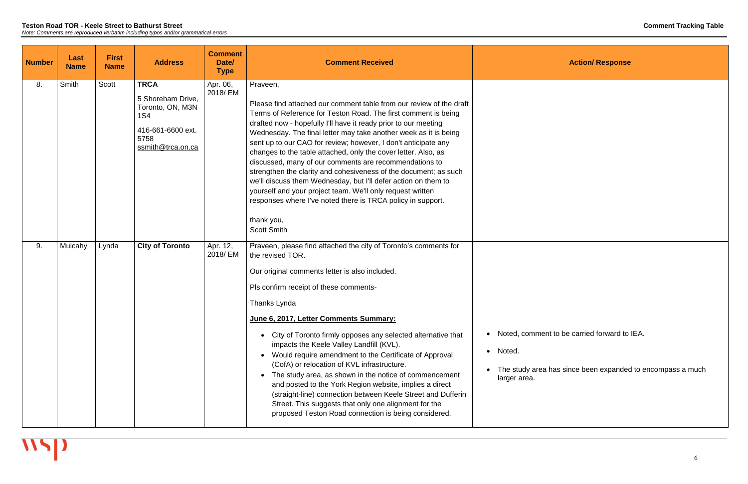| Number | Last Name | First Name | Address | Comment Date/ Type | Comment Received | Action/ Response |
|---|---|---|---|---|---|---|
| 8. | Smith | Scott | **TRCA**<br>5 Shoreham Drive, Toronto, ON, M3N 1S4<br>416-661-6600 ext. 5758<br>ssmith@trca.on.ca | Apr. 06, 2018/ EM | Praveen,<br><br>Please find attached our comment table from our review of the draft Terms of Reference for Teston Road. The first comment is being drafted now - hopefully I'll have it ready prior to our meeting Wednesday. The final letter may take another week as it is being sent up to our CAO for review; however, I don't anticipate any changes to the table attached, only the cover letter. Also, as discussed, many of our comments are recommendations to strengthen the clarity and cohesiveness of the document; as such we'll discuss them Wednesday, but I'll defer action on them to yourself and your project team. We'll only request written responses where I've noted there is TRCA policy in support.<br><br>thank you,<br>Scott Smith | |
| 9. | Mulcahy | Lynda | **City of Toronto** | Apr. 12, 2018/ EM | Praveen, please find attached the city of Toronto's comments for the revised TOR.<br><br>Our original comments letter is also included.<br><br>Pls confirm receipt of these comments-<br><br>Thanks Lynda<br><br>**June 6, 2017, Letter Comments Summary:**<br><br>• City of Toronto firmly opposes any selected alternative that impacts the Keele Valley Landfill (KVL).<br>• Would require amendment to the Certificate of Approval (CofA) or relocation of KVL infrastructure.<br>• The study area, as shown in the notice of commencement and posted to the York Region website, implies a direct (straight-line) connection between Keele Street and Dufferin Street. This suggests that only one alignment for the proposed Teston Road connection is being considered. | • Noted, comment to be carried forward to IEA.<br>• Noted.<br>• The study area has since been expanded to encompass a much larger area. |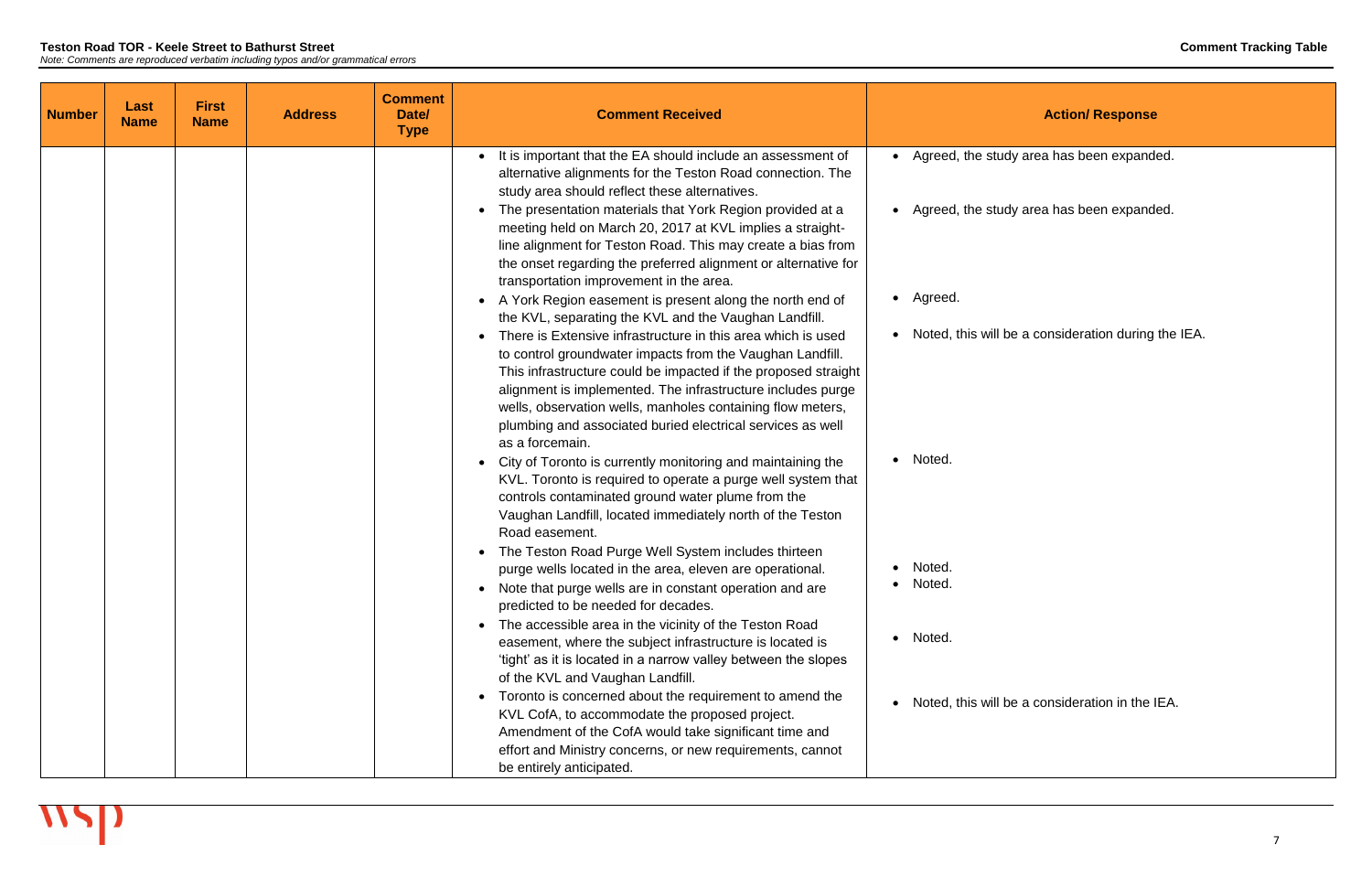| Number | Last Name | First Name | Address | Comment Date/ Type | Comment Received | Action/ Response |
|---|---|---|---|---|---|---|
| | | | | | • It is important that the EA should include an assessment of alternative alignments for the Teston Road connection. The study area should reflect these alternatives.<br>• The presentation materials that York Region provided at a meeting held on March 20, 2017 at KVL implies a straight-line alignment for Teston Road. This may create a bias from the onset regarding the preferred alignment or alternative for transportation improvement in the area.<br>• A York Region easement is present along the north end of the KVL, separating the KVL and the Vaughan Landfill.<br>• There is Extensive infrastructure in this area which is used to control groundwater impacts from the Vaughan Landfill. This infrastructure could be impacted if the proposed straight alignment is implemented. The infrastructure includes purge wells, observation wells, manholes containing flow meters, plumbing and associated buried electrical services as well as a forcemain.<br>• City of Toronto is currently monitoring and maintaining the KVL. Toronto is required to operate a purge well system that controls contaminated ground water plume from the Vaughan Landfill, located immediately north of the Teston Road easement.<br>• The Teston Road Purge Well System includes thirteen purge wells located in the area, eleven are operational.<br>• Note that purge wells are in constant operation and are predicted to be needed for decades.<br>• The accessible area in the vicinity of the Teston Road easement, where the subject infrastructure is located is 'tight' as it is located in a narrow valley between the slopes of the KVL and Vaughan Landfill.<br>• Toronto is concerned about the requirement to amend the KVL CofA, to accommodate the proposed project. Amendment of the CofA would take significant time and effort and Ministry concerns, or new requirements, cannot be entirely anticipated. | • Agreed, the study area has been expanded.<br>• Agreed, the study area has been expanded.<br>• Agreed.<br>• Noted, this will be a consideration during the IEA.<br>• Noted.<br>• Noted.<br>• Noted.<br>• Noted.<br>• Noted, this will be a consideration in the IEA. |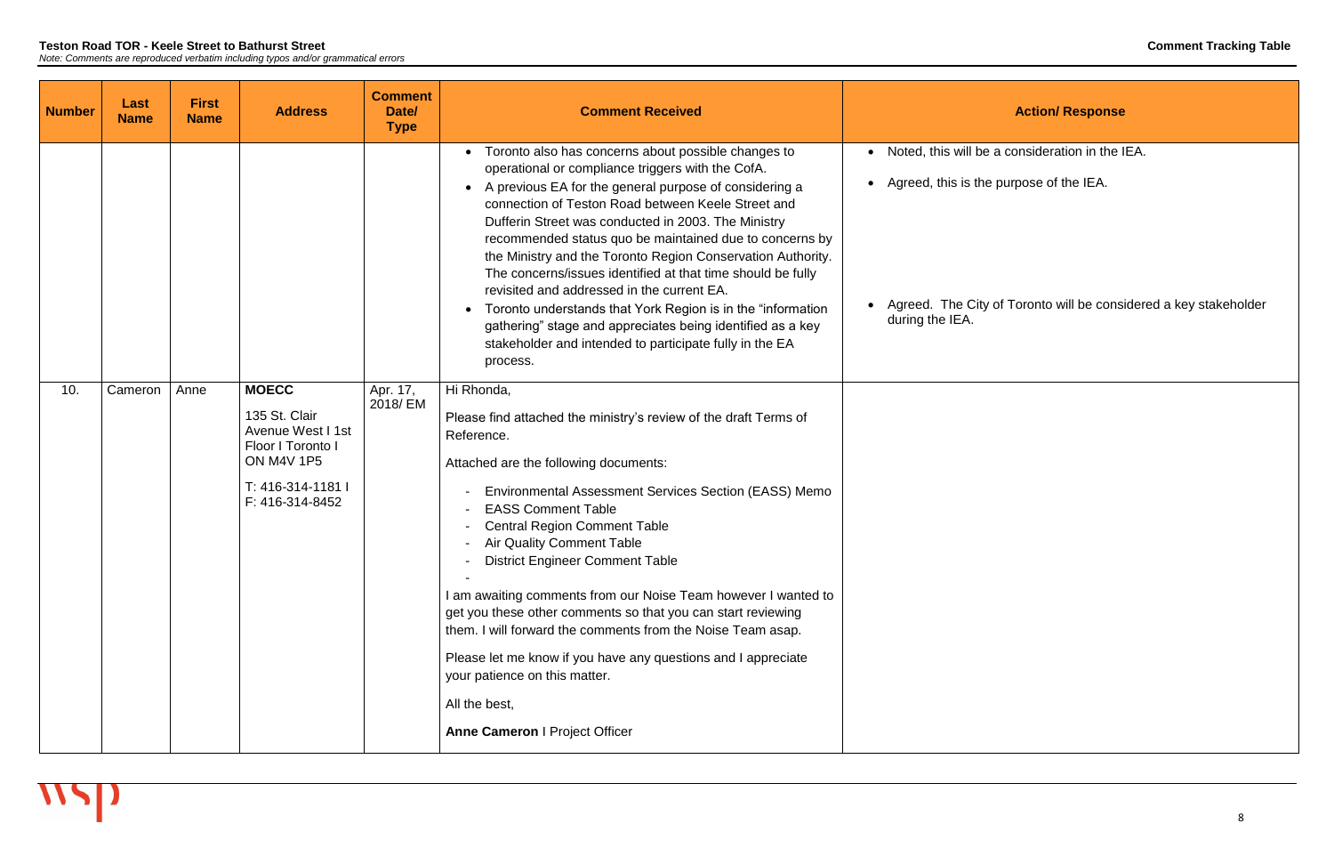**Teston Road TOR - Keele Street to Bathurst Street**
*Note: Comments are reproduced verbatim including typos and/or grammatical errors*

**Comment Tracking Table**

| Number | Last Name | First Name | Address | Comment Date/ Type | Comment Received | Action/ Response |
|---|---|---|---|---|---|---|
| | | | | | • Toronto also has concerns about possible changes to operational or compliance triggers with the CofA.<br>• A previous EA for the general purpose of considering a connection of Teston Road between Keele Street and Dufferin Street was conducted in 2003. The Ministry recommended status quo be maintained due to concerns by the Ministry and the Toronto Region Conservation Authority. The concerns/issues identified at that time should be fully revisited and addressed in the current EA.<br>• Toronto understands that York Region is in the "information gathering" stage and appreciates being identified as a key stakeholder and intended to participate fully in the EA process. | • Noted, this will be a consideration in the IEA.<br>• Agreed, this is the purpose of the IEA.<br>• Agreed. The City of Toronto will be considered a key stakeholder during the IEA. |
| 10. | Cameron | Anne | **MOECC**<br>135 St. Clair Avenue West I 1st Floor I Toronto I ON M4V 1P5<br>T: 416-314-1181 I F: 416-314-8452 | Apr. 17, 2018/ EM | Hi Rhonda,<br>Please find attached the ministry's review of the draft Terms of Reference.<br>Attached are the following documents:<br>- Environmental Assessment Services Section (EASS) Memo<br>- EASS Comment Table<br>- Central Region Comment Table<br>- Air Quality Comment Table<br>- District Engineer Comment Table<br>-<br>I am awaiting comments from our Noise Team however I wanted to get you these other comments so that you can start reviewing them. I will forward the comments from the Noise Team asap.<br>Please let me know if you have any questions and I appreciate your patience on this matter.<br>All the best,<br>**Anne Cameron** I Project Officer | |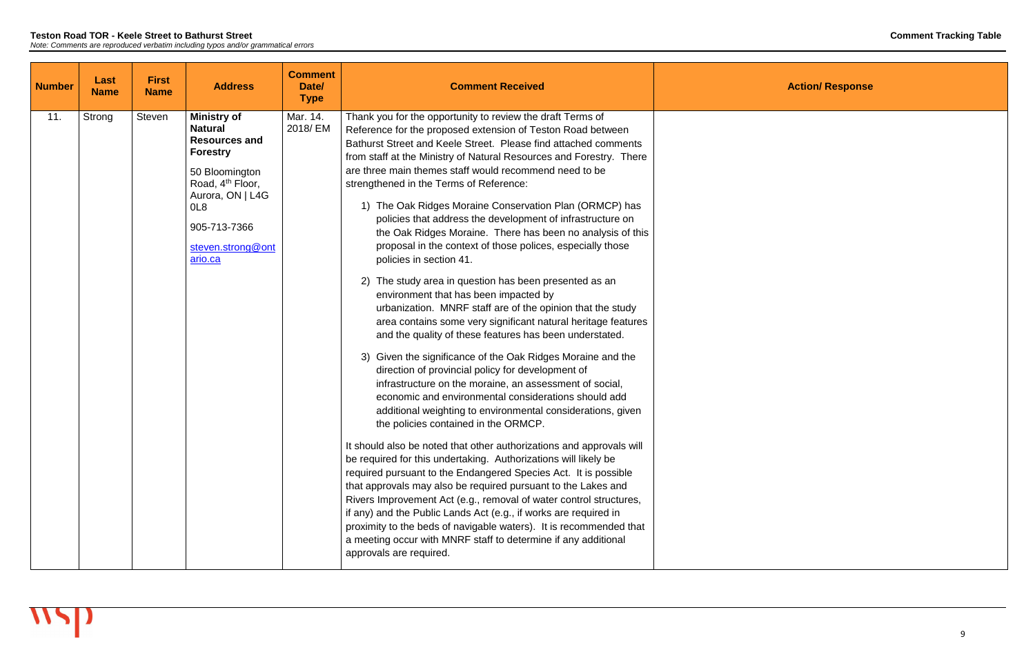**Teston Road TOR - Keele Street to Bathurst Street**
*Note: Comments are reproduced verbatim including typos and/or grammatical errors*

**Comment Tracking Table**

| Number | Last Name | First Name | Address | Comment Date/ Type | Comment Received | Action/ Response |
|---|---|---|---|---|---|---|
| 11. | Strong | Steven | **Ministry of Natural Resources and Forestry**<br><br>50 Bloomington Road, 4th Floor, Aurora, ON \| L4G 0L8<br><br>905-713-7366<br><br>steven.strong@ontario.ca | Mar. 14. 2018/ EM | Thank you for the opportunity to review the draft Terms of Reference for the proposed extension of Teston Road between Bathurst Street and Keele Street. Please find attached comments from staff at the Ministry of Natural Resources and Forestry. There are three main themes staff would recommend need to be strengthened in the Terms of Reference:<br><br>1) The Oak Ridges Moraine Conservation Plan (ORMCP) has policies that address the development of infrastructure on the Oak Ridges Moraine. There has been no analysis of this proposal in the context of those polices, especially those policies in section 41.<br><br>2) The study area in question has been presented as an environment that has been impacted by urbanization. MNRF staff are of the opinion that the study area contains some very significant natural heritage features and the quality of these features has been understated.<br><br>3) Given the significance of the Oak Ridges Moraine and the direction of provincial policy for development of infrastructure on the moraine, an assessment of social, economic and environmental considerations should add additional weighting to environmental considerations, given the policies contained in the ORMCP.<br><br>It should also be noted that other authorizations and approvals will be required for this undertaking. Authorizations will likely be required pursuant to the Endangered Species Act. It is possible that approvals may also be required pursuant to the Lakes and Rivers Improvement Act (e.g., removal of water control structures, if any) and the Public Lands Act (e.g., if works are required in proximity to the beds of navigable waters). It is recommended that a meeting occur with MNRF staff to determine if any additional approvals are required. | |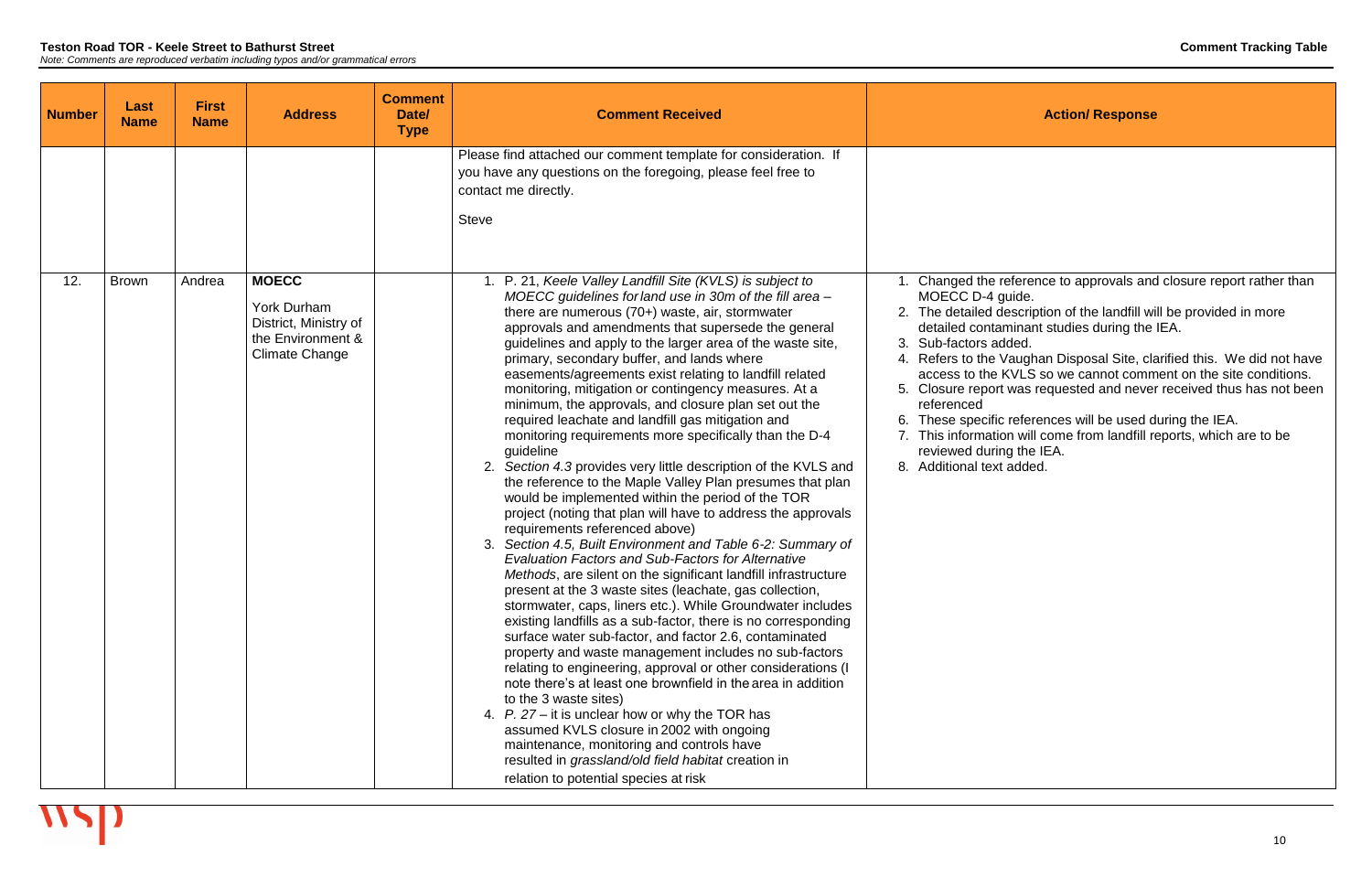**Teston Road TOR - Keele Street to Bathurst Street**

*Note: Comments are reproduced verbatim including typos and/or grammatical errors*

**Comment Tracking Table**

| Number | Last Name | First Name | Address | Comment Date/ Type | Comment Received | Action/ Response |
|---|---|---|---|---|---|---|
| | | | | | Please find attached our comment template for consideration. If you have any questions on the foregoing, please feel free to contact me directly.<br><br>Steve | |
| 12. | Brown | Andrea | **MOECC**<br>York Durham District, Ministry of the Environment & Climate Change | | 1. P. 21, *Keele Valley Landfill Site (KVLS) is subject to MOECC guidelines for land use in 30m of the fill area* – there are numerous (70+) waste, air, stormwater approvals and amendments that supersede the general guidelines and apply to the larger area of the waste site, primary, secondary buffer, and lands where easements/agreements exist relating to landfill related monitoring, mitigation or contingency measures. At a minimum, the approvals, and closure plan set out the required leachate and landfill gas mitigation and monitoring requirements more specifically than the D-4 guideline<br>2. *Section 4.3* provides very little description of the KVLS and the reference to the Maple Valley Plan presumes that plan would be implemented within the period of the TOR project (noting that plan will have to address the approvals requirements referenced above)<br>3. *Section 4.5, Built Environment and Table 6-2: Summary of Evaluation Factors and Sub-Factors for Alternative Methods*, are silent on the significant landfill infrastructure present at the 3 waste sites (leachate, gas collection, stormwater, caps, liners etc.). While Groundwater includes existing landfills as a sub-factor, there is no corresponding surface water sub-factor, and factor 2.6, contaminated property and waste management includes no sub-factors relating to engineering, approval or other considerations (I note there's at least one brownfield in the area in addition to the 3 waste sites)<br>4. *P. 27* – it is unclear how or why the TOR has assumed KVLS closure in 2002 with ongoing maintenance, monitoring and controls have resulted in *grassland/old field habitat* creation in relation to potential species at risk | 1. Changed the reference to approvals and closure report rather than MOECC D-4 guide.<br>2. The detailed description of the landfill will be provided in more detailed contaminant studies during the IEA.<br>3. Sub-factors added.<br>4. Refers to the Vaughan Disposal Site, clarified this. We did not have access to the KVLS so we cannot comment on the site conditions.<br>5. Closure report was requested and never received thus has not been referenced<br>6. These specific references will be used during the IEA.<br>7. This information will come from landfill reports, which are to be reviewed during the IEA.<br>8. Additional text added. |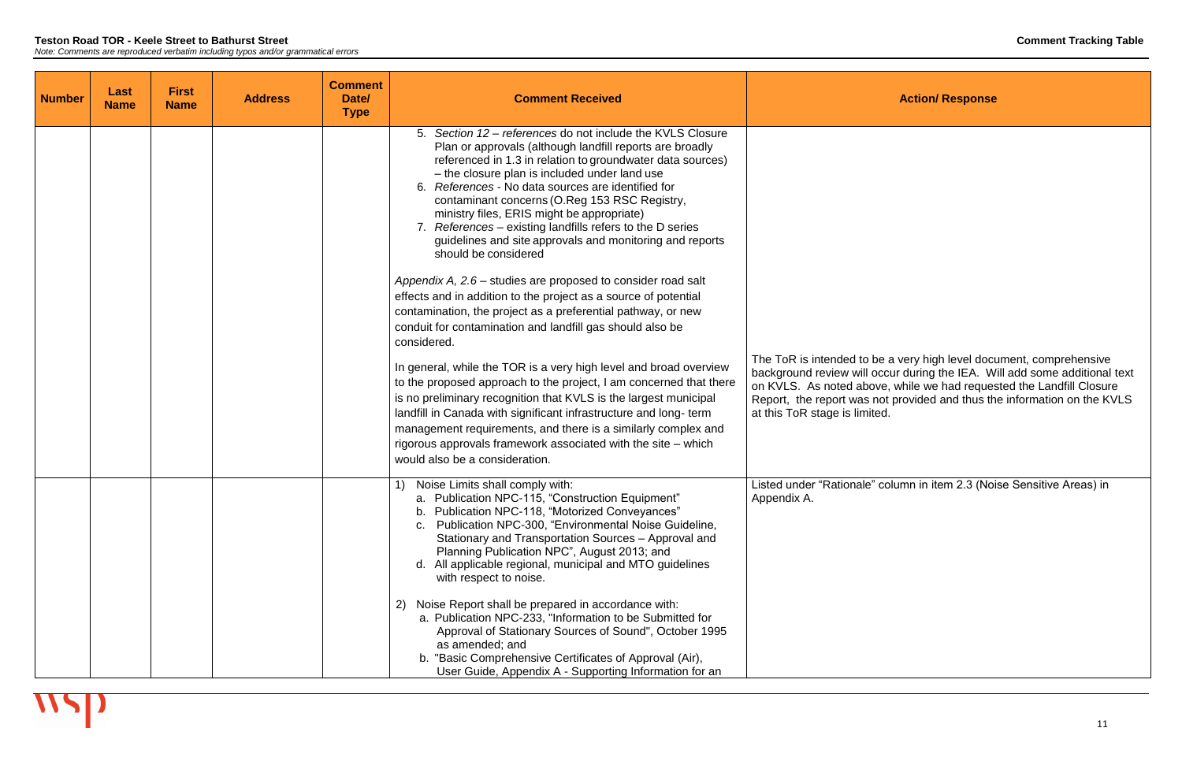| Number | Last Name | First Name | Address | Comment Date/ Type | Comment Received | Action/ Response |
|---|---|---|---|---|---|---|
| | | | | | 5. *Section 12 – references* do not include the KVLS Closure Plan or approvals (although landfill reports are broadly referenced in 1.3 in relation to groundwater data sources) – the closure plan is included under land use<br>6. *References* - No data sources are identified for contaminant concerns (O.Reg 153 RSC Registry, ministry files, ERIS might be appropriate)<br>7. *References* – existing landfills refers to the D series guidelines and site approvals and monitoring and reports should be considered<br><br>*Appendix A, 2.6* – studies are proposed to consider road salt effects and in addition to the project as a source of potential contamination, the project as a preferential pathway, or new conduit for contamination and landfill gas should also be considered.<br><br>In general, while the TOR is a very high level and broad overview to the proposed approach to the project, I am concerned that there is no preliminary recognition that KVLS is the largest municipal landfill in Canada with significant infrastructure and long- term management requirements, and there is a similarly complex and rigorous approvals framework associated with the site – which would also be a consideration. | The ToR is intended to be a very high level document, comprehensive background review will occur during the IEA. Will add some additional text on KVLS. As noted above, while we had requested the Landfill Closure Report, the report was not provided and thus the information on the KVLS at this ToR stage is limited. |
| | | | | | 1) Noise Limits shall comply with:<br>a. Publication NPC-115, "Construction Equipment"<br>b. Publication NPC-118, "Motorized Conveyances"<br>c. Publication NPC-300, "Environmental Noise Guideline, Stationary and Transportation Sources – Approval and Planning Publication NPC", August 2013; and<br>d. All applicable regional, municipal and MTO guidelines with respect to noise.<br><br>2) Noise Report shall be prepared in accordance with:<br>a. Publication NPC-233, "Information to be Submitted for Approval of Stationary Sources of Sound", October 1995 as amended; and<br>b. "Basic Comprehensive Certificates of Approval (Air), User Guide, Appendix A - Supporting Information for an | Listed under "Rationale" column in item 2.3 (Noise Sensitive Areas) in Appendix A. |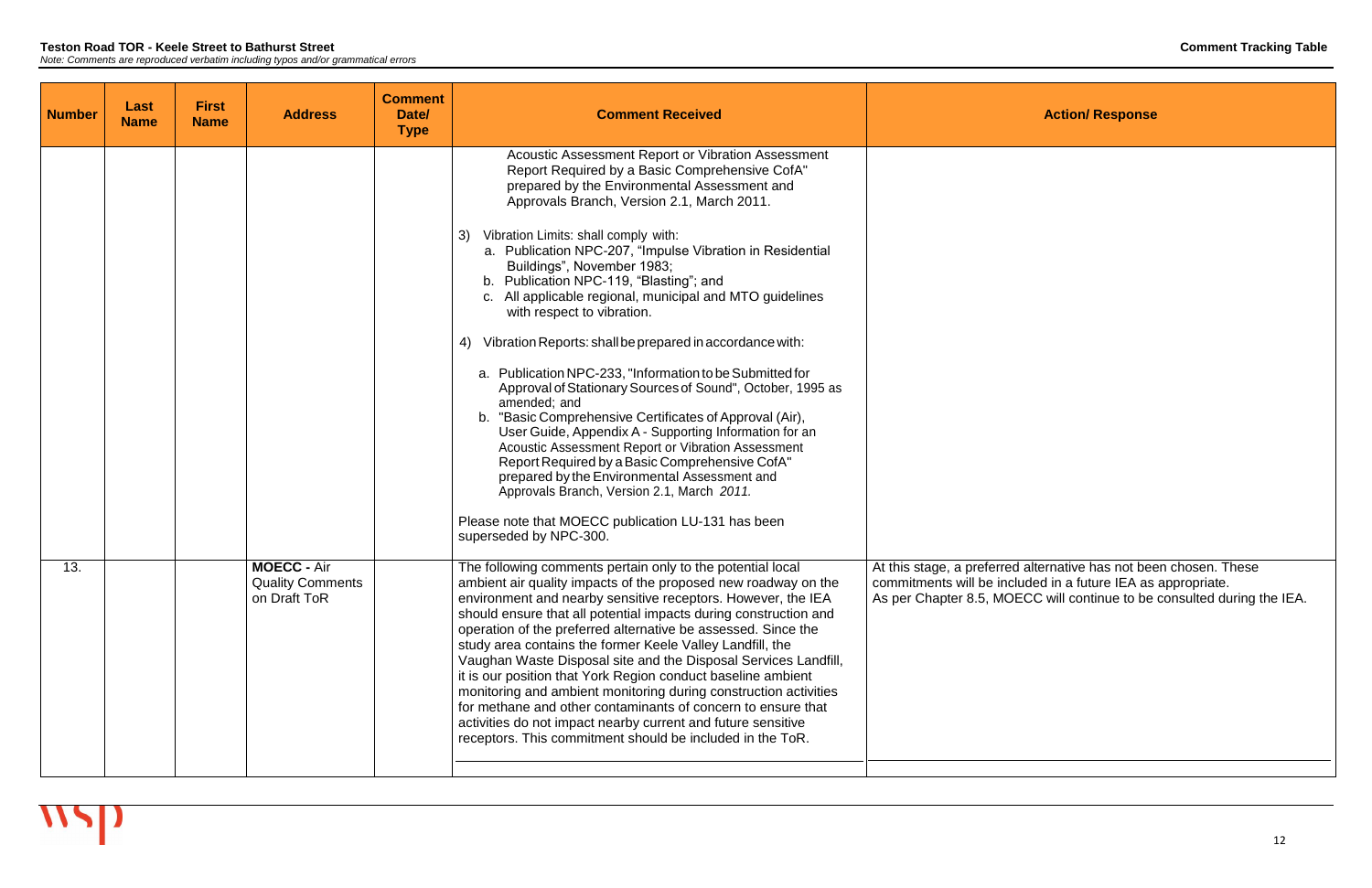| Number | Last Name | First Name | Address | Comment Date/ Type | Comment Received | Action/ Response |
|---|---|---|---|---|---|---|
| | | | | | Acoustic Assessment Report or Vibration Assessment Report Required by a Basic Comprehensive CofA" prepared by the Environmental Assessment and Approvals Branch, Version 2.1, March 2011.<br><br>3) Vibration Limits: shall comply with:<br>a. Publication NPC-207, "Impulse Vibration in Residential Buildings", November 1983;<br>b. Publication NPC-119, "Blasting"; and<br>c. All applicable regional, municipal and MTO guidelines with respect to vibration.<br><br>4) Vibration Reports: shall be prepared in accordance with:<br><br>a. Publication NPC-233, "Information to be Submitted for Approval of Stationary Sources of Sound", October, 1995 as amended; and<br>b. "Basic Comprehensive Certificates of Approval (Air), User Guide, Appendix A - Supporting Information for an Acoustic Assessment Report or Vibration Assessment Report Required by a Basic Comprehensive CofA" prepared by the Environmental Assessment and Approvals Branch, Version 2.1, March *2011.*<br><br>Please note that MOECC publication LU-131 has been superseded by NPC-300. | |
| 13. | | | **MOECC -** Air Quality Comments on Draft ToR | | The following comments pertain only to the potential local ambient air quality impacts of the proposed new roadway on the environment and nearby sensitive receptors. However, the IEA should ensure that all potential impacts during construction and operation of the preferred alternative be assessed. Since the study area contains the former Keele Valley Landfill, the Vaughan Waste Disposal site and the Disposal Services Landfill, it is our position that York Region conduct baseline ambient monitoring and ambient monitoring during construction activities for methane and other contaminants of concern to ensure that activities do not impact nearby current and future sensitive receptors. This commitment should be included in the ToR. | At this stage, a preferred alternative has not been chosen. These commitments will be included in a future IEA as appropriate.<br>As per Chapter 8.5, MOECC will continue to be consulted during the IEA. |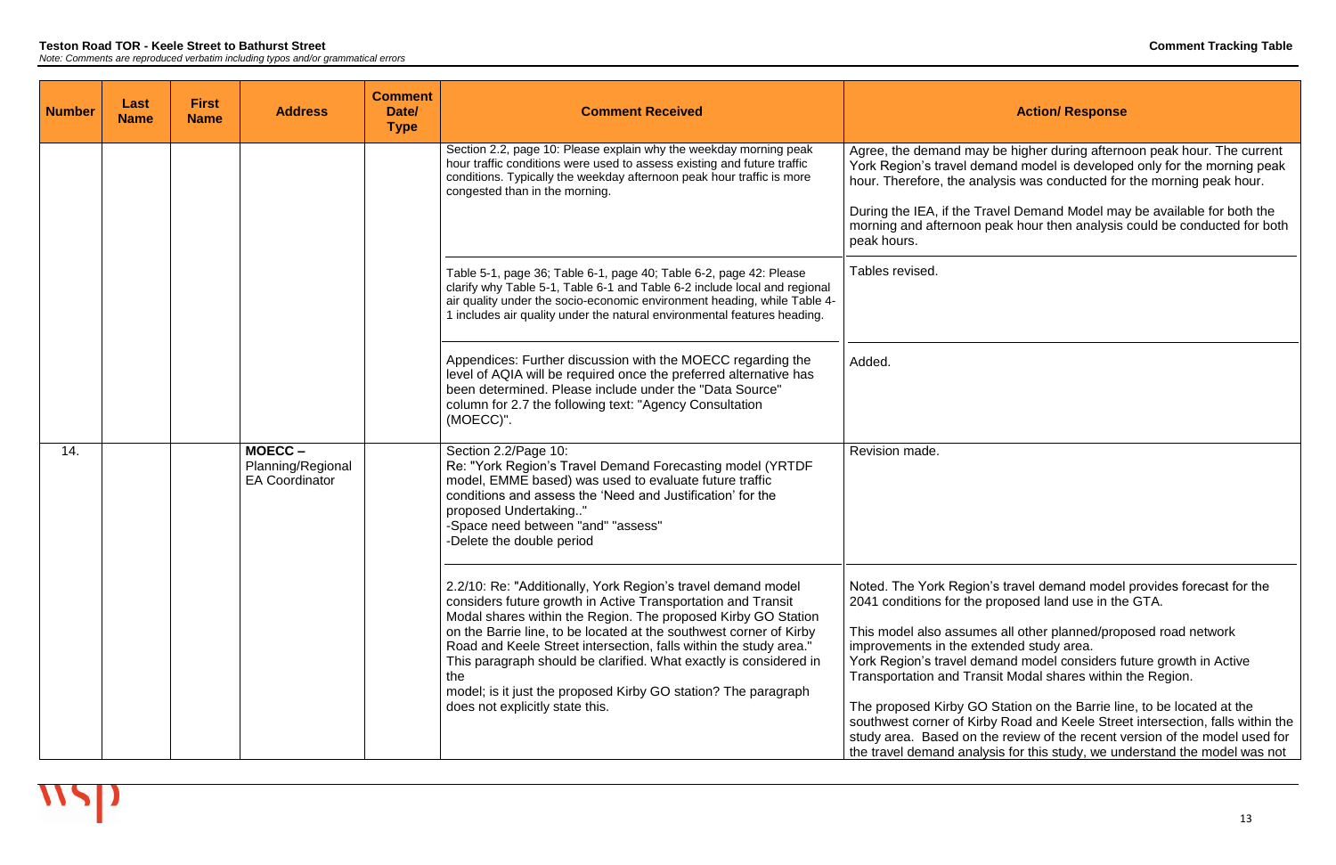| Number | Last Name | First Name | Address | Comment Date/ Type | Comment Received | Action/ Response |
|---|---|---|---|---|---|---|
| | | | | | Section 2.2, page 10: Please explain why the weekday morning peak hour traffic conditions were used to assess existing and future traffic conditions. Typically the weekday afternoon peak hour traffic is more congested than in the morning. | Agree, the demand may be higher during afternoon peak hour. The current York Region's travel demand model is developed only for the morning peak hour. Therefore, the analysis was conducted for the morning peak hour.<br><br>During the IEA, if the Travel Demand Model may be available for both the morning and afternoon peak hour then analysis could be conducted for both peak hours. |
| | | | | | Table 5-1, page 36; Table 6-1, page 40; Table 6-2, page 42: Please clarify why Table 5-1, Table 6-1 and Table 6-2 include local and regional air quality under the socio-economic environment heading, while Table 4-1 includes air quality under the natural environmental features heading. | Tables revised. |
| | | | | | Appendices: Further discussion with the MOECC regarding the level of AQIA will be required once the preferred alternative has been determined. Please include under the "Data Source" column for 2.7 the following text: "Agency Consultation (MOECC)". | Added. |
| 14. | | | **MOECC –** Planning/Regional EA Coordinator | | Section 2.2/Page 10:<br>Re: "York Region's Travel Demand Forecasting model (YRTDF model, EMME based) was used to evaluate future traffic conditions and assess the 'Need and Justification' for the proposed Undertaking.."<br>-Space need between "and" "assess"<br>-Delete the double period | Revision made. |
| | | | | | 2.2/10: Re: "Additionally, York Region's travel demand model considers future growth in Active Transportation and Transit Modal shares within the Region. The proposed Kirby GO Station on the Barrie line, to be located at the southwest corner of Kirby Road and Keele Street intersection, falls within the study area." This paragraph should be clarified. What exactly is considered in the model; is it just the proposed Kirby GO station? The paragraph does not explicitly state this. | Noted. The York Region's travel demand model provides forecast for the 2041 conditions for the proposed land use in the GTA.<br><br>This model also assumes all other planned/proposed road network improvements in the extended study area.<br>York Region's travel demand model considers future growth in Active Transportation and Transit Modal shares within the Region.<br><br>The proposed Kirby GO Station on the Barrie line, to be located at the southwest corner of Kirby Road and Keele Street intersection, falls within the study area. Based on the review of the recent version of the model used for the travel demand analysis for this study, we understand the model was not |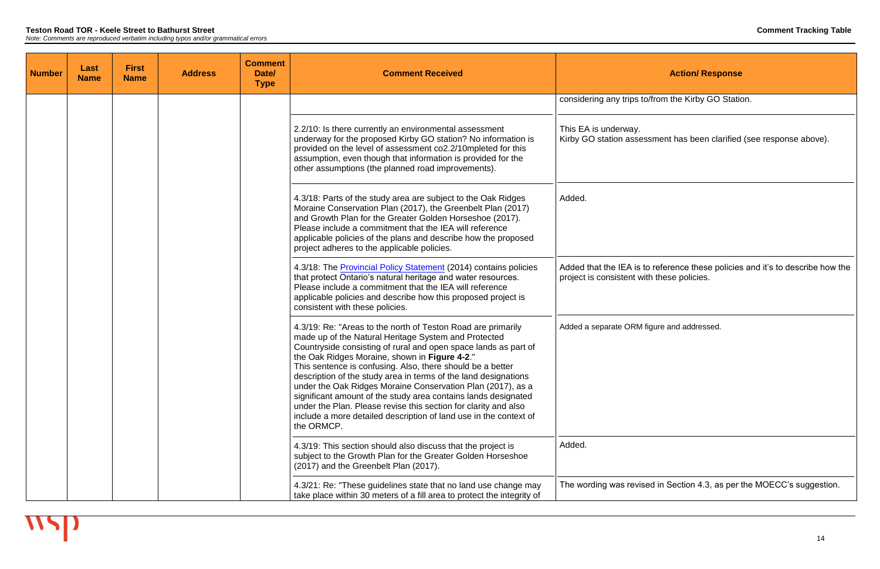**Teston Road TOR - Keele Street to Bathurst Street**

*Note: Comments are reproduced verbatim including typos and/or grammatical errors*

**Comment Tracking Table**

| Number | Last Name | First Name | Address | Comment Date/ Type | Comment Received | Action/ Response |
|---|---|---|---|---|---|---|
| | | | | | | considering any trips to/from the Kirby GO Station. |
| | | | | | 2.2/10: Is there currently an environmental assessment underway for the proposed Kirby GO station? No information is provided on the level of assessment co2.2/10mpleted for this assumption, even though that information is provided for the other assumptions (the planned road improvements). | This EA is underway. Kirby GO station assessment has been clarified (see response above). |
| | | | | | 4.3/18: Parts of the study area are subject to the Oak Ridges Moraine Conservation Plan (2017), the Greenbelt Plan (2017) and Growth Plan for the Greater Golden Horseshoe (2017). Please include a commitment that the IEA will reference applicable policies of the plans and describe how the proposed project adheres to the applicable policies. | Added. |
| | | | | | 4.3/18: The [Provincial Policy Statement]() (2014) contains policies that protect Ontario's natural heritage and water resources. Please include a commitment that the IEA will reference applicable policies and describe how this proposed project is consistent with these policies. | Added that the IEA is to reference these policies and it's to describe how the project is consistent with these policies. |
| | | | | | 4.3/19: Re: "Areas to the north of Teston Road are primarily made up of the Natural Heritage System and Protected Countryside consisting of rural and open space lands as part of the Oak Ridges Moraine, shown in **Figure 4-2**." This sentence is confusing. Also, there should be a better description of the study area in terms of the land designations under the Oak Ridges Moraine Conservation Plan (2017), as a significant amount of the study area contains lands designated under the Plan. Please revise this section for clarity and also include a more detailed description of land use in the context of the ORMCP. | Added a separate ORM figure and addressed. |
| | | | | | 4.3/19: This section should also discuss that the project is subject to the Growth Plan for the Greater Golden Horseshoe (2017) and the Greenbelt Plan (2017). | Added. |
| | | | | | 4.3/21: Re: "These guidelines state that no land use change may take place within 30 meters of a fill area to protect the integrity of | The wording was revised in Section 4.3, as per the MOECC's suggestion. |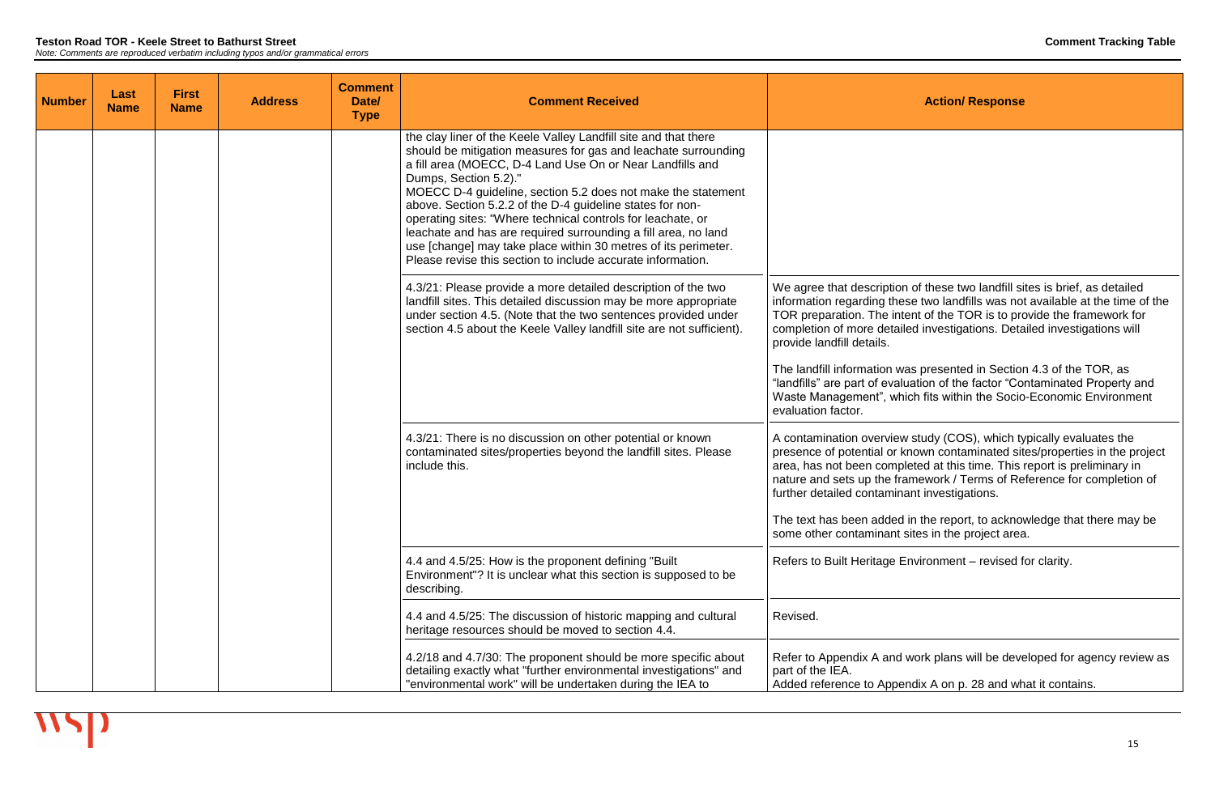| Number | Last Name | First Name | Address | Comment Date/ Type | Comment Received | Action/ Response |
|---|---|---|---|---|---|---|
| | | | | | the clay liner of the Keele Valley Landfill site and that there should be mitigation measures for gas and leachate surrounding a fill area (MOECC, D-4 Land Use On or Near Landfills and Dumps, Section 5.2)." MOECC D-4 guideline, section 5.2 does not make the statement above. Section 5.2.2 of the D-4 guideline states for non-operating sites: "Where technical controls for leachate, or leachate and has are required surrounding a fill area, no land use [change] may take place within 30 metres of its perimeter. Please revise this section to include accurate information. | |
| | | | | | 4.3/21: Please provide a more detailed description of the two landfill sites. This detailed discussion may be more appropriate under section 4.5. (Note that the two sentences provided under section 4.5 about the Keele Valley landfill site are not sufficient). | We agree that description of these two landfill sites is brief, as detailed information regarding these two landfills was not available at the time of the TOR preparation. The intent of the TOR is to provide the framework for completion of more detailed investigations. Detailed investigations will provide landfill details.<br><br>The landfill information was presented in Section 4.3 of the TOR, as "landfills" are part of evaluation of the factor "Contaminated Property and Waste Management", which fits within the Socio-Economic Environment evaluation factor. |
| | | | | | 4.3/21: There is no discussion on other potential or known contaminated sites/properties beyond the landfill sites. Please include this. | A contamination overview study (COS), which typically evaluates the presence of potential or known contaminated sites/properties in the project area, has not been completed at this time. This report is preliminary in nature and sets up the framework / Terms of Reference for completion of further detailed contaminant investigations.<br><br>The text has been added in the report, to acknowledge that there may be some other contaminant sites in the project area. |
| | | | | | 4.4 and 4.5/25: How is the proponent defining "Built Environment"? It is unclear what this section is supposed to be describing. | Refers to Built Heritage Environment – revised for clarity. |
| | | | | | 4.4 and 4.5/25: The discussion of historic mapping and cultural heritage resources should be moved to section 4.4. | Revised. |
| | | | | | 4.2/18 and 4.7/30: The proponent should be more specific about detailing exactly what "further environmental investigations" and "environmental work" will be undertaken during the IEA to | Refer to Appendix A and work plans will be developed for agency review as part of the IEA.<br>Added reference to Appendix A on p. 28 and what it contains. |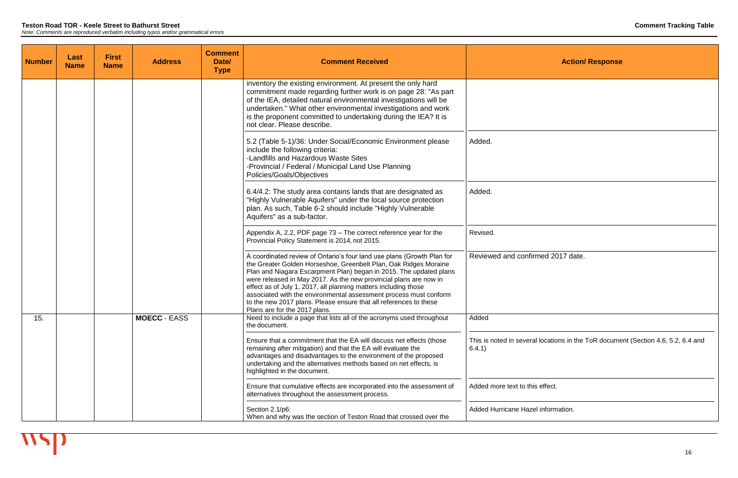| Number | Last Name | First Name | Address | Comment Date/ Type | Comment Received | Action/ Response |
|---|---|---|---|---|---|---|
| | | | | | inventory the existing environment. At present the only hard commitment made regarding further work is on page 28: "As part of the IEA, detailed natural environmental investigations will be undertaken." What other environmental investigations and work is the proponent committed to undertaking during the IEA? It is not clear. Please describe. | |
| | | | | | 5.2 (Table 5-1)/36: Under Social/Economic Environment please include the following criteria:<br>-Landfills and Hazardous Waste Sites<br>-Provincial / Federal / Municipal Land Use Planning Policies/Goals/Objectives | Added. |
| | | | | | 6.4/4.2: The study area contains lands that are designated as "Highly Vulnerable Aquifers" under the local source protection plan. As such, Table 6-2 should include "Highly Vulnerable Aquifers" as a sub-factor. | Added. |
| | | | | | Appendix A, 2.2, PDF page 73 – The correct reference year for the Provincial Policy Statement is 2014, not 2015. | Revised. |
| | | | | | A coordinated review of Ontario's four land use plans (Growth Plan for the Greater Golden Horseshoe, Greenbelt Plan, Oak Ridges Moraine Plan and Niagara Escarpment Plan) began in 2015. The updated plans were released in May 2017. As the new provincial plans are now in effect as of July 1, 2017, all planning matters including those associated with the environmental assessment process must conform to the new 2017 plans. Please ensure that all references to these Plans are for the 2017 plans. | Reviewed and confirmed 2017 date. |
| 15. | | | **MOECC** - EASS | | Need to include a page that lists all of the acronyms used throughout the document. | Added |
| | | | | | Ensure that a commitment that the EA will discuss net effects (those remaining after mitigation) and that the EA will evaluate the advantages and disadvantages to the environment of the proposed undertaking and the alternatives methods based on net effects, is highlighted in the document. | This is noted in several locations in the ToR document (Section 4.6, 5.2, 6.4 and 6.4.1) |
| | | | | | Ensure that cumulative effects are incorporated into the assessment of alternatives throughout the assessment process. | Added more text to this effect. |
| | | | | | Section 2.1/p6:<br>When and why was the section of Teston Road that crossed over the | Added Hurricane Hazel information. |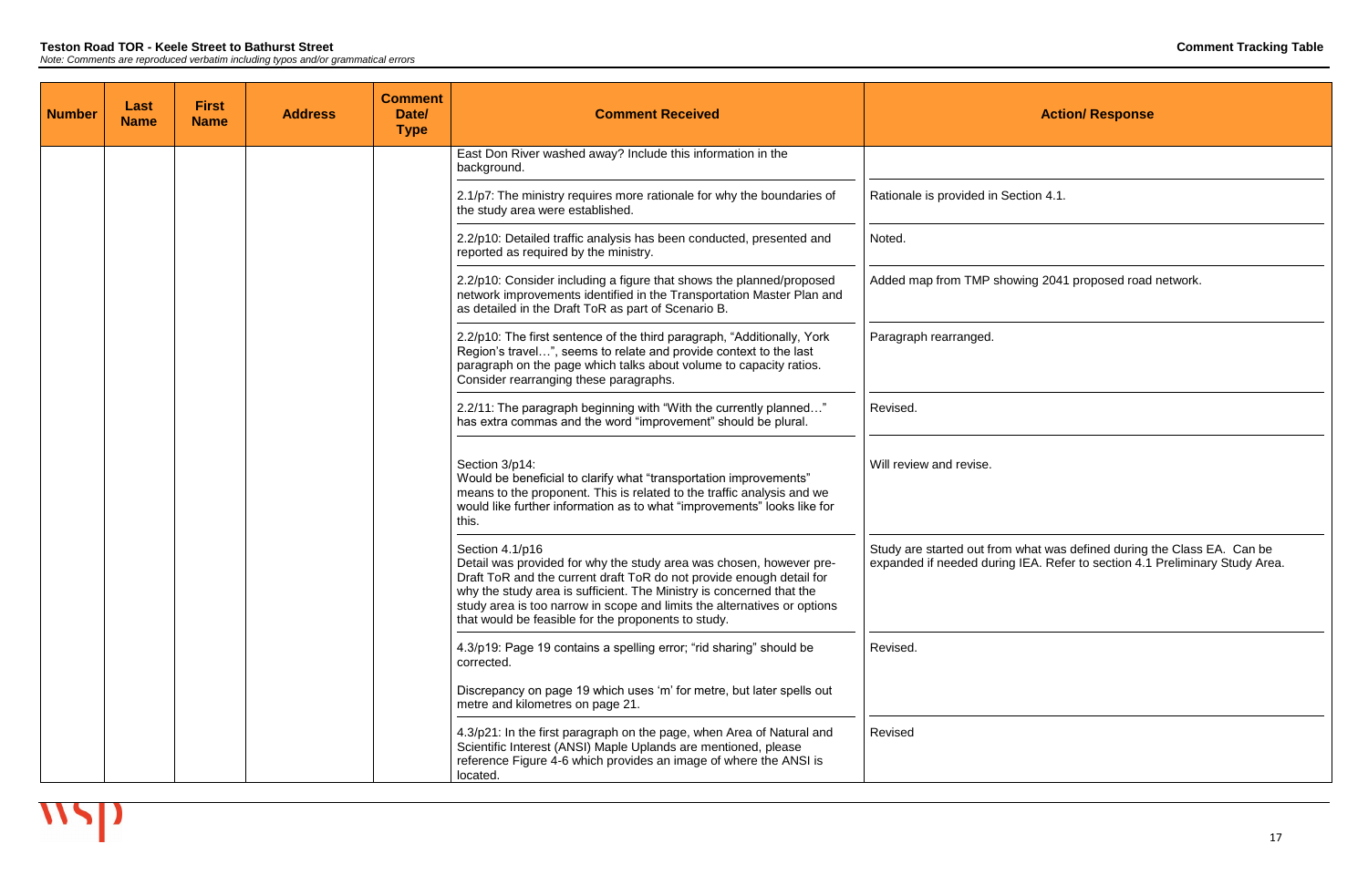**Teston Road TOR - Keele Street to Bathurst Street**

*Note: Comments are reproduced verbatim including typos and/or grammatical errors*

**Comment Tracking Table**

| Number | Last Name | First Name | Address | Comment Date/ Type | Comment Received | Action/ Response |
|---|---|---|---|---|---|---|
| | | | | | East Don River washed away? Include this information in the background. | |
| | | | | | 2.1/p7: The ministry requires more rationale for why the boundaries of the study area were established. | Rationale is provided in Section 4.1. |
| | | | | | 2.2/p10: Detailed traffic analysis has been conducted, presented and reported as required by the ministry. | Noted. |
| | | | | | 2.2/p10: Consider including a figure that shows the planned/proposed network improvements identified in the Transportation Master Plan and as detailed in the Draft ToR as part of Scenario B. | Added map from TMP showing 2041 proposed road network. |
| | | | | | 2.2/p10: The first sentence of the third paragraph, "Additionally, York Region's travel…", seems to relate and provide context to the last paragraph on the page which talks about volume to capacity ratios. Consider rearranging these paragraphs. | Paragraph rearranged. |
| | | | | | 2.2/11: The paragraph beginning with "With the currently planned…" has extra commas and the word "improvement" should be plural. | Revised. |
| | | | | | Section 3/p14:<br>Would be beneficial to clarify what "transportation improvements" means to the proponent. This is related to the traffic analysis and we would like further information as to what "improvements" looks like for this. | Will review and revise. |
| | | | | | Section 4.1/p16<br>Detail was provided for why the study area was chosen, however pre-Draft ToR and the current draft ToR do not provide enough detail for why the study area is sufficient. The Ministry is concerned that the study area is too narrow in scope and limits the alternatives or options that would be feasible for the proponents to study. | Study are started out from what was defined during the Class EA. Can be expanded if needed during IEA. Refer to section 4.1 Preliminary Study Area. |
| | | | | | 4.3/p19: Page 19 contains a spelling error; "rid sharing" should be corrected.<br><br>Discrepancy on page 19 which uses 'm' for metre, but later spells out metre and kilometres on page 21. | Revised. |
| | | | | | 4.3/p21: In the first paragraph on the page, when Area of Natural and Scientific Interest (ANSI) Maple Uplands are mentioned, please reference Figure 4-6 which provides an image of where the ANSI is located. | Revised |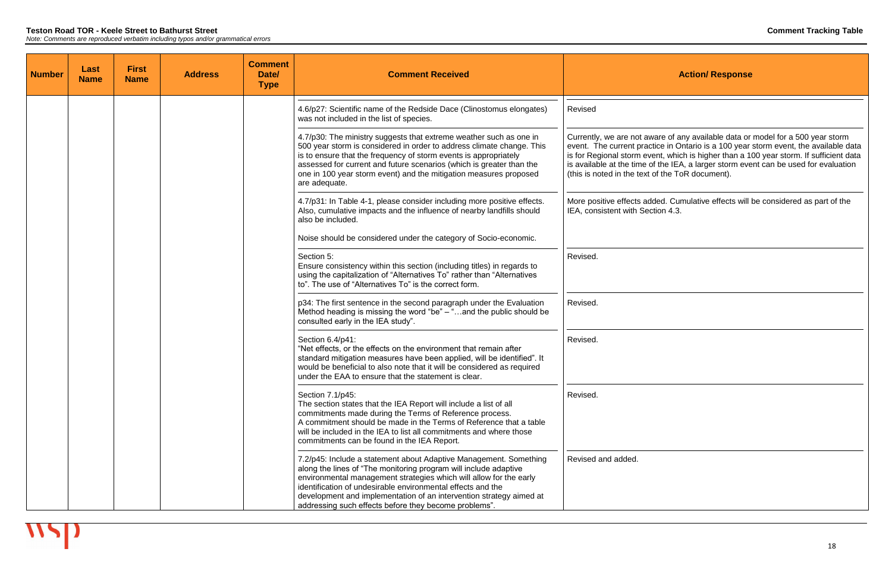| Number | Last Name | First Name | Address | Comment Date/ Type | Comment Received | Action/ Response |
|---|---|---|---|---|---|---|
| | | | | | 4.6/p27: Scientific name of the Redside Dace (Clinostomus elongates) was not included in the list of species. | Revised |
| | | | | | 4.7/p30: The ministry suggests that extreme weather such as one in 500 year storm is considered in order to address climate change. This is to ensure that the frequency of storm events is appropriately assessed for current and future scenarios (which is greater than the one in 100 year storm event) and the mitigation measures proposed are adequate. | Currently, we are not aware of any available data or model for a 500 year storm event. The current practice in Ontario is a 100 year storm event, the available data is for Regional storm event, which is higher than a 100 year storm. If sufficient data is available at the time of the IEA, a larger storm event can be used for evaluation (this is noted in the text of the ToR document). |
| | | | | | 4.7/p31: In Table 4-1, please consider including more positive effects. Also, cumulative impacts and the influence of nearby landfills should also be included.<br><br>Noise should be considered under the category of Socio-economic. | More positive effects added. Cumulative effects will be considered as part of the IEA, consistent with Section 4.3. |
| | | | | | Section 5:<br>Ensure consistency within this section (including titles) in regards to using the capitalization of "Alternatives To" rather than "Alternatives to". The use of "Alternatives To" is the correct form. | Revised. |
| | | | | | p34: The first sentence in the second paragraph under the Evaluation Method heading is missing the word "be" – "…and the public should be consulted early in the IEA study". | Revised. |
| | | | | | Section 6.4/p41:<br>"Net effects, or the effects on the environment that remain after standard mitigation measures have been applied, will be identified". It would be beneficial to also note that it will be considered as required under the EAA to ensure that the statement is clear. | Revised. |
| | | | | | Section 7.1/p45:<br>The section states that the IEA Report will include a list of all commitments made during the Terms of Reference process.<br>A commitment should be made in the Terms of Reference that a table will be included in the IEA to list all commitments and where those commitments can be found in the IEA Report. | Revised. |
| | | | | | 7.2/p45: Include a statement about Adaptive Management. Something along the lines of "The monitoring program will include adaptive environmental management strategies which will allow for the early identification of undesirable environmental effects and the development and implementation of an intervention strategy aimed at addressing such effects before they become problems". | Revised and added. |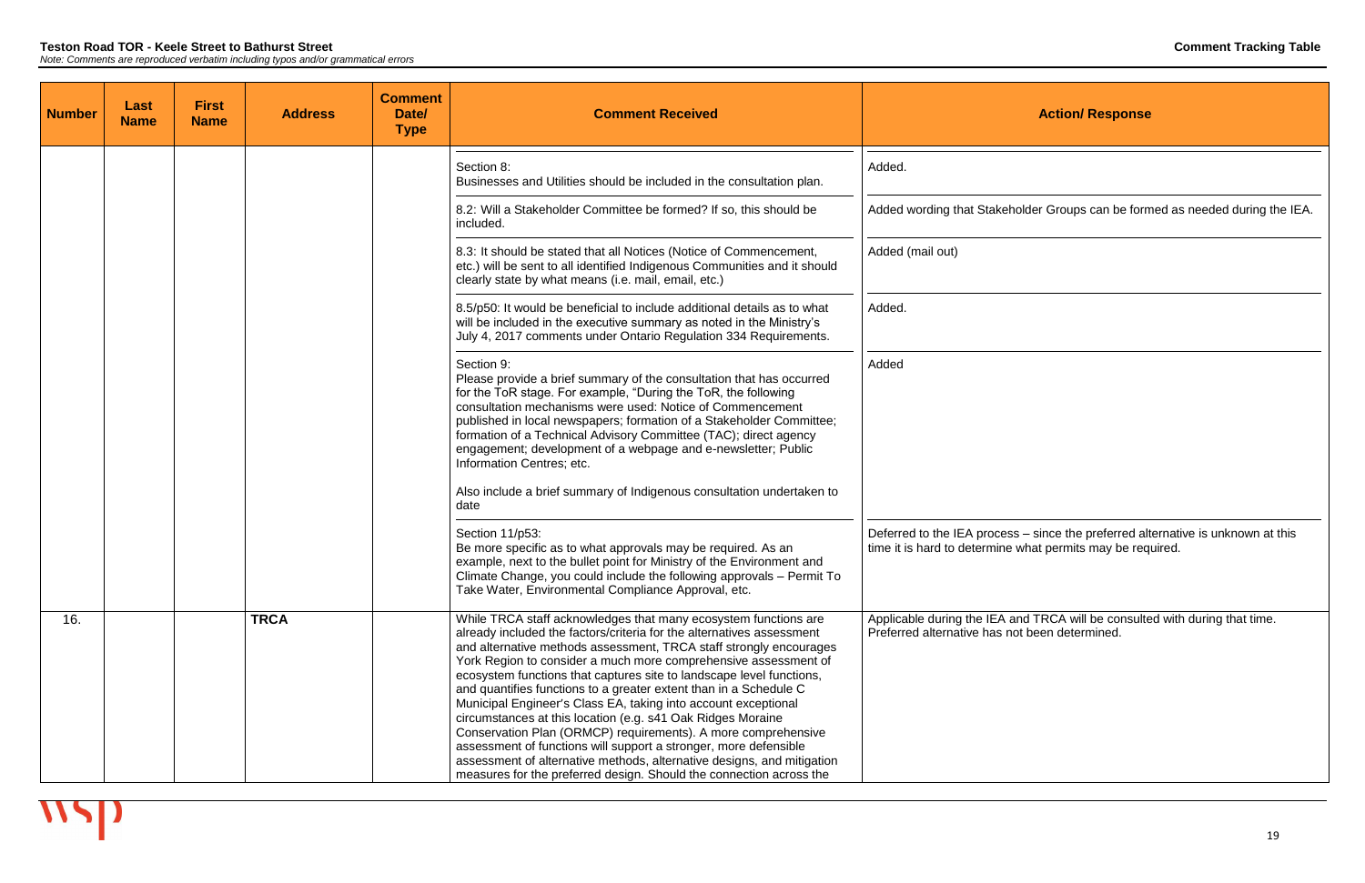**Teston Road TOR - Keele Street to Bathurst Street**
*Note: Comments are reproduced verbatim including typos and/or grammatical errors*

| Number | Last Name | First Name | Address | Comment Date/ Type | Comment Received | Action/ Response |
|---|---|---|---|---|---|---|
| | | | | | Section 8:<br>Businesses and Utilities should be included in the consultation plan. | Added. |
| | | | | | 8.2: Will a Stakeholder Committee be formed? If so, this should be included. | Added wording that Stakeholder Groups can be formed as needed during the IEA. |
| | | | | | 8.3: It should be stated that all Notices (Notice of Commencement, etc.) will be sent to all identified Indigenous Communities and it should clearly state by what means (i.e. mail, email, etc.) | Added (mail out) |
| | | | | | 8.5/p50: It would be beneficial to include additional details as to what will be included in the executive summary as noted in the Ministry's July 4, 2017 comments under Ontario Regulation 334 Requirements. | Added. |
| | | | | | Section 9:<br>Please provide a brief summary of the consultation that has occurred for the ToR stage. For example, "During the ToR, the following consultation mechanisms were used: Notice of Commencement published in local newspapers; formation of a Stakeholder Committee; formation of a Technical Advisory Committee (TAC); direct agency engagement; development of a webpage and e-newsletter; Public Information Centres; etc.<br><br>Also include a brief summary of Indigenous consultation undertaken to date | Added |
| | | | | | Section 11/p53:<br>Be more specific as to what approvals may be required. As an example, next to the bullet point for Ministry of the Environment and Climate Change, you could include the following approvals – Permit To Take Water, Environmental Compliance Approval, etc. | Deferred to the IEA process – since the preferred alternative is unknown at this time it is hard to determine what permits may be required. |
| 16. | | | **TRCA** | | While TRCA staff acknowledges that many ecosystem functions are already included the factors/criteria for the alternatives assessment and alternative methods assessment, TRCA staff strongly encourages York Region to consider a much more comprehensive assessment of ecosystem functions that captures site to landscape level functions, and quantifies functions to a greater extent than in a Schedule C Municipal Engineer's Class EA, taking into account exceptional circumstances at this location (e.g. s41 Oak Ridges Moraine Conservation Plan (ORMCP) requirements). A more comprehensive assessment of functions will support a stronger, more defensible assessment of alternative methods, alternative designs, and mitigation measures for the preferred design. Should the connection across the | Applicable during the IEA and TRCA will be consulted with during that time. Preferred alternative has not been determined. |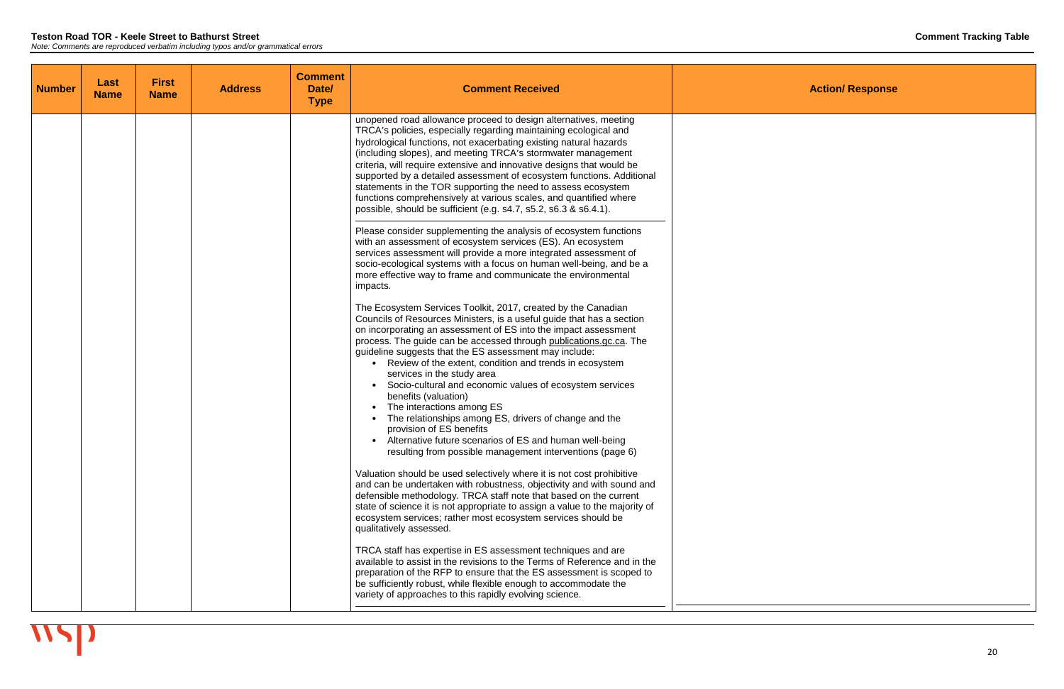**Teston Road TOR - Keele Street to Bathurst Street**

*Note: Comments are reproduced verbatim including typos and/or grammatical errors*

**Comment Tracking Table**

| Number | Last Name | First Name | Address | Comment Date/ Type | Comment Received | Action/ Response |
|---|---|---|---|---|---|---|
| | | | | | unopened road allowance proceed to design alternatives, meeting TRCA's policies, especially regarding maintaining ecological and hydrological functions, not exacerbating existing natural hazards (including slopes), and meeting TRCA's stormwater management criteria, will require extensive and innovative designs that would be supported by a detailed assessment of ecosystem functions. Additional statements in the TOR supporting the need to assess ecosystem functions comprehensively at various scales, and quantified where possible, should be sufficient (e.g. s4.7, s5.2, s6.3 & s6.4.1). | |
| | | | | | Please consider supplementing the analysis of ecosystem functions with an assessment of ecosystem services (ES). An ecosystem services assessment will provide a more integrated assessment of socio-ecological systems with a focus on human well-being, and be a more effective way to frame and communicate the environmental impacts.<br><br>The Ecosystem Services Toolkit, 2017, created by the Canadian Councils of Resources Ministers, is a useful guide that has a section on incorporating an assessment of ES into the impact assessment process. The guide can be accessed through publications.gc.ca. The guideline suggests that the ES assessment may include:<br>• Review of the extent, condition and trends in ecosystem services in the study area<br>• Socio-cultural and economic values of ecosystem services benefits (valuation)<br>• The interactions among ES<br>• The relationships among ES, drivers of change and the provision of ES benefits<br>• Alternative future scenarios of ES and human well-being resulting from possible management interventions (page 6)<br><br>Valuation should be used selectively where it is not cost prohibitive and can be undertaken with robustness, objectivity and with sound and defensible methodology. TRCA staff note that based on the current state of science it is not appropriate to assign a value to the majority of ecosystem services; rather most ecosystem services should be qualitatively assessed.<br><br>TRCA staff has expertise in ES assessment techniques and are available to assist in the revisions to the Terms of Reference and in the preparation of the RFP to ensure that the ES assessment is scoped to be sufficiently robust, while flexible enough to accommodate the variety of approaches to this rapidly evolving science. | |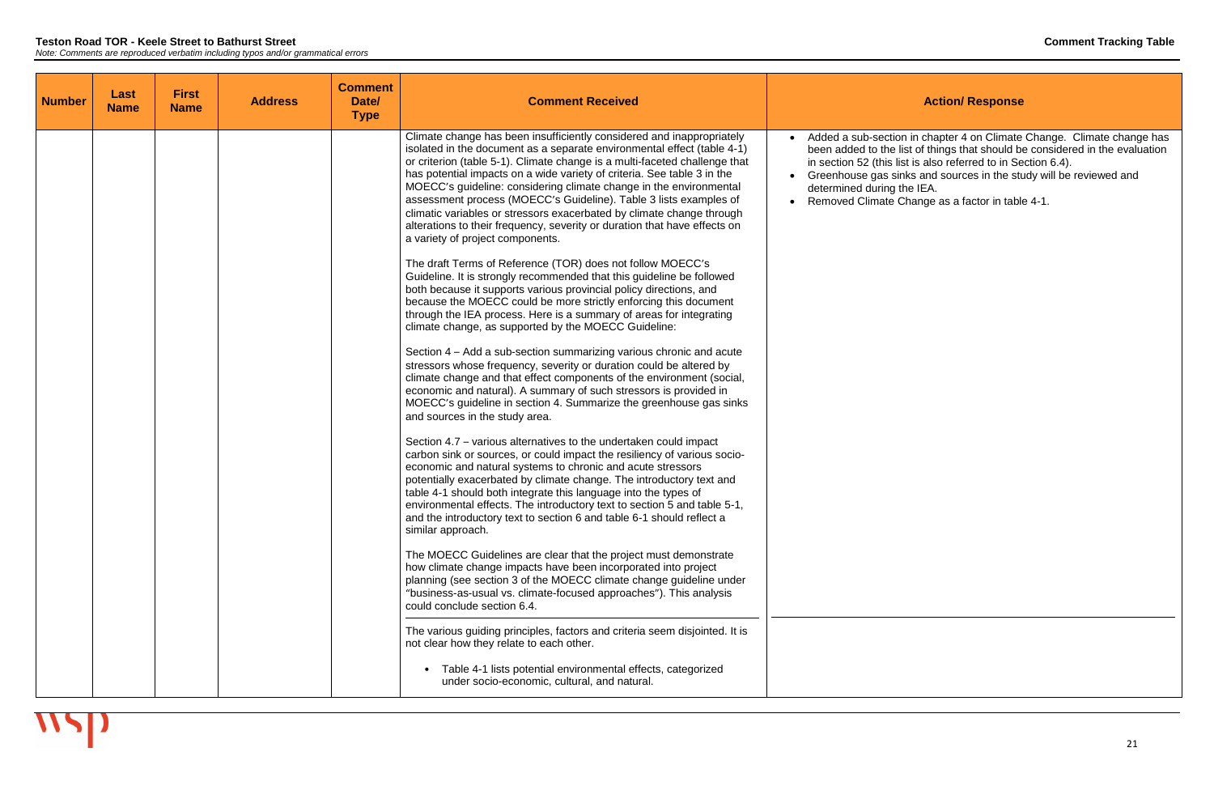| Number | Last Name | First Name | Address | Comment Date/ Type | Comment Received | Action/ Response |
|---|---|---|---|---|---|---|
| | | | | | Climate change has been insufficiently considered and inappropriately isolated in the document as a separate environmental effect (table 4-1) or criterion (table 5-1). Climate change is a multi-faceted challenge that has potential impacts on a wide variety of criteria. See table 3 in the MOECC's guideline: considering climate change in the environmental assessment process (MOECC's Guideline). Table 3 lists examples of climatic variables or stressors exacerbated by climate change through alterations to their frequency, severity or duration that have effects on a variety of project components.<br><br>The draft Terms of Reference (TOR) does not follow MOECC's Guideline. It is strongly recommended that this guideline be followed both because it supports various provincial policy directions, and because the MOECC could be more strictly enforcing this document through the IEA process. Here is a summary of areas for integrating climate change, as supported by the MOECC Guideline:<br><br>Section 4 – Add a sub-section summarizing various chronic and acute stressors whose frequency, severity or duration could be altered by climate change and that effect components of the environment (social, economic and natural). A summary of such stressors is provided in MOECC's guideline in section 4. Summarize the greenhouse gas sinks and sources in the study area.<br><br>Section 4.7 – various alternatives to the undertaken could impact carbon sink or sources, or could impact the resiliency of various socio-economic and natural systems to chronic and acute stressors potentially exacerbated by climate change. The introductory text and table 4-1 should both integrate this language into the types of environmental effects. The introductory text to section 5 and table 5-1, and the introductory text to section 6 and table 6-1 should reflect a similar approach.<br><br>The MOECC Guidelines are clear that the project must demonstrate how climate change impacts have been incorporated into project planning (see section 3 of the MOECC climate change guideline under "business-as-usual vs. climate-focused approaches"). This analysis could conclude section 6.4. | • Added a sub-section in chapter 4 on Climate Change. Climate change has been added to the list of things that should be considered in the evaluation in section 52 (this list is also referred to in Section 6.4).<br>• Greenhouse gas sinks and sources in the study will be reviewed and determined during the IEA.<br>• Removed Climate Change as a factor in table 4-1. |
| | | | | | The various guiding principles, factors and criteria seem disjointed. It is not clear how they relate to each other.<br><br>• Table 4-1 lists potential environmental effects, categorized under socio-economic, cultural, and natural. | |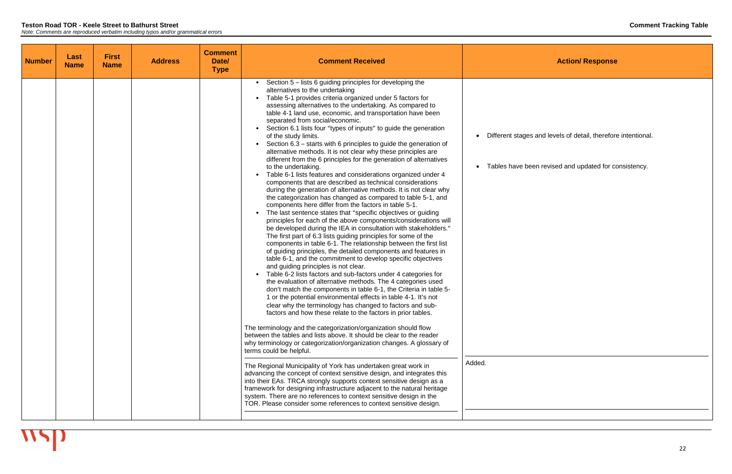| Number | Last Name | First Name | Address | Comment Date/ Type | Comment Received | Action/ Response |
|---|---|---|---|---|---|---|
| | | | | | • Section 5 – lists 6 guiding principles for developing the alternatives to the undertaking<br>• Table 5-1 provides criteria organized under 5 factors for assessing alternatives to the undertaking. As compared to table 4-1 land use, economic, and transportation have been separated from social/economic.<br>• Section 6.1 lists four "types of inputs" to guide the generation of the study limits.<br>• Section 6.3 – starts with 6 principles to guide the generation of alternative methods. It is not clear why these principles are different from the 6 principles for the generation of alternatives to the undertaking.<br>• Table 6-1 lists features and considerations organized under 4 components that are described as technical considerations during the generation of alternative methods. It is not clear why the categorization has changed as compared to table 5-1, and components here differ from the factors in table 5-1.<br>• The last sentence states that "specific objectives or guiding principles for each of the above components/considerations will be developed during the IEA in consultation with stakeholders." The first part of 6.3 lists guiding principles for some of the components in table 6-1. The relationship between the first list of guiding principles, the detailed components and features in table 6-1, and the commitment to develop specific objectives and guiding principles is not clear.<br>• Table 6-2 lists factors and sub-factors under 4 categories for the evaluation of alternative methods. The 4 categories used don't match the components in table 6-1, the Criteria in table 5-1 or the potential environmental effects in table 4-1. It's not clear why the terminology has changed to factors and sub-factors and how these relate to the factors in prior tables.<br><br>The terminology and the categorization/organization should flow between the tables and lists above. It should be clear to the reader why terminology or categorization/organization changes. A glossary of terms could be helpful. | • Different stages and levels of detail, therefore intentional.<br>• Tables have been revised and updated for consistency. |
| | | | | | The Regional Municipality of York has undertaken great work in advancing the concept of context sensitive design, and integrates this into their EAs. TRCA strongly supports context sensitive design as a framework for designing infrastructure adjacent to the natural heritage system. There are no references to context sensitive design in the TOR. Please consider some references to context sensitive design. | Added. |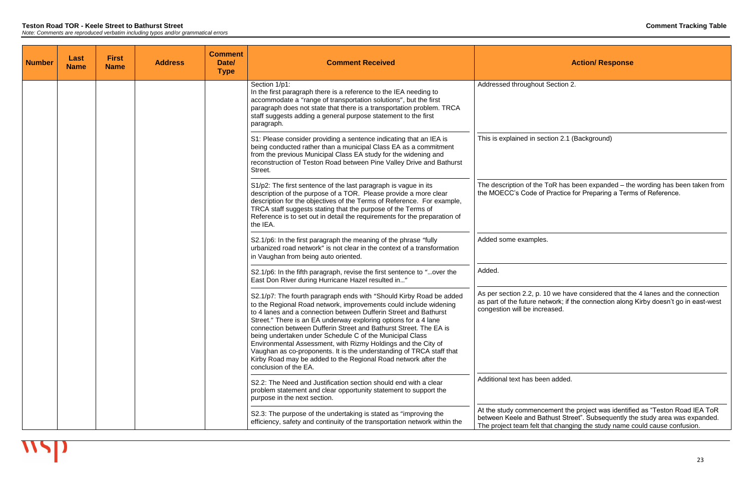**Teston Road TOR - Keele Street to Bathurst Street**

*Note: Comments are reproduced verbatim including typos and/or grammatical errors*

**Comment Tracking Table**

| Number | Last Name | First Name | Address | Comment Date/ Type | Comment Received | Action/ Response |
|---|---|---|---|---|---|---|
| | | | | | Section 1/p1: In the first paragraph there is a reference to the IEA needing to accommodate a "range of transportation solutions", but the first paragraph does not state that there is a transportation problem. TRCA staff suggests adding a general purpose statement to the first paragraph. | Addressed throughout Section 2. |
| | | | | | S1: Please consider providing a sentence indicating that an IEA is being conducted rather than a municipal Class EA as a commitment from the previous Municipal Class EA study for the widening and reconstruction of Teston Road between Pine Valley Drive and Bathurst Street. | This is explained in section 2.1 (Background) |
| | | | | | S1/p2: The first sentence of the last paragraph is vague in its description of the purpose of a TOR. Please provide a more clear description for the objectives of the Terms of Reference. For example, TRCA staff suggests stating that the purpose of the Terms of Reference is to set out in detail the requirements for the preparation of the IEA. | The description of the ToR has been expanded – the wording has been taken from the MOECC's Code of Practice for Preparing a Terms of Reference. |
| | | | | | S2.1/p6: In the first paragraph the meaning of the phrase "fully urbanized road network" is not clear in the context of a transformation in Vaughan from being auto oriented. | Added some examples. |
| | | | | | S2.1/p6: In the fifth paragraph, revise the first sentence to "…over the East Don River during Hurricane Hazel resulted in…" | Added. |
| | | | | | S2.1/p7: The fourth paragraph ends with "Should Kirby Road be added to the Regional Road network, improvements could include widening to 4 lanes and a connection between Dufferin Street and Bathurst Street." There is an EA underway exploring options for a 4 lane connection between Dufferin Street and Bathurst Street. The EA is being undertaken under Schedule C of the Municipal Class Environmental Assessment, with Rizmy Holdings and the City of Vaughan as co-proponents. It is the understanding of TRCA staff that Kirby Road may be added to the Regional Road network after the conclusion of the EA. | As per section 2.2, p. 10 we have considered that the 4 lanes and the connection as part of the future network; if the connection along Kirby doesn't go in east-west congestion will be increased. |
| | | | | | S2.2: The Need and Justification section should end with a clear problem statement and clear opportunity statement to support the purpose in the next section. | Additional text has been added. |
| | | | | | S2.3: The purpose of the undertaking is stated as "improving the efficiency, safety and continuity of the transportation network within the | At the study commencement the project was identified as "Teston Road IEA ToR between Keele and Bathust Street". Subsequently the study area was expanded. The project team felt that changing the study name could cause confusion. |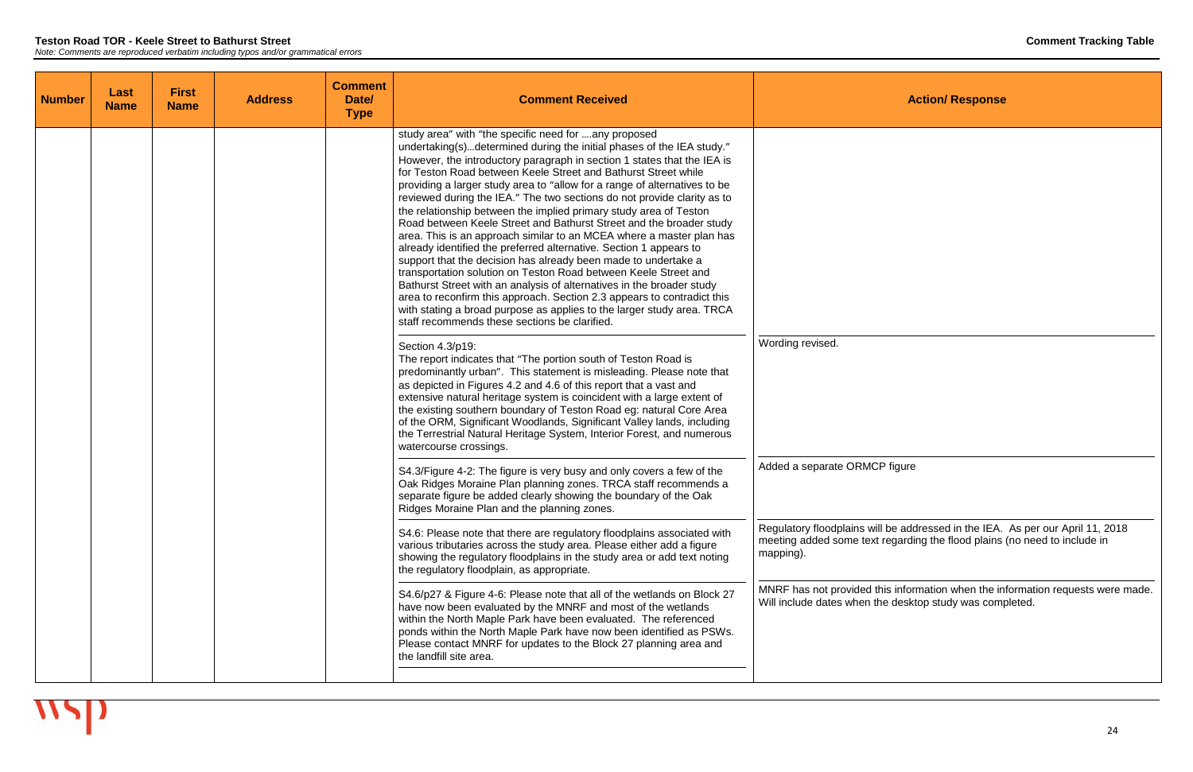**Teston Road TOR - Keele Street to Bathurst Street**

*Note: Comments are reproduced verbatim including typos and/or grammatical errors*

**Comment Tracking Table**

| Number | Last Name | First Name | Address | Comment Date/ Type | Comment Received | Action/ Response |
|---|---|---|---|---|---|---|
| | | | | | study area" with "the specific need for ….any proposed undertaking(s)…determined during the initial phases of the IEA study." However, the introductory paragraph in section 1 states that the IEA is for Teston Road between Keele Street and Bathurst Street while providing a larger study area to "allow for a range of alternatives to be reviewed during the IEA." The two sections do not provide clarity as to the relationship between the implied primary study area of Teston Road between Keele Street and Bathurst Street and the broader study area. This is an approach similar to an MCEA where a master plan has already identified the preferred alternative. Section 1 appears to support that the decision has already been made to undertake a transportation solution on Teston Road between Keele Street and Bathurst Street with an analysis of alternatives in the broader study area to reconfirm this approach. Section 2.3 appears to contradict this with stating a broad purpose as applies to the larger study area. TRCA staff recommends these sections be clarified. | |
| | | | | | Section 4.3/p19: The report indicates that "The portion south of Teston Road is predominantly urban". This statement is misleading. Please note that as depicted in Figures 4.2 and 4.6 of this report that a vast and extensive natural heritage system is coincident with a large extent of the existing southern boundary of Teston Road eg: natural Core Area of the ORM, Significant Woodlands, Significant Valley lands, including the Terrestrial Natural Heritage System, Interior Forest, and numerous watercourse crossings. | Wording revised. |
| | | | | | S4.3/Figure 4-2: The figure is very busy and only covers a few of the Oak Ridges Moraine Plan planning zones. TRCA staff recommends a separate figure be added clearly showing the boundary of the Oak Ridges Moraine Plan and the planning zones. | Added a separate ORMCP figure |
| | | | | | S4.6: Please note that there are regulatory floodplains associated with various tributaries across the study area. Please either add a figure showing the regulatory floodplains in the study area or add text noting the regulatory floodplain, as appropriate. | Regulatory floodplains will be addressed in the IEA. As per our April 11, 2018 meeting added some text regarding the flood plains (no need to include in mapping). |
| | | | | | S4.6/p27 & Figure 4-6: Please note that all of the wetlands on Block 27 have now been evaluated by the MNRF and most of the wetlands within the North Maple Park have been evaluated. The referenced ponds within the North Maple Park have now been identified as PSWs. Please contact MNRF for updates to the Block 27 planning area and the landfill site area. | MNRF has not provided this information when the information requests were made. Will include dates when the desktop study was completed. |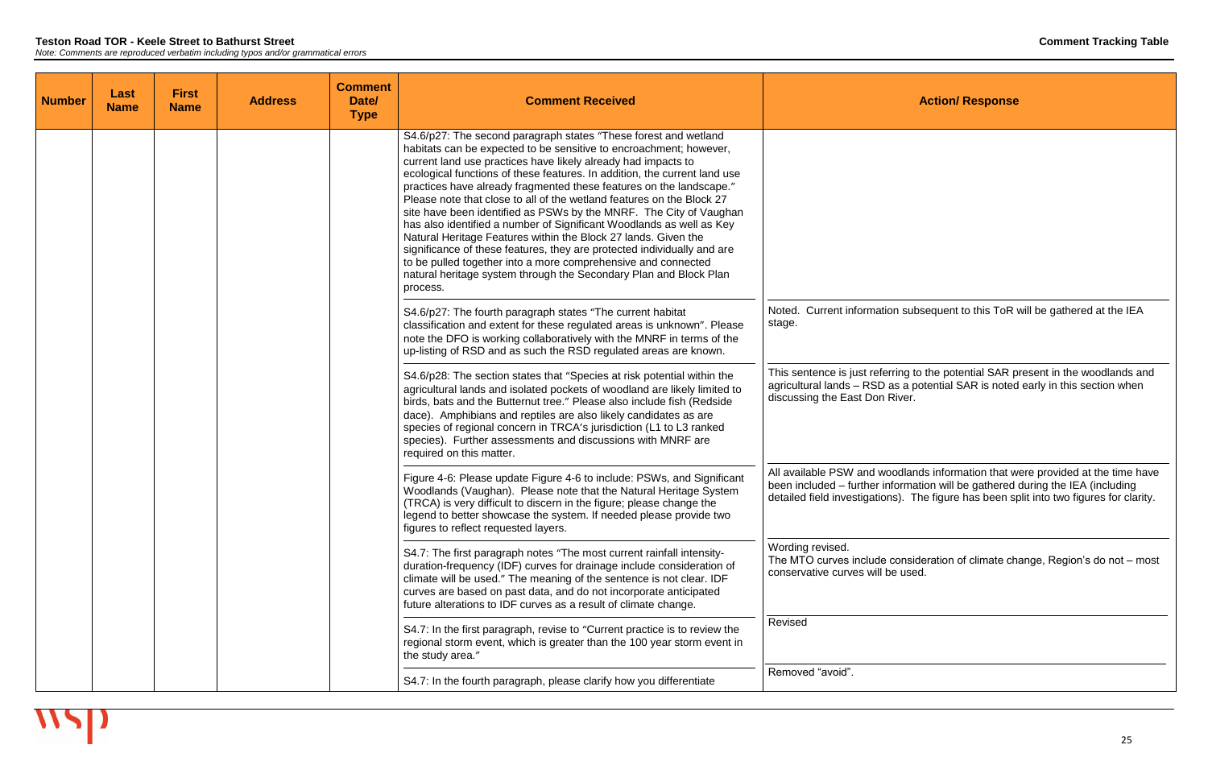**Teston Road TOR - Keele Street to Bathurst Street**

*Note: Comments are reproduced verbatim including typos and/or grammatical errors*

**Comment Tracking Table**

| Number | Last Name | First Name | Address | Comment Date/ Type | Comment Received | Action/ Response |
|---|---|---|---|---|---|---|
| | | | | | S4.6/p27: The second paragraph states "These forest and wetland habitats can be expected to be sensitive to encroachment; however, current land use practices have likely already had impacts to ecological functions of these features. In addition, the current land use practices have already fragmented these features on the landscape." Please note that close to all of the wetland features on the Block 27 site have been identified as PSWs by the MNRF. The City of Vaughan has also identified a number of Significant Woodlands as well as Key Natural Heritage Features within the Block 27 lands. Given the significance of these features, they are protected individually and are to be pulled together into a more comprehensive and connected natural heritage system through the Secondary Plan and Block Plan process. | |
| | | | | | S4.6/p27: The fourth paragraph states "The current habitat classification and extent for these regulated areas is unknown". Please note the DFO is working collaboratively with the MNRF in terms of the up-listing of RSD and as such the RSD regulated areas are known. | Noted. Current information subsequent to this ToR will be gathered at the IEA stage. |
| | | | | | S4.6/p28: The section states that "Species at risk potential within the agricultural lands and isolated pockets of woodland are likely limited to birds, bats and the Butternut tree." Please also include fish (Redside dace). Amphibians and reptiles are also likely candidates as are species of regional concern in TRCA's jurisdiction (L1 to L3 ranked species). Further assessments and discussions with MNRF are required on this matter. | This sentence is just referring to the potential SAR present in the woodlands and agricultural lands – RSD as a potential SAR is noted early in this section when discussing the East Don River. |
| | | | | | Figure 4-6: Please update Figure 4-6 to include: PSWs, and Significant Woodlands (Vaughan). Please note that the Natural Heritage System (TRCA) is very difficult to discern in the figure; please change the legend to better showcase the system. If needed please provide two figures to reflect requested layers. | All available PSW and woodlands information that were provided at the time have been included – further information will be gathered during the IEA (including detailed field investigations). The figure has been split into two figures for clarity. |
| | | | | | S4.7: The first paragraph notes "The most current rainfall intensity-duration-frequency (IDF) curves for drainage include consideration of climate will be used." The meaning of the sentence is not clear. IDF curves are based on past data, and do not incorporate anticipated future alterations to IDF curves as a result of climate change. | Wording revised.<br>The MTO curves include consideration of climate change, Region's do not – most conservative curves will be used. |
| | | | | | S4.7: In the first paragraph, revise to "Current practice is to review the regional storm event, which is greater than the 100 year storm event in the study area." | Revised |
| | | | | | S4.7: In the fourth paragraph, please clarify how you differentiate | Removed "avoid". |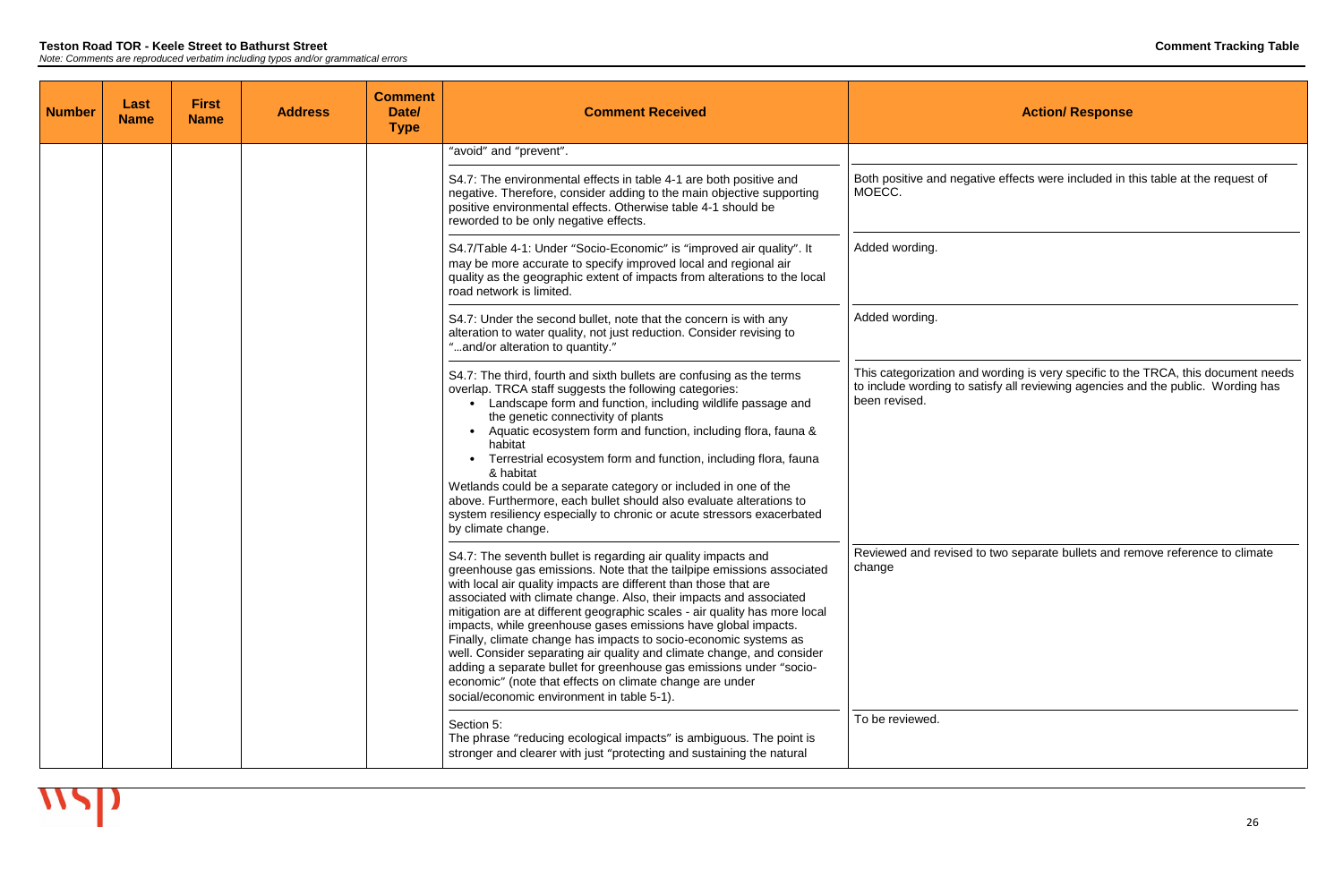**Teston Road TOR - Keele Street to Bathurst Street**

*Note: Comments are reproduced verbatim including typos and/or grammatical errors*

**Comment Tracking Table**

| Number | Last Name | First Name | Address | Comment Date/ Type | Comment Received | Action/ Response |
|---|---|---|---|---|---|---|
| | | | | | "avoid" and "prevent". | |
| | | | | | S4.7: The environmental effects in table 4-1 are both positive and negative. Therefore, consider adding to the main objective supporting positive environmental effects. Otherwise table 4-1 should be reworded to be only negative effects. | Both positive and negative effects were included in this table at the request of MOECC. |
| | | | | | S4.7/Table 4-1: Under "Socio-Economic" is "improved air quality". It may be more accurate to specify improved local and regional air quality as the geographic extent of impacts from alterations to the local road network is limited. | Added wording. |
| | | | | | S4.7: Under the second bullet, note that the concern is with any alteration to water quality, not just reduction. Consider revising to "...and/or alteration to quantity." | Added wording. |
| | | | | | S4.7: The third, fourth and sixth bullets are confusing as the terms overlap. TRCA staff suggests the following categories:<br>• Landscape form and function, including wildlife passage and the genetic connectivity of plants<br>• Aquatic ecosystem form and function, including flora, fauna & habitat<br>• Terrestrial ecosystem form and function, including flora, fauna & habitat<br>Wetlands could be a separate category or included in one of the above. Furthermore, each bullet should also evaluate alterations to system resiliency especially to chronic or acute stressors exacerbated by climate change. | This categorization and wording is very specific to the TRCA, this document needs to include wording to satisfy all reviewing agencies and the public. Wording has been revised. |
| | | | | | S4.7: The seventh bullet is regarding air quality impacts and greenhouse gas emissions. Note that the tailpipe emissions associated with local air quality impacts are different than those that are associated with climate change. Also, their impacts and associated mitigation are at different geographic scales - air quality has more local impacts, while greenhouse gases emissions have global impacts. Finally, climate change has impacts to socio-economic systems as well. Consider separating air quality and climate change, and consider adding a separate bullet for greenhouse gas emissions under "socio-economic" (note that effects on climate change are under social/economic environment in table 5-1). | Reviewed and revised to two separate bullets and remove reference to climate change |
| | | | | | Section 5:<br>The phrase "reducing ecological impacts" is ambiguous. The point is stronger and clearer with just "protecting and sustaining the natural | To be reviewed. |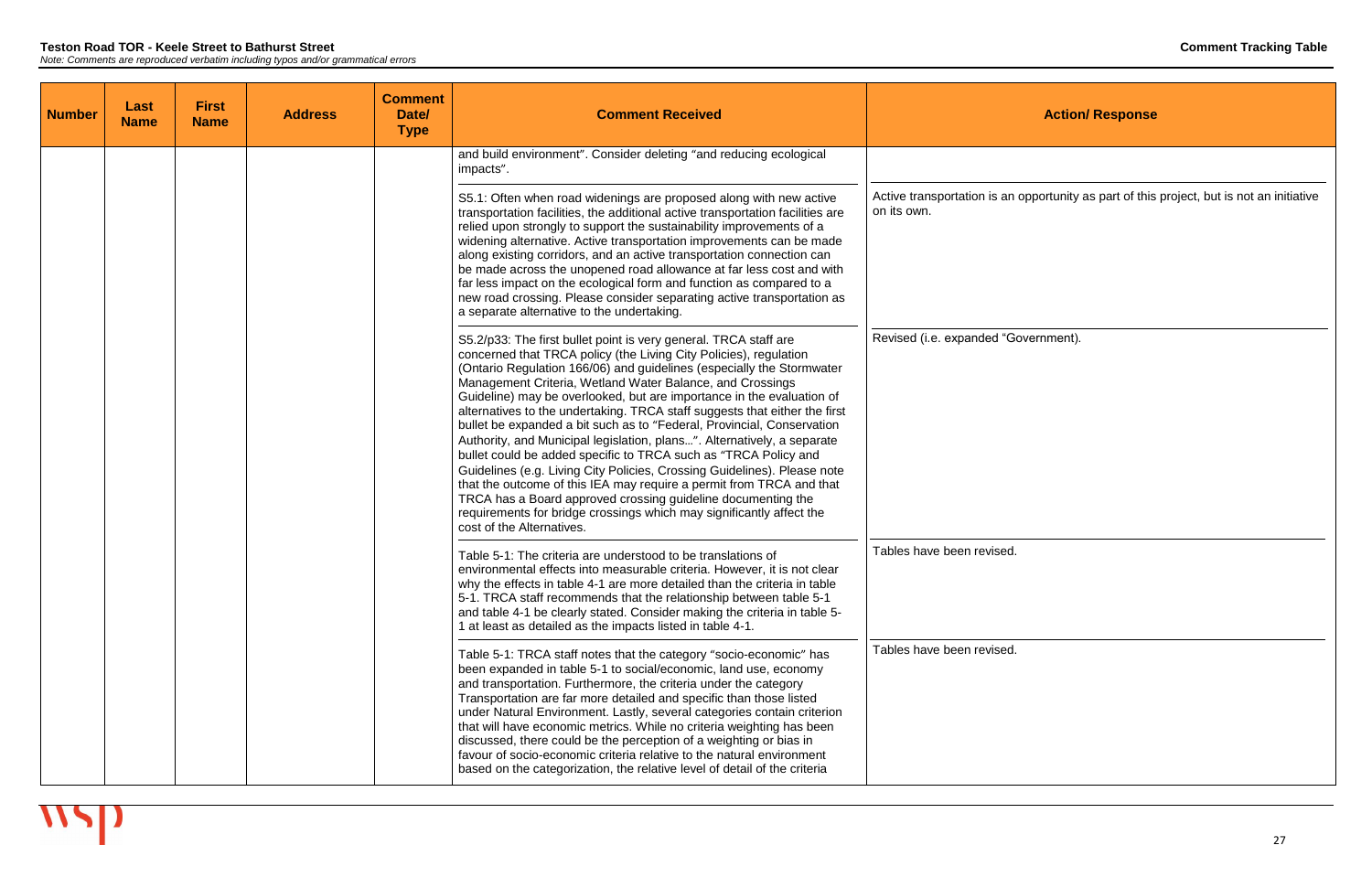| Number | Last Name | First Name | Address | Comment Date/ Type | Comment Received | Action/ Response |
|---|---|---|---|---|---|---|
| | | | | | and build environment". Consider deleting "and reducing ecological impacts". | |
| | | | | | S5.1: Often when road widenings are proposed along with new active transportation facilities, the additional active transportation facilities are relied upon strongly to support the sustainability improvements of a widening alternative. Active transportation improvements can be made along existing corridors, and an active transportation connection can be made across the unopened road allowance at far less cost and with far less impact on the ecological form and function as compared to a new road crossing. Please consider separating active transportation as a separate alternative to the undertaking. | Active transportation is an opportunity as part of this project, but is not an initiative on its own. |
| | | | | | S5.2/p33: The first bullet point is very general. TRCA staff are concerned that TRCA policy (the Living City Policies), regulation (Ontario Regulation 166/06) and guidelines (especially the Stormwater Management Criteria, Wetland Water Balance, and Crossings Guideline) may be overlooked, but are importance in the evaluation of alternatives to the undertaking. TRCA staff suggests that either the first bullet be expanded a bit such as to "Federal, Provincial, Conservation Authority, and Municipal legislation, plans…". Alternatively, a separate bullet could be added specific to TRCA such as "TRCA Policy and Guidelines (e.g. Living City Policies, Crossing Guidelines). Please note that the outcome of this IEA may require a permit from TRCA and that TRCA has a Board approved crossing guideline documenting the requirements for bridge crossings which may significantly affect the cost of the Alternatives. | Revised (i.e. expanded "Government). |
| | | | | | Table 5-1: The criteria are understood to be translations of environmental effects into measurable criteria. However, it is not clear why the effects in table 4-1 are more detailed than the criteria in table 5-1. TRCA staff recommends that the relationship between table 5-1 and table 4-1 be clearly stated. Consider making the criteria in table 5-1 at least as detailed as the impacts listed in table 4-1. | Tables have been revised. |
| | | | | | Table 5-1: TRCA staff notes that the category "socio-economic" has been expanded in table 5-1 to social/economic, land use, economy and transportation. Furthermore, the criteria under the category Transportation are far more detailed and specific than those listed under Natural Environment. Lastly, several categories contain criterion that will have economic metrics. While no criteria weighting has been discussed, there could be the perception of a weighting or bias in favour of socio-economic criteria relative to the natural environment based on the categorization, the relative level of detail of the criteria | Tables have been revised. |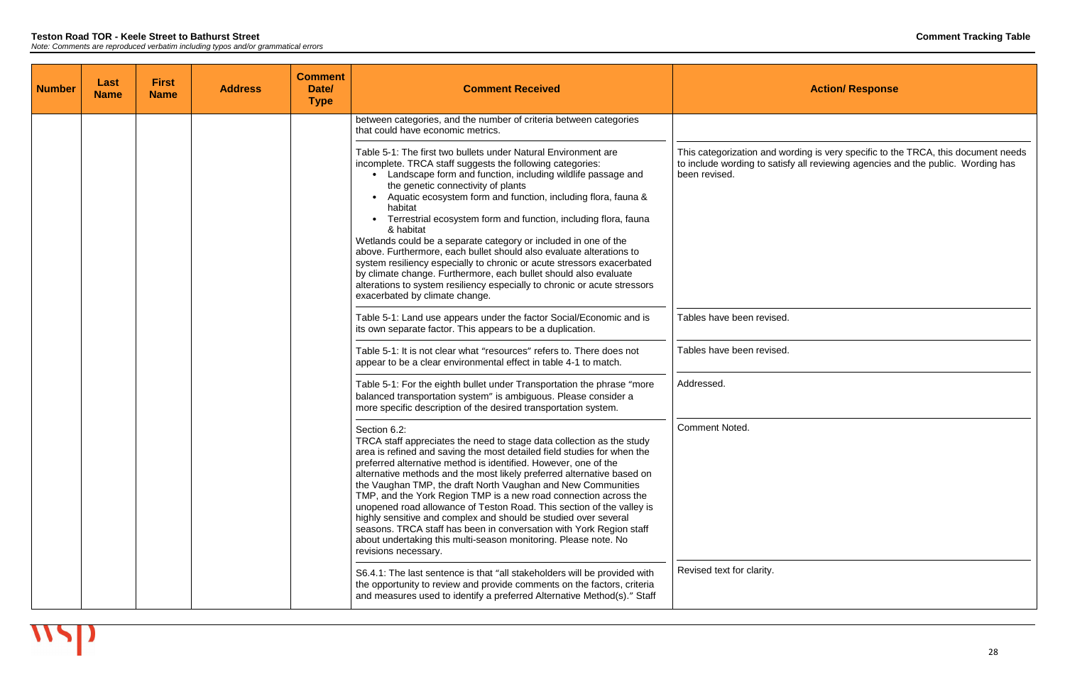| Number | Last Name | First Name | Address | Comment Date/ Type | Comment Received | Action/ Response |
|---|---|---|---|---|---|---|
| | | | | | between categories, and the number of criteria between categories that could have economic metrics. | |
| | | | | | Table 5-1: The first two bullets under Natural Environment are incomplete. TRCA staff suggests the following categories:<br>• Landscape form and function, including wildlife passage and the genetic connectivity of plants<br>• Aquatic ecosystem form and function, including flora, fauna & habitat<br>• Terrestrial ecosystem form and function, including flora, fauna & habitat<br>Wetlands could be a separate category or included in one of the above. Furthermore, each bullet should also evaluate alterations to system resiliency especially to chronic or acute stressors exacerbated by climate change. Furthermore, each bullet should also evaluate alterations to system resiliency especially to chronic or acute stressors exacerbated by climate change. | This categorization and wording is very specific to the TRCA, this document needs to include wording to satisfy all reviewing agencies and the public. Wording has been revised. |
| | | | | | Table 5-1: Land use appears under the factor Social/Economic and is its own separate factor. This appears to be a duplication. | Tables have been revised. |
| | | | | | Table 5-1: It is not clear what "resources" refers to. There does not appear to be a clear environmental effect in table 4-1 to match. | Tables have been revised. |
| | | | | | Table 5-1: For the eighth bullet under Transportation the phrase "more balanced transportation system" is ambiguous. Please consider a more specific description of the desired transportation system. | Addressed. |
| | | | | | Section 6.2:<br>TRCA staff appreciates the need to stage data collection as the study area is refined and saving the most detailed field studies for when the preferred alternative method is identified. However, one of the alternative methods and the most likely preferred alternative based on the Vaughan TMP, the draft North Vaughan and New Communities TMP, and the York Region TMP is a new road connection across the unopened road allowance of Teston Road. This section of the valley is highly sensitive and complex and should be studied over several seasons. TRCA staff has been in conversation with York Region staff about undertaking this multi-season monitoring. Please note. No revisions necessary. | Comment Noted. |
| | | | | | S6.4.1: The last sentence is that "all stakeholders will be provided with the opportunity to review and provide comments on the factors, criteria and measures used to identify a preferred Alternative Method(s)." Staff | Revised text for clarity. |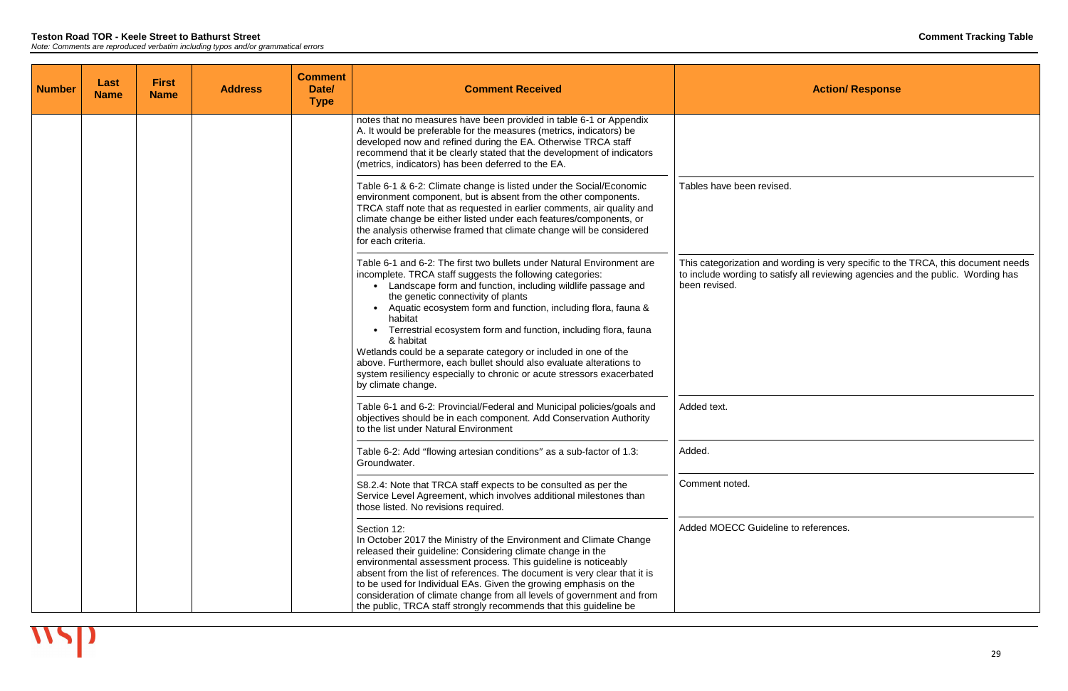**Teston Road TOR - Keele Street to Bathurst Street**
*Note: Comments are reproduced verbatim including typos and/or grammatical errors*

**Comment Tracking Table**

| Number | Last Name | First Name | Address | Comment Date/ Type | Comment Received | Action/ Response |
|---|---|---|---|---|---|---|
| | | | | | notes that no measures have been provided in table 6-1 or Appendix A. It would be preferable for the measures (metrics, indicators) be developed now and refined during the EA. Otherwise TRCA staff recommend that it be clearly stated that the development of indicators (metrics, indicators) has been deferred to the EA. | |
| | | | | | Table 6-1 & 6-2: Climate change is listed under the Social/Economic environment component, but is absent from the other components. TRCA staff note that as requested in earlier comments, air quality and climate change be either listed under each features/components, or the analysis otherwise framed that climate change will be considered for each criteria. | Tables have been revised. |
| | | | | | Table 6-1 and 6-2: The first two bullets under Natural Environment are incomplete. TRCA staff suggests the following categories:<br>• Landscape form and function, including wildlife passage and the genetic connectivity of plants<br>• Aquatic ecosystem form and function, including flora, fauna & habitat<br>• Terrestrial ecosystem form and function, including flora, fauna & habitat<br>Wetlands could be a separate category or included in one of the above. Furthermore, each bullet should also evaluate alterations to system resiliency especially to chronic or acute stressors exacerbated by climate change. | This categorization and wording is very specific to the TRCA, this document needs to include wording to satisfy all reviewing agencies and the public. Wording has been revised. |
| | | | | | Table 6-1 and 6-2: Provincial/Federal and Municipal policies/goals and objectives should be in each component. Add Conservation Authority to the list under Natural Environment | Added text. |
| | | | | | Table 6-2: Add "flowing artesian conditions" as a sub-factor of 1.3: Groundwater. | Added. |
| | | | | | S8.2.4: Note that TRCA staff expects to be consulted as per the Service Level Agreement, which involves additional milestones than those listed. No revisions required. | Comment noted. |
| | | | | | Section 12:<br>In October 2017 the Ministry of the Environment and Climate Change released their guideline: Considering climate change in the environmental assessment process. This guideline is noticeably absent from the list of references. The document is very clear that it is to be used for Individual EAs. Given the growing emphasis on the consideration of climate change from all levels of government and from the public, TRCA staff strongly recommends that this guideline be | Added MOECC Guideline to references. |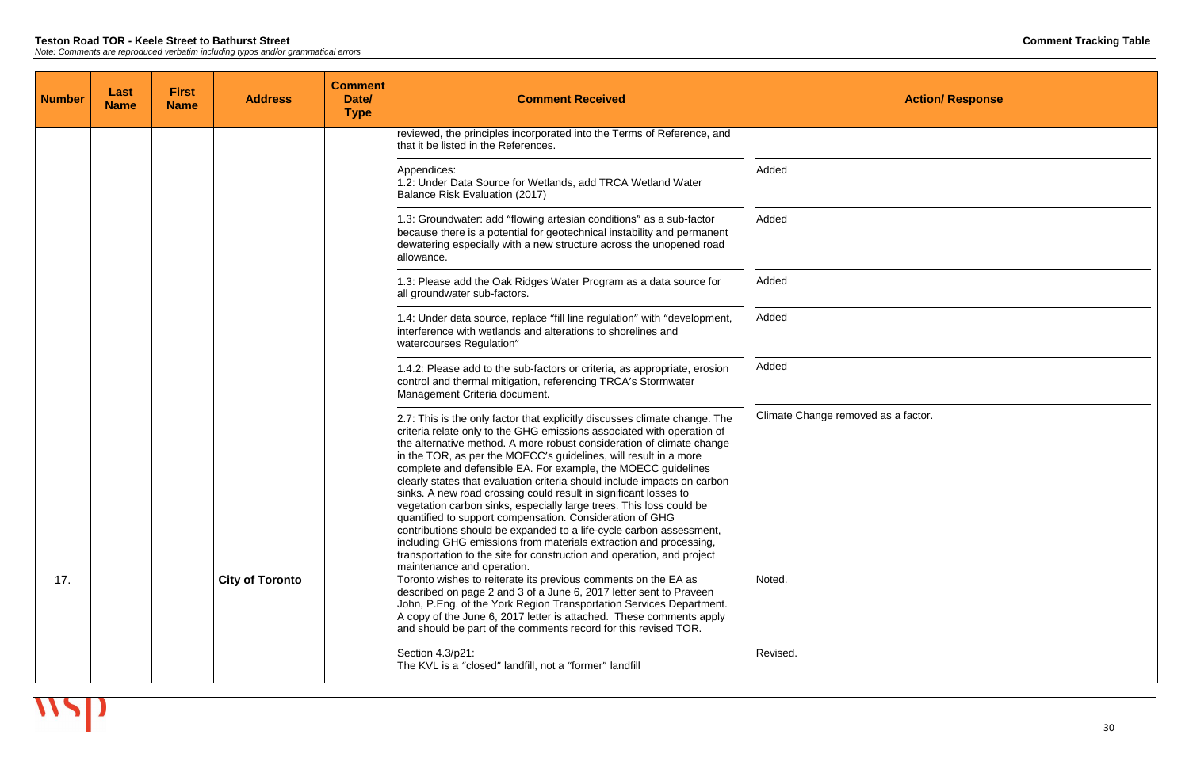| Number | Last Name | First Name | Address | Comment Date/ Type | Comment Received | Action/ Response |
|---|---|---|---|---|---|---|
| | | | | | reviewed, the principles incorporated into the Terms of Reference, and that it be listed in the References. | |
| | | | | | Appendices: 1.2: Under Data Source for Wetlands, add TRCA Wetland Water Balance Risk Evaluation (2017) | Added |
| | | | | | 1.3: Groundwater: add "flowing artesian conditions" as a sub-factor because there is a potential for geotechnical instability and permanent dewatering especially with a new structure across the unopened road allowance. | Added |
| | | | | | 1.3: Please add the Oak Ridges Water Program as a data source for all groundwater sub-factors. | Added |
| | | | | | 1.4: Under data source, replace "fill line regulation" with "development, interference with wetlands and alterations to shorelines and watercourses Regulation" | Added |
| | | | | | 1.4.2: Please add to the sub-factors or criteria, as appropriate, erosion control and thermal mitigation, referencing TRCA's Stormwater Management Criteria document. | Added |
| | | | | | 2.7: This is the only factor that explicitly discusses climate change. The criteria relate only to the GHG emissions associated with operation of the alternative method. A more robust consideration of climate change in the TOR, as per the MOECC's guidelines, will result in a more complete and defensible EA. For example, the MOECC guidelines clearly states that evaluation criteria should include impacts on carbon sinks. A new road crossing could result in significant losses to vegetation carbon sinks, especially large trees. This loss could be quantified to support compensation. Consideration of GHG contributions should be expanded to a life-cycle carbon assessment, including GHG emissions from materials extraction and processing, transportation to the site for construction and operation, and project maintenance and operation. | Climate Change removed as a factor. |
| 17. | | | **City of Toronto** | | Toronto wishes to reiterate its previous comments on the EA as described on page 2 and 3 of a June 6, 2017 letter sent to Praveen John, P.Eng. of the York Region Transportation Services Department. A copy of the June 6, 2017 letter is attached. These comments apply and should be part of the comments record for this revised TOR. | Noted. |
| | | | | | Section 4.3/p21: The KVL is a "closed" landfill, not a "former" landfill | Revised. |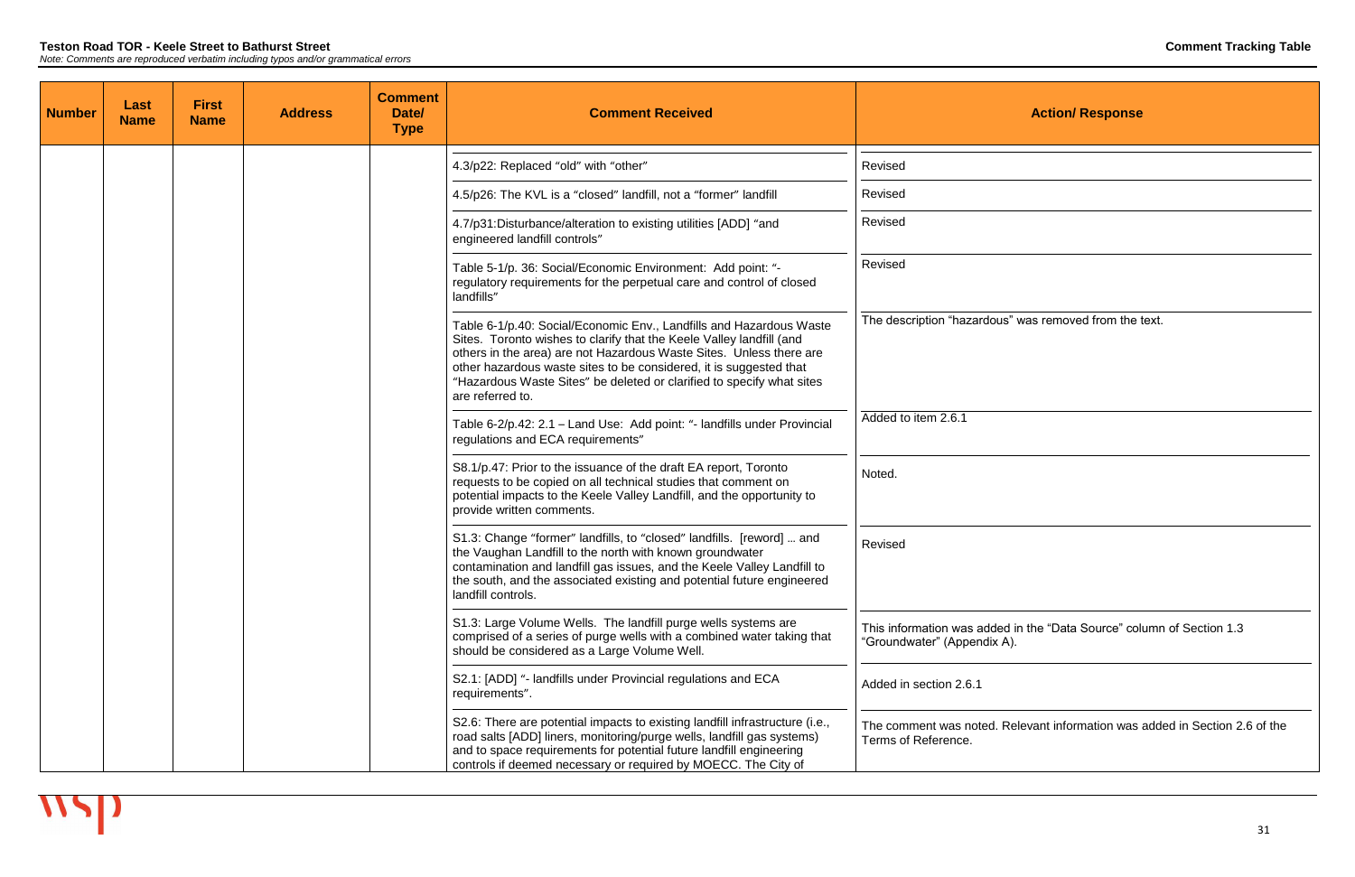**Teston Road TOR - Keele Street to Bathurst Street**
*Note: Comments are reproduced verbatim including typos and/or grammatical errors*

**Comment Tracking Table**

| Number | Last Name | First Name | Address | Comment Date/ Type | Comment Received | Action/ Response |
|---|---|---|---|---|---|---|
| | | | | | 4.3/p22: Replaced "old" with "other" | Revised |
| | | | | | 4.5/p26: The KVL is a "closed" landfill, not a "former" landfill | Revised |
| | | | | | 4.7/p31:Disturbance/alteration to existing utilities [ADD] "and engineered landfill controls" | Revised |
| | | | | | Table 5-1/p. 36: Social/Economic Environment: Add point: "- regulatory requirements for the perpetual care and control of closed landfills" | Revised |
| | | | | | Table 6-1/p.40: Social/Economic Env., Landfills and Hazardous Waste Sites. Toronto wishes to clarify that the Keele Valley landfill (and others in the area) are not Hazardous Waste Sites. Unless there are other hazardous waste sites to be considered, it is suggested that "Hazardous Waste Sites" be deleted or clarified to specify what sites are referred to. | The description "hazardous" was removed from the text. |
| | | | | | Table 6-2/p.42: 2.1 – Land Use: Add point: "- landfills under Provincial regulations and ECA requirements" | Added to item 2.6.1 |
| | | | | | S8.1/p.47: Prior to the issuance of the draft EA report, Toronto requests to be copied on all technical studies that comment on potential impacts to the Keele Valley Landfill, and the opportunity to provide written comments. | Noted. |
| | | | | | S1.3: Change "former" landfills, to "closed" landfills. [reword] ... and the Vaughan Landfill to the north with known groundwater contamination and landfill gas issues, and the Keele Valley Landfill to the south, and the associated existing and potential future engineered landfill controls. | Revised |
| | | | | | S1.3: Large Volume Wells. The landfill purge wells systems are comprised of a series of purge wells with a combined water taking that should be considered as a Large Volume Well. | This information was added in the "Data Source" column of Section 1.3 "Groundwater" (Appendix A). |
| | | | | | S2.1: [ADD] "- landfills under Provincial regulations and ECA requirements". | Added in section 2.6.1 |
| | | | | | S2.6: There are potential impacts to existing landfill infrastructure (i.e., road salts [ADD] liners, monitoring/purge wells, landfill gas systems) and to space requirements for potential future landfill engineering controls if deemed necessary or required by MOECC. The City of | The comment was noted. Relevant information was added in Section 2.6 of the Terms of Reference. |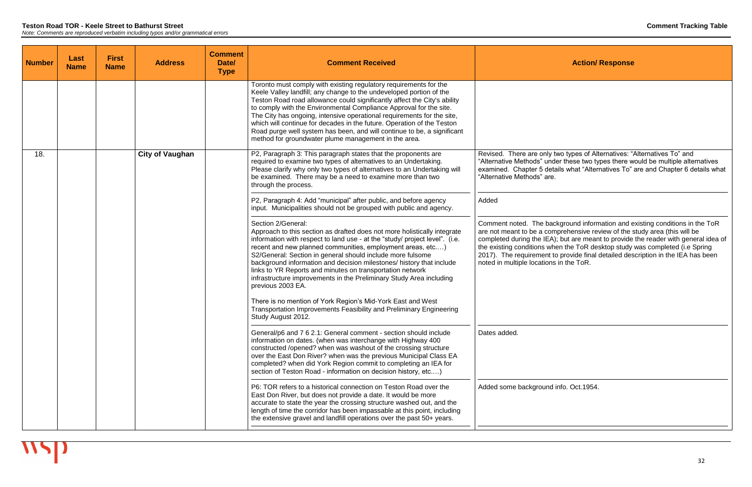**Teston Road TOR - Keele Street to Bathurst Street**

*Note: Comments are reproduced verbatim including typos and/or grammatical errors*

**Comment Tracking Table**

| Number | Last Name | First Name | Address | Comment Date/ Type | Comment Received | Action/ Response |
|---|---|---|---|---|---|---|
| | | | | | Toronto must comply with existing regulatory requirements for the Keele Valley landfill; any change to the undeveloped portion of the Teston Road road allowance could significantly affect the City's ability to comply with the Environmental Compliance Approval for the site. The City has ongoing, intensive operational requirements for the site, which will continue for decades in the future. Operation of the Teston Road purge well system has been, and will continue to be, a significant method for groundwater plume management in the area. | |
| 18. | | | **City of Vaughan** | | P2, Paragraph 3: This paragraph states that the proponents are required to examine two types of alternatives to an Undertaking. Please clarify why only two types of alternatives to an Undertaking will be examined. There may be a need to examine more than two through the process. | Revised. There are only two types of Alternatives: "Alternatives To" and "Alternative Methods" under these two types there would be multiple alternatives examined. Chapter 5 details what "Alternatives To" are and Chapter 6 details what "Alternative Methods" are. |
| | | | | | P2, Paragraph 4: Add "municipal" after public, and before agency input. Municipalities should not be grouped with public and agency. | Added |
| | | | | | Section 2/General:<br>Approach to this section as drafted does not more holistically integrate information with respect to land use - at the "study/ project level". (i.e. recent and new planned communities, employment areas, etc.…)<br>S2/General: Section in general should include more fulsome background information and decision milestones/ history that include links to YR Reports and minutes on transportation network infrastructure improvements in the Preliminary Study Area including previous 2003 EA.<br><br>There is no mention of York Region's Mid-York East and West Transportation Improvements Feasibility and Preliminary Engineering Study August 2012. | Comment noted. The background information and existing conditions in the ToR are not meant to be a comprehensive review of the study area (this will be completed during the IEA); but are meant to provide the reader with general idea of the existing conditions when the ToR desktop study was completed (i.e Spring 2017). The requirement to provide final detailed description in the IEA has been noted in multiple locations in the ToR. |
| | | | | | General/p6 and 7 6 2.1: General comment - section should include information on dates. (when was interchange with Highway 400 constructed /opened? when was washout of the crossing structure over the East Don River? when was the previous Municipal Class EA completed? when did York Region commit to completing an IEA for section of Teston Road - information on decision history, etc.…) | Dates added. |
| | | | | | P6: TOR refers to a historical connection on Teston Road over the East Don River, but does not provide a date. It would be more accurate to state the year the crossing structure washed out, and the length of time the corridor has been impassable at this point, including the extensive gravel and landfill operations over the past 50+ years. | Added some background info. Oct.1954. |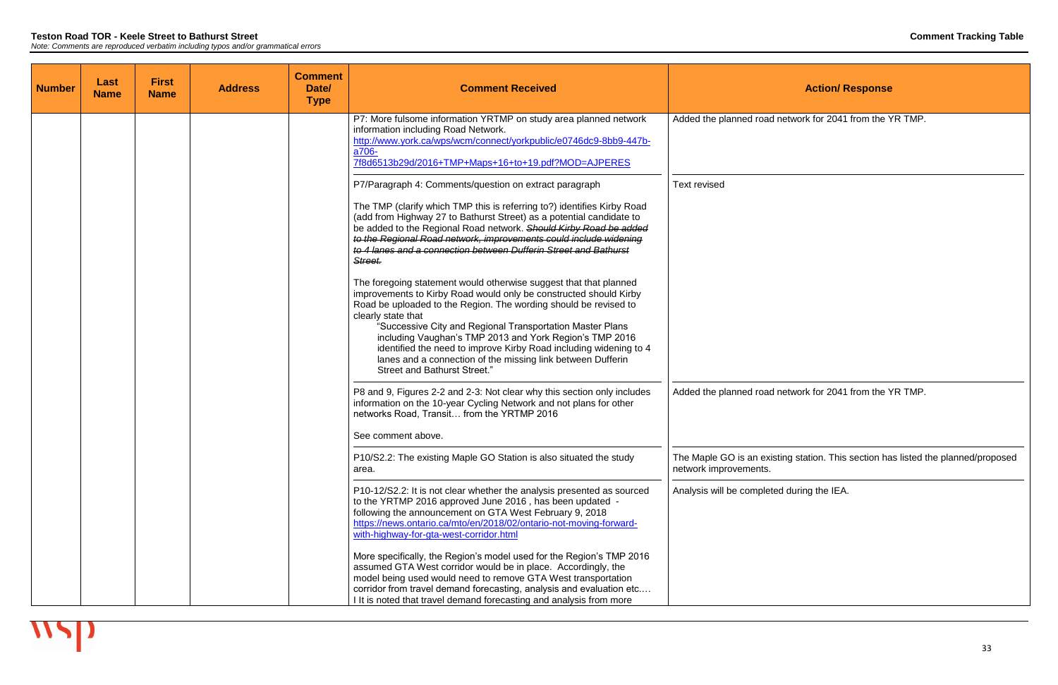## Teston Road TOR - Keele Street to Bathurst Street

*Note: Comments are reproduced verbatim including typos and/or grammatical errors*

**Comment Tracking Table**

| Number | Last Name | First Name | Address | Comment Date/ Type | Comment Received | Action/ Response |
|---|---|---|---|---|---|---|
| | | | | | P7: More fulsome information YRTMP on study area planned network information including Road Network. [http://www.york.ca/wps/wcm/connect/yorkpublic/e0746dc9-8bb9-447b-a706-7f8d6513b29d/2016+TMP+Maps+16+to+19.pdf?MOD=AJPERES](http://www.york.ca/wps/wcm/connect/yorkpublic/e0746dc9-8bb9-447b-a706-7f8d6513b29d/2016+TMP+Maps+16+to+19.pdf?MOD=AJPERES) | Added the planned road network for 2041 from the YR TMP. |
| | | | | | P7/Paragraph 4: Comments/question on extract paragraph<br><br>The TMP (clarify which TMP this is referring to?) identifies Kirby Road (add from Highway 27 to Bathurst Street) as a potential candidate to be added to the Regional Road network. ***~~Should Kirby Road be added to the Regional Road network, improvements could include widening to 4 lanes and a connection between Dufferin Street and Bathurst Street.~~***<br><br>The foregoing statement would otherwise suggest that that planned improvements to Kirby Road would only be constructed should Kirby Road be uploaded to the Region. The wording should be revised to clearly state that<br>"Successive City and Regional Transportation Master Plans including Vaughan's TMP 2013 and York Region's TMP 2016 identified the need to improve Kirby Road including widening to 4 lanes and a connection of the missing link between Dufferin Street and Bathurst Street." | Text revised |
| | | | | | P8 and 9, Figures 2-2 and 2-3: Not clear why this section only includes information on the 10-year Cycling Network and not plans for other networks Road, Transit… from the YRTMP 2016<br><br>See comment above. | Added the planned road network for 2041 from the YR TMP. |
| | | | | | P10/S2.2: The existing Maple GO Station is also situated the study area. | The Maple GO is an existing station. This section has listed the planned/proposed network improvements. |
| | | | | | P10-12/S2.2: It is not clear whether the analysis presented as sourced to the YRTMP 2016 approved June 2016 , has been updated - following the announcement on GTA West February 9, 2018 [https://news.ontario.ca/mto/en/2018/02/ontario-not-moving-forward-with-highway-for-gta-west-corridor.html](https://news.ontario.ca/mto/en/2018/02/ontario-not-moving-forward-with-highway-for-gta-west-corridor.html)<br><br>More specifically, the Region's model used for the Region's TMP 2016 assumed GTA West corridor would be in place. Accordingly, the model being used would need to remove GTA West transportation corridor from travel demand forecasting, analysis and evaluation etc.… I It is noted that travel demand forecasting and analysis from more | Analysis will be completed during the IEA. |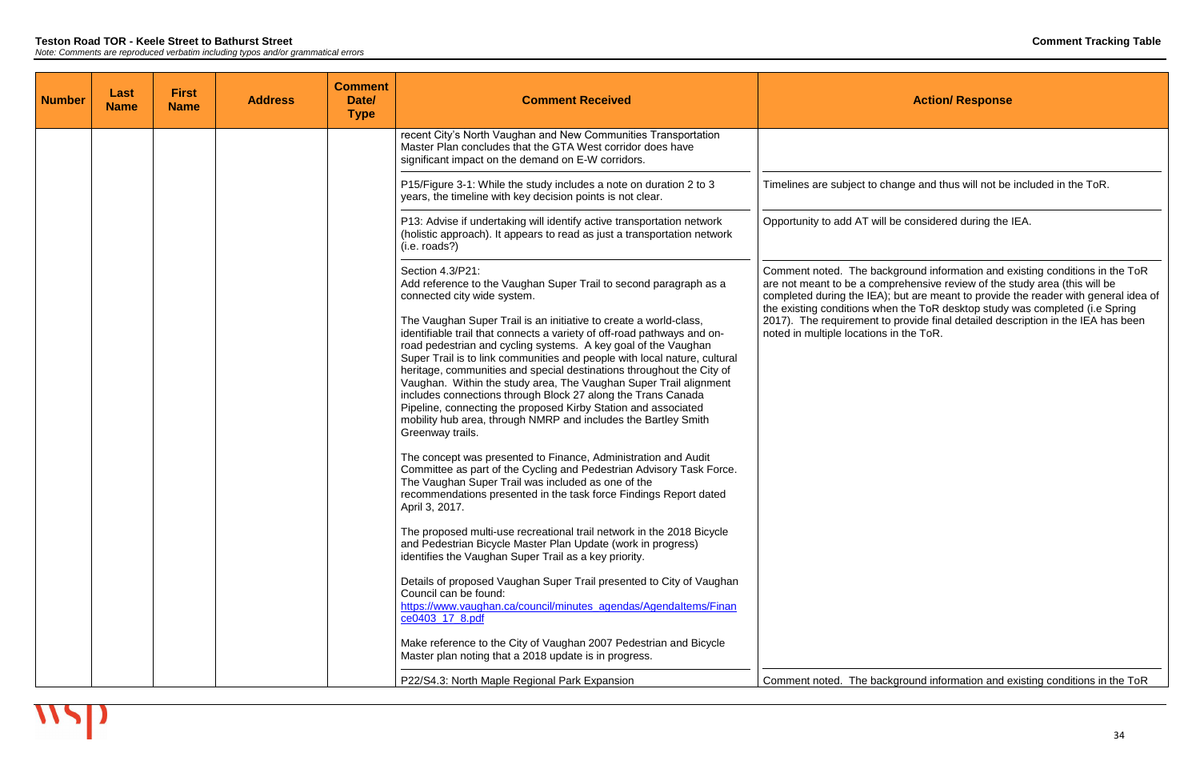**Teston Road TOR - Keele Street to Bathurst Street**

*Note: Comments are reproduced verbatim including typos and/or grammatical errors*

**Comment Tracking Table**

| Number | Last Name | First Name | Address | Comment Date/ Type | Comment Received | Action/ Response |
|---|---|---|---|---|---|---|
| | | | | | recent City's North Vaughan and New Communities Transportation Master Plan concludes that the GTA West corridor does have significant impact on the demand on E-W corridors. | |
| | | | | | P15/Figure 3-1: While the study includes a note on duration 2 to 3 years, the timeline with key decision points is not clear. | Timelines are subject to change and thus will not be included in the ToR. |
| | | | | | P13: Advise if undertaking will identify active transportation network (holistic approach). It appears to read as just a transportation network (i.e. roads?) | Opportunity to add AT will be considered during the IEA. |
| | | | | | Section 4.3/P21:<br>Add reference to the Vaughan Super Trail to second paragraph as a connected city wide system.<br><br>The Vaughan Super Trail is an initiative to create a world-class, identifiable trail that connects a variety of off-road pathways and on-road pedestrian and cycling systems. A key goal of the Vaughan Super Trail is to link communities and people with local nature, cultural heritage, communities and special destinations throughout the City of Vaughan. Within the study area, The Vaughan Super Trail alignment includes connections through Block 27 along the Trans Canada Pipeline, connecting the proposed Kirby Station and associated mobility hub area, through NMRP and includes the Bartley Smith Greenway trails.<br><br>The concept was presented to Finance, Administration and Audit Committee as part of the Cycling and Pedestrian Advisory Task Force. The Vaughan Super Trail was included as one of the recommendations presented in the task force Findings Report dated April 3, 2017.<br><br>The proposed multi-use recreational trail network in the 2018 Bicycle and Pedestrian Bicycle Master Plan Update (work in progress) identifies the Vaughan Super Trail as a key priority.<br><br>Details of proposed Vaughan Super Trail presented to City of Vaughan Council can be found:<br>https://www.vaughan.ca/council/minutes_agendas/AgendaItems/Finance0403_17_8.pdf<br><br>Make reference to the City of Vaughan 2007 Pedestrian and Bicycle Master plan noting that a 2018 update is in progress. | Comment noted. The background information and existing conditions in the ToR are not meant to be a comprehensive review of the study area (this will be completed during the IEA); but are meant to provide the reader with general idea of the existing conditions when the ToR desktop study was completed (i.e Spring 2017). The requirement to provide final detailed description in the IEA has been noted in multiple locations in the ToR. |
| | | | | | P22/S4.3: North Maple Regional Park Expansion | Comment noted. The background information and existing conditions in the ToR |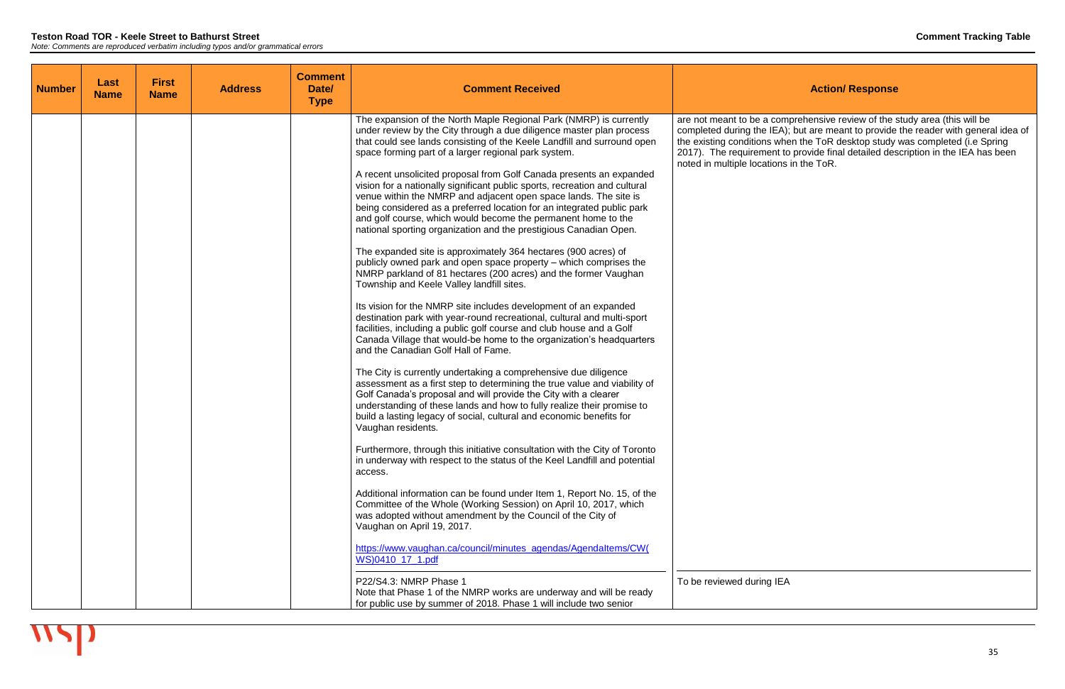**Teston Road TOR - Keele Street to Bathurst Street**
*Note: Comments are reproduced verbatim including typos and/or grammatical errors*

**Comment Tracking Table**

| Number | Last Name | First Name | Address | Comment Date/ Type | Comment Received | Action/ Response |
|---|---|---|---|---|---|---|
| | | | | | The expansion of the North Maple Regional Park (NMRP) is currently under review by the City through a due diligence master plan process that could see lands consisting of the Keele Landfill and surround open space forming part of a larger regional park system.<br><br>A recent unsolicited proposal from Golf Canada presents an expanded vision for a nationally significant public sports, recreation and cultural venue within the NMRP and adjacent open space lands. The site is being considered as a preferred location for an integrated public park and golf course, which would become the permanent home to the national sporting organization and the prestigious Canadian Open.<br><br>The expanded site is approximately 364 hectares (900 acres) of publicly owned park and open space property – which comprises the NMRP parkland of 81 hectares (200 acres) and the former Vaughan Township and Keele Valley landfill sites.<br><br>Its vision for the NMRP site includes development of an expanded destination park with year-round recreational, cultural and multi-sport facilities, including a public golf course and club house and a Golf Canada Village that would-be home to the organization's headquarters and the Canadian Golf Hall of Fame.<br><br>The City is currently undertaking a comprehensive due diligence assessment as a first step to determining the true value and viability of Golf Canada's proposal and will provide the City with a clearer understanding of these lands and how to fully realize their promise to build a lasting legacy of social, cultural and economic benefits for Vaughan residents.<br><br>Furthermore, through this initiative consultation with the City of Toronto in underway with respect to the status of the Keel Landfill and potential access.<br><br>Additional information can be found under Item 1, Report No. 15, of the Committee of the Whole (Working Session) on April 10, 2017, which was adopted without amendment by the Council of the City of Vaughan on April 19, 2017.<br><br>https://www.vaughan.ca/council/minutes_agendas/AgendaItems/CW(WS)0410_17_1.pdf | are not meant to be a comprehensive review of the study area (this will be completed during the IEA); but are meant to provide the reader with general idea of the existing conditions when the ToR desktop study was completed (i.e Spring 2017). The requirement to provide final detailed description in the IEA has been noted in multiple locations in the ToR. |
| | | | | | P22/S4.3: NMRP Phase 1<br>Note that Phase 1 of the NMRP works are underway and will be ready for public use by summer of 2018. Phase 1 will include two senior | To be reviewed during IEA |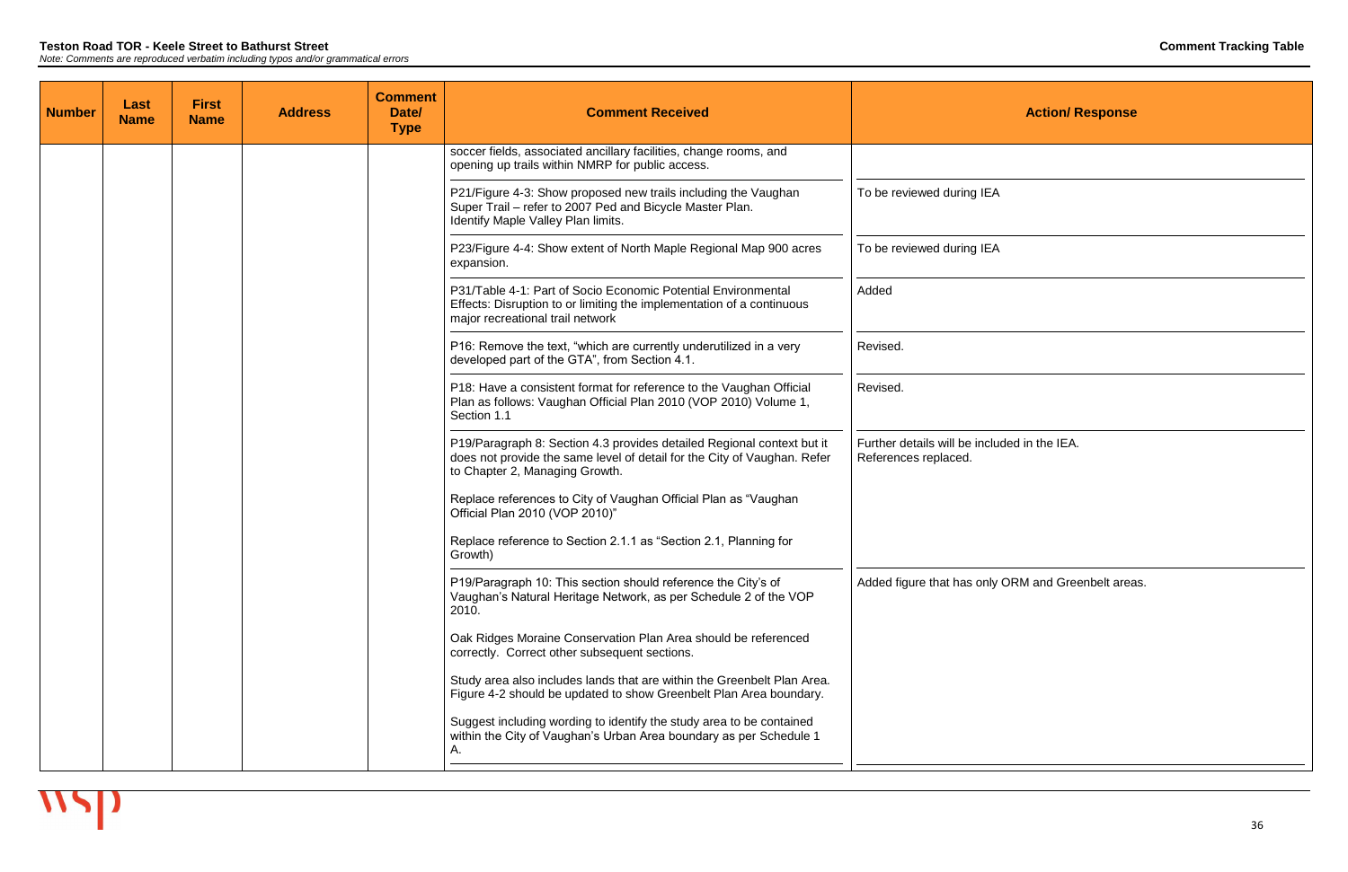| Number | Last Name | First Name | Address | Comment Date/ Type | Comment Received | Action/ Response |
|---|---|---|---|---|---|---|
| | | | | | soccer fields, associated ancillary facilities, change rooms, and opening up trails within NMRP for public access. | |
| | | | | | P21/Figure 4-3: Show proposed new trails including the Vaughan Super Trail – refer to 2007 Ped and Bicycle Master Plan. Identify Maple Valley Plan limits. | To be reviewed during IEA |
| | | | | | P23/Figure 4-4: Show extent of North Maple Regional Map 900 acres expansion. | To be reviewed during IEA |
| | | | | | P31/Table 4-1: Part of Socio Economic Potential Environmental Effects: Disruption to or limiting the implementation of a continuous major recreational trail network | Added |
| | | | | | P16: Remove the text, "which are currently underutilized in a very developed part of the GTA", from Section 4.1. | Revised. |
| | | | | | P18: Have a consistent format for reference to the Vaughan Official Plan as follows: Vaughan Official Plan 2010 (VOP 2010) Volume 1, Section 1.1 | Revised. |
| | | | | | P19/Paragraph 8: Section 4.3 provides detailed Regional context but it does not provide the same level of detail for the City of Vaughan. Refer to Chapter 2, Managing Growth.<br><br>Replace references to City of Vaughan Official Plan as "Vaughan Official Plan 2010 (VOP 2010)"<br><br>Replace reference to Section 2.1.1 as "Section 2.1, Planning for Growth) | Further details will be included in the IEA.<br>References replaced. |
| | | | | | P19/Paragraph 10: This section should reference the City's of Vaughan's Natural Heritage Network, as per Schedule 2 of the VOP 2010.<br><br>Oak Ridges Moraine Conservation Plan Area should be referenced correctly. Correct other subsequent sections.<br><br>Study area also includes lands that are within the Greenbelt Plan Area. Figure 4-2 should be updated to show Greenbelt Plan Area boundary.<br><br>Suggest including wording to identify the study area to be contained within the City of Vaughan's Urban Area boundary as per Schedule 1 A. | Added figure that has only ORM and Greenbelt areas. |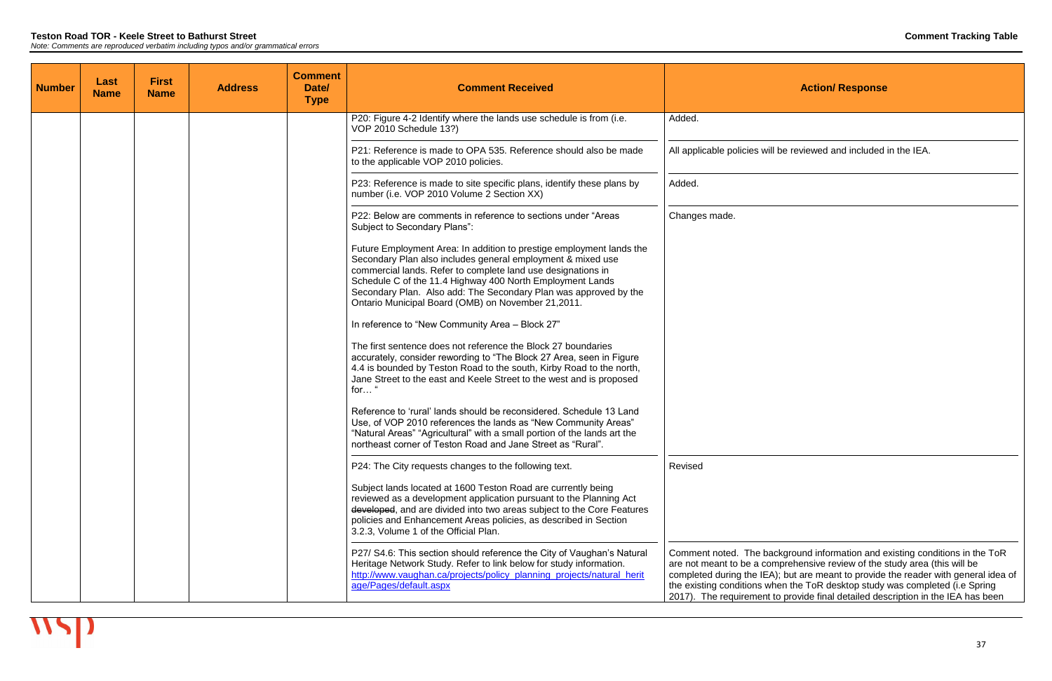**Teston Road TOR - Keele Street to Bathurst Street**

*Note: Comments are reproduced verbatim including typos and/or grammatical errors*

**Comment Tracking Table**

| Number | Last Name | First Name | Address | Comment Date/ Type | Comment Received | Action/ Response |
|---|---|---|---|---|---|---|
| | | | | | P20: Figure 4-2 Identify where the lands use schedule is from (i.e. VOP 2010 Schedule 13?) | Added. |
| | | | | | P21: Reference is made to OPA 535. Reference should also be made to the applicable VOP 2010 policies. | All applicable policies will be reviewed and included in the IEA. |
| | | | | | P23: Reference is made to site specific plans, identify these plans by number (i.e. VOP 2010 Volume 2 Section XX) | Added. |
| | | | | | P22: Below are comments in reference to sections under "Areas Subject to Secondary Plans":<br><br>Future Employment Area: In addition to prestige employment lands the Secondary Plan also includes general employment & mixed use commercial lands. Refer to complete land use designations in Schedule C of the 11.4 Highway 400 North Employment Lands Secondary Plan. Also add: The Secondary Plan was approved by the Ontario Municipal Board (OMB) on November 21,2011.<br><br>In reference to "New Community Area – Block 27"<br><br>The first sentence does not reference the Block 27 boundaries accurately, consider rewording to "The Block 27 Area, seen in Figure 4.4 is bounded by Teston Road to the south, Kirby Road to the north, Jane Street to the east and Keele Street to the west and is proposed for… "<br><br>Reference to 'rural' lands should be reconsidered. Schedule 13 Land Use, of VOP 2010 references the lands as "New Community Areas" "Natural Areas" "Agricultural" with a small portion of the lands art the northeast corner of Teston Road and Jane Street as "Rural". | Changes made. |
| | | | | | P24: The City requests changes to the following text.<br><br>Subject lands located at 1600 Teston Road are currently being reviewed as a development application pursuant to the Planning Act ~~developed~~, and are divided into two areas subject to the Core Features policies and Enhancement Areas policies, as described in Section 3.2.3, Volume 1 of the Official Plan. | Revised |
| | | | | | P27/ S4.6: This section should reference the City of Vaughan's Natural Heritage Network Study. Refer to link below for study information. http://www.vaughan.ca/projects/policy_planning_projects/natural_heritage/Pages/default.aspx | Comment noted. The background information and existing conditions in the ToR are not meant to be a comprehensive review of the study area (this will be completed during the IEA); but are meant to provide the reader with general idea of the existing conditions when the ToR desktop study was completed (i.e Spring 2017). The requirement to provide final detailed description in the IEA has been |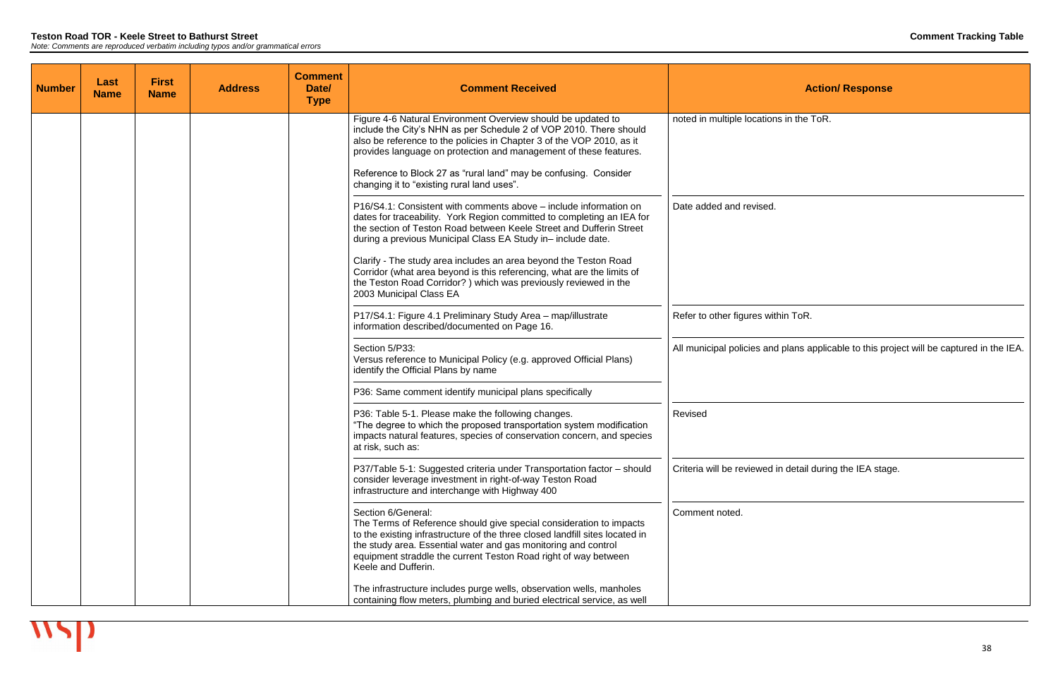**Teston Road TOR - Keele Street to Bathurst Street**

*Note: Comments are reproduced verbatim including typos and/or grammatical errors*

**Comment Tracking Table**

| Number | Last Name | First Name | Address | Comment Date/ Type | Comment Received | Action/ Response |
|---|---|---|---|---|---|---|
| | | | | | Figure 4-6 Natural Environment Overview should be updated to include the City's NHN as per Schedule 2 of VOP 2010. There should also be reference to the policies in Chapter 3 of the VOP 2010, as it provides language on protection and management of these features.<br><br>Reference to Block 27 as "rural land" may be confusing. Consider changing it to "existing rural land uses". | noted in multiple locations in the ToR. |
| | | | | | P16/S4.1: Consistent with comments above – include information on dates for traceability. York Region committed to completing an IEA for the section of Teston Road between Keele Street and Dufferin Street during a previous Municipal Class EA Study in– include date.<br><br>Clarify - The study area includes an area beyond the Teston Road Corridor (what area beyond is this referencing, what are the limits of the Teston Road Corridor? ) which was previously reviewed in the 2003 Municipal Class EA | Date added and revised. |
| | | | | | P17/S4.1: Figure 4.1 Preliminary Study Area – map/illustrate information described/documented on Page 16. | Refer to other figures within ToR. |
| | | | | | Section 5/P33:<br>Versus reference to Municipal Policy (e.g. approved Official Plans) identify the Official Plans by name<br><br>P36: Same comment identify municipal plans specifically | All municipal policies and plans applicable to this project will be captured in the IEA. |
| | | | | | P36: Table 5-1. Please make the following changes.<br>"The degree to which the proposed transportation system modification impacts natural features, species of conservation concern, and species at risk, such as: | Revised |
| | | | | | P37/Table 5-1: Suggested criteria under Transportation factor – should consider leverage investment in right-of-way Teston Road infrastructure and interchange with Highway 400 | Criteria will be reviewed in detail during the IEA stage. |
| | | | | | Section 6/General:<br>The Terms of Reference should give special consideration to impacts to the existing infrastructure of the three closed landfill sites located in the study area. Essential water and gas monitoring and control equipment straddle the current Teston Road right of way between Keele and Dufferin.<br><br>The infrastructure includes purge wells, observation wells, manholes containing flow meters, plumbing and buried electrical service, as well | Comment noted. |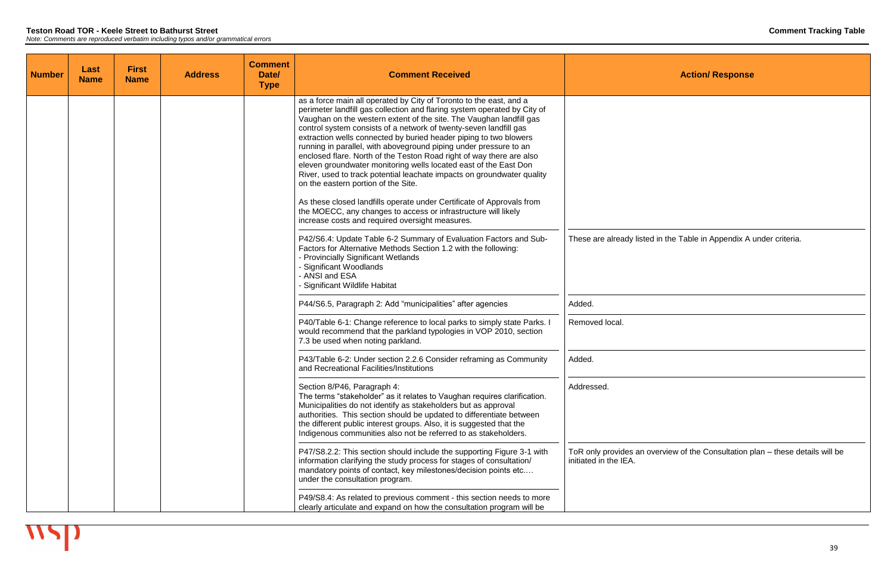**Teston Road TOR - Keele Street to Bathurst Street**
*Note: Comments are reproduced verbatim including typos and/or grammatical errors*

**Comment Tracking Table**

| Number | Last Name | First Name | Address | Comment Date/ Type | Comment Received | Action/ Response |
|---|---|---|---|---|---|---|
| | | | | | as a force main all operated by City of Toronto to the east, and a perimeter landfill gas collection and flaring system operated by City of Vaughan on the western extent of the site. The Vaughan landfill gas control system consists of a network of twenty-seven landfill gas extraction wells connected by buried header piping to two blowers running in parallel, with aboveground piping under pressure to an enclosed flare. North of the Teston Road right of way there are also eleven groundwater monitoring wells located east of the East Don River, used to track potential leachate impacts on groundwater quality on the eastern portion of the Site.<br><br>As these closed landfills operate under Certificate of Approvals from the MOECC, any changes to access or infrastructure will likely increase costs and required oversight measures. | |
| | | | | | P42/S6.4: Update Table 6-2 Summary of Evaluation Factors and Sub-Factors for Alternative Methods Section 1.2 with the following:<br>- Provincially Significant Wetlands<br>- Significant Woodlands<br>- ANSI and ESA<br>- Significant Wildlife Habitat | These are already listed in the Table in Appendix A under criteria. |
| | | | | | P44/S6.5, Paragraph 2: Add "municipalities" after agencies | Added. |
| | | | | | P40/Table 6-1: Change reference to local parks to simply state Parks. I would recommend that the parkland typologies in VOP 2010, section 7.3 be used when noting parkland. | Removed local. |
| | | | | | P43/Table 6-2: Under section 2.2.6 Consider reframing as Community and Recreational Facilities/Institutions | Added. |
| | | | | | Section 8/P46, Paragraph 4:<br>The terms "stakeholder" as it relates to Vaughan requires clarification. Municipalities do not identify as stakeholders but as approval authorities. This section should be updated to differentiate between the different public interest groups. Also, it is suggested that the Indigenous communities also not be referred to as stakeholders. | Addressed. |
| | | | | | P47/S8.2.2: This section should include the supporting Figure 3-1 with information clarifying the study process for stages of consultation/ mandatory points of contact, key milestones/decision points etc.… under the consultation program. | ToR only provides an overview of the Consultation plan – these details will be initiated in the IEA. |
| | | | | | P49/S8.4: As related to previous comment - this section needs to more clearly articulate and expand on how the consultation program will be | |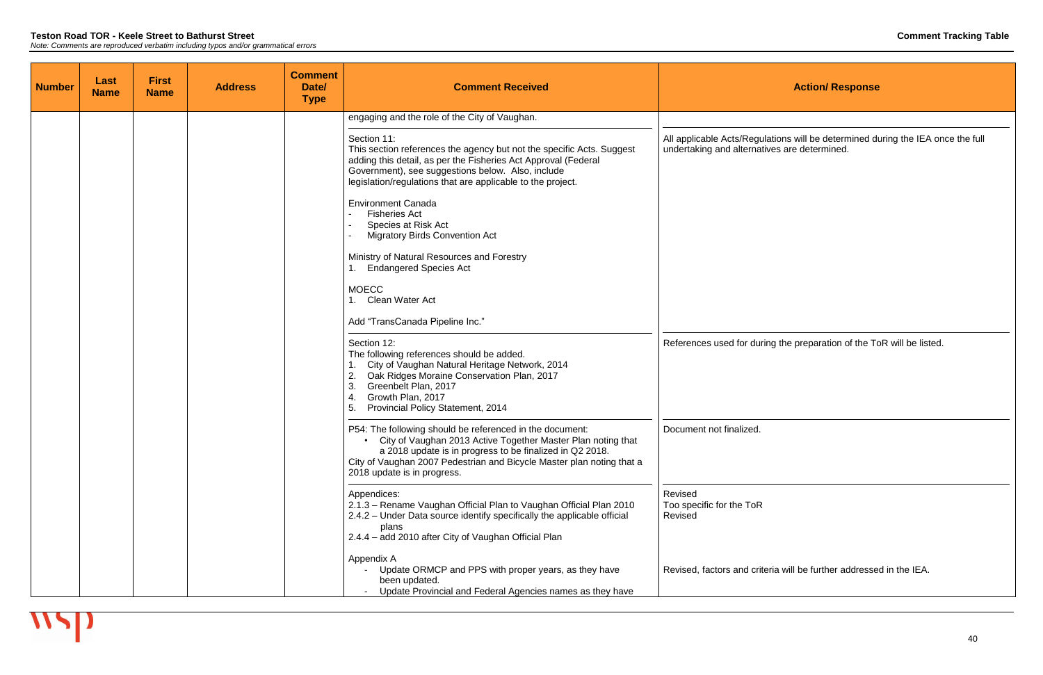| Number | Last Name | First Name | Address | Comment Date/ Type | Comment Received | Action/ Response |
|---|---|---|---|---|---|---|
| | | | | | engaging and the role of the City of Vaughan. | |
| | | | | | Section 11:<br>This section references the agency but not the specific Acts. Suggest adding this detail, as per the Fisheries Act Approval (Federal Government), see suggestions below. Also, include legislation/regulations that are applicable to the project.<br><br>Environment Canada<br>- Fisheries Act<br>- Species at Risk Act<br>- Migratory Birds Convention Act<br><br>Ministry of Natural Resources and Forestry<br>1. Endangered Species Act<br><br>MOECC<br>1. Clean Water Act<br><br>Add "TransCanada Pipeline Inc." | All applicable Acts/Regulations will be determined during the IEA once the full undertaking and alternatives are determined. |
| | | | | | Section 12:<br>The following references should be added.<br>1. City of Vaughan Natural Heritage Network, 2014<br>2. Oak Ridges Moraine Conservation Plan, 2017<br>3. Greenbelt Plan, 2017<br>4. Growth Plan, 2017<br>5. Provincial Policy Statement, 2014 | References used for during the preparation of the ToR will be listed. |
| | | | | | P54: The following should be referenced in the document:<br>• City of Vaughan 2013 Active Together Master Plan noting that a 2018 update is in progress to be finalized in Q2 2018.<br>City of Vaughan 2007 Pedestrian and Bicycle Master plan noting that a 2018 update is in progress. | Document not finalized. |
| | | | | | Appendices:<br>2.1.3 – Rename Vaughan Official Plan to Vaughan Official Plan 2010<br>2.4.2 – Under Data source identify specifically the applicable official plans<br>2.4.4 – add 2010 after City of Vaughan Official Plan<br><br>Appendix A<br>- Update ORMCP and PPS with proper years, as they have been updated.<br>- Update Provincial and Federal Agencies names as they have | Revised<br>Too specific for the ToR<br>Revised<br><br><br>Revised, factors and criteria will be further addressed in the IEA. |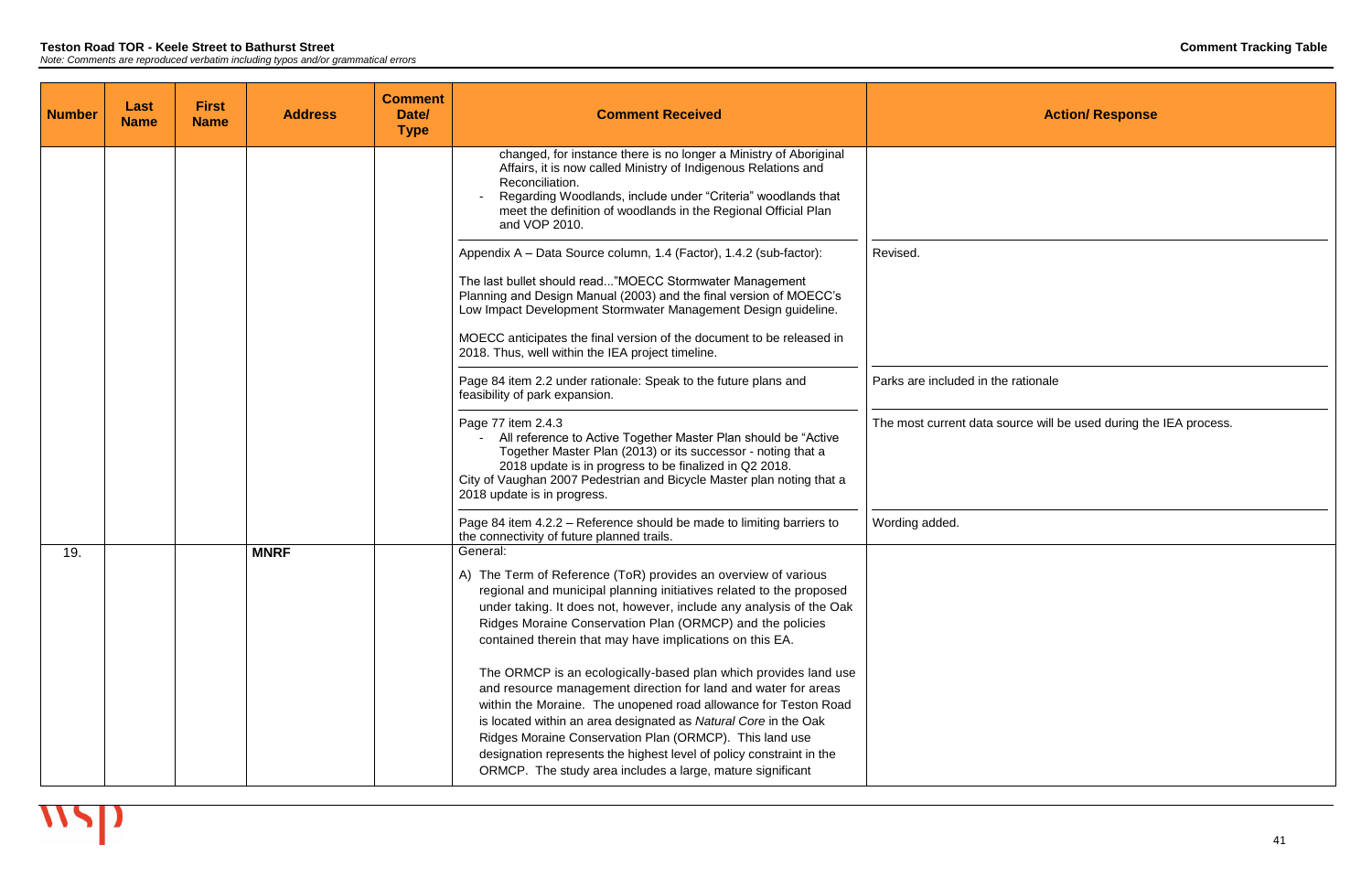**Teston Road TOR - Keele Street to Bathurst Street**

*Note: Comments are reproduced verbatim including typos and/or grammatical errors*

**Comment Tracking Table**

| Number | Last Name | First Name | Address | Comment Date/ Type | Comment Received | Action/ Response |
|---|---|---|---|---|---|---|
| | | | | | changed, for instance there is no longer a Ministry of Aboriginal Affairs, it is now called Ministry of Indigenous Relations and Reconciliation.<br>- Regarding Woodlands, include under "Criteria" woodlands that meet the definition of woodlands in the Regional Official Plan and VOP 2010. | |
| | | | | | Appendix A – Data Source column, 1.4 (Factor), 1.4.2 (sub-factor):<br><br>The last bullet should read..."MOECC Stormwater Management Planning and Design Manual (2003) and the final version of MOECC's Low Impact Development Stormwater Management Design guideline.<br><br>MOECC anticipates the final version of the document to be released in 2018. Thus, well within the IEA project timeline. | Revised. |
| | | | | | Page 84 item 2.2 under rationale: Speak to the future plans and feasibility of park expansion. | Parks are included in the rationale |
| | | | | | Page 77 item 2.4.3<br>- All reference to Active Together Master Plan should be "Active Together Master Plan (2013) or its successor - noting that a 2018 update is in progress to be finalized in Q2 2018.<br>City of Vaughan 2007 Pedestrian and Bicycle Master plan noting that a 2018 update is in progress. | The most current data source will be used during the IEA process. |
| | | | | | Page 84 item 4.2.2 – Reference should be made to limiting barriers to the connectivity of future planned trails. | Wording added. |
| 19. | | | **MNRF** | | General:<br><br>A) The Term of Reference (ToR) provides an overview of various regional and municipal planning initiatives related to the proposed under taking. It does not, however, include any analysis of the Oak Ridges Moraine Conservation Plan (ORMCP) and the policies contained therein that may have implications on this EA.<br><br>The ORMCP is an ecologically-based plan which provides land use and resource management direction for land and water for areas within the Moraine. The unopened road allowance for Teston Road is located within an area designated as *Natural Core* in the Oak Ridges Moraine Conservation Plan (ORMCP). This land use designation represents the highest level of policy constraint in the ORMCP. The study area includes a large, mature significant | |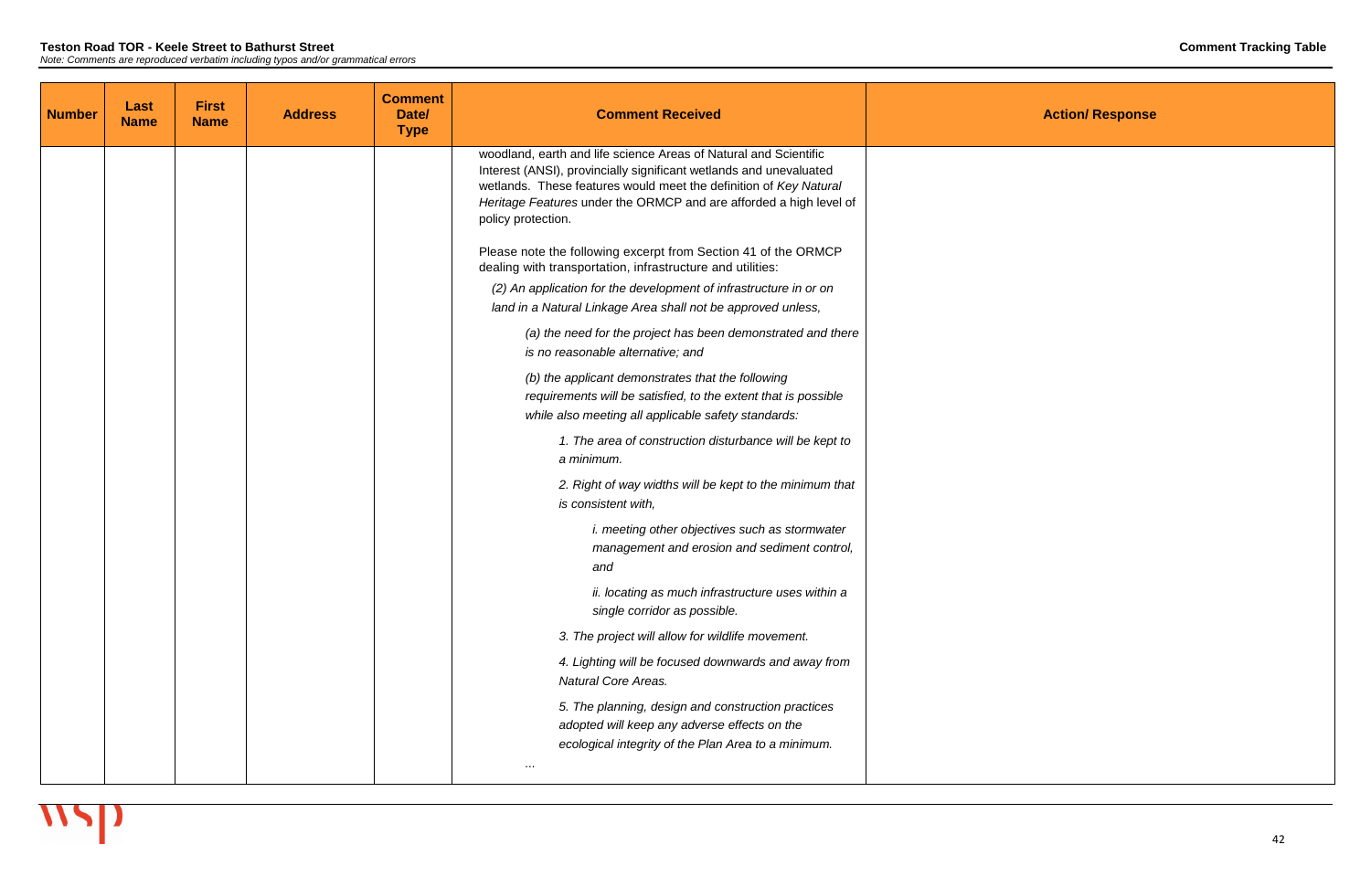| Number | Last Name | First Name | Address | Comment Date/ Type | Comment Received | Action/ Response |
|---|---|---|---|---|---|---|
| | | | | | woodland, earth and life science Areas of Natural and Scientific Interest (ANSI), provincially significant wetlands and unevaluated wetlands. These features would meet the definition of *Key Natural Heritage Features* under the ORMCP and are afforded a high level of policy protection.<br><br>Please note the following excerpt from Section 41 of the ORMCP dealing with transportation, infrastructure and utilities:<br><br>*(2) An application for the development of infrastructure in or on land in a Natural Linkage Area shall not be approved unless,*<br><br>*(a) the need for the project has been demonstrated and there is no reasonable alternative; and*<br><br>*(b) the applicant demonstrates that the following requirements will be satisfied, to the extent that is possible while also meeting all applicable safety standards:*<br><br>*1. The area of construction disturbance will be kept to a minimum.*<br><br>*2. Right of way widths will be kept to the minimum that is consistent with,*<br><br>*i. meeting other objectives such as stormwater management and erosion and sediment control, and*<br><br>*ii. locating as much infrastructure uses within a single corridor as possible.*<br><br>*3. The project will allow for wildlife movement.*<br><br>*4. Lighting will be focused downwards and away from Natural Core Areas.*<br><br>*5. The planning, design and construction practices adopted will keep any adverse effects on the ecological integrity of the Plan Area to a minimum.*<br><br>… | |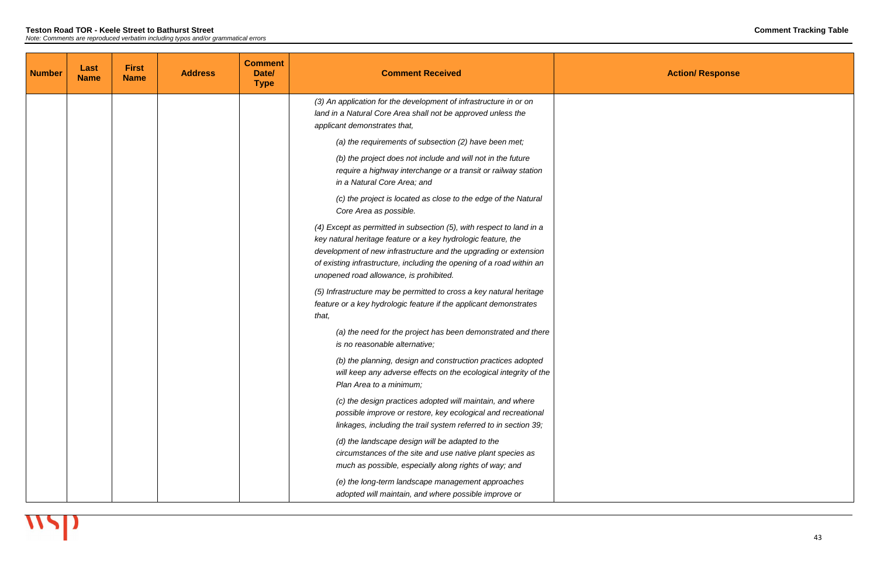| Number | Last Name | First Name | Address | Comment Date/ Type | Comment Received | Action/ Response |
|---|---|---|---|---|---|---|
| | | | | | *(3) An application for the development of infrastructure in or on land in a Natural Core Area shall not be approved unless the applicant demonstrates that,*<br><br>*(a) the requirements of subsection (2) have been met;*<br><br>*(b) the project does not include and will not in the future require a highway interchange or a transit or railway station in a Natural Core Area; and*<br><br>*(c) the project is located as close to the edge of the Natural Core Area as possible.*<br><br>*(4) Except as permitted in subsection (5), with respect to land in a key natural heritage feature or a key hydrologic feature, the development of new infrastructure and the upgrading or extension of existing infrastructure, including the opening of a road within an unopened road allowance, is prohibited.*<br><br>*(5) Infrastructure may be permitted to cross a key natural heritage feature or a key hydrologic feature if the applicant demonstrates that,*<br><br>*(a) the need for the project has been demonstrated and there is no reasonable alternative;*<br><br>*(b) the planning, design and construction practices adopted will keep any adverse effects on the ecological integrity of the Plan Area to a minimum;*<br><br>*(c) the design practices adopted will maintain, and where possible improve or restore, key ecological and recreational linkages, including the trail system referred to in section 39;*<br><br>*(d) the landscape design will be adapted to the circumstances of the site and use native plant species as much as possible, especially along rights of way; and*<br><br>*(e) the long-term landscape management approaches adopted will maintain, and where possible improve or* | |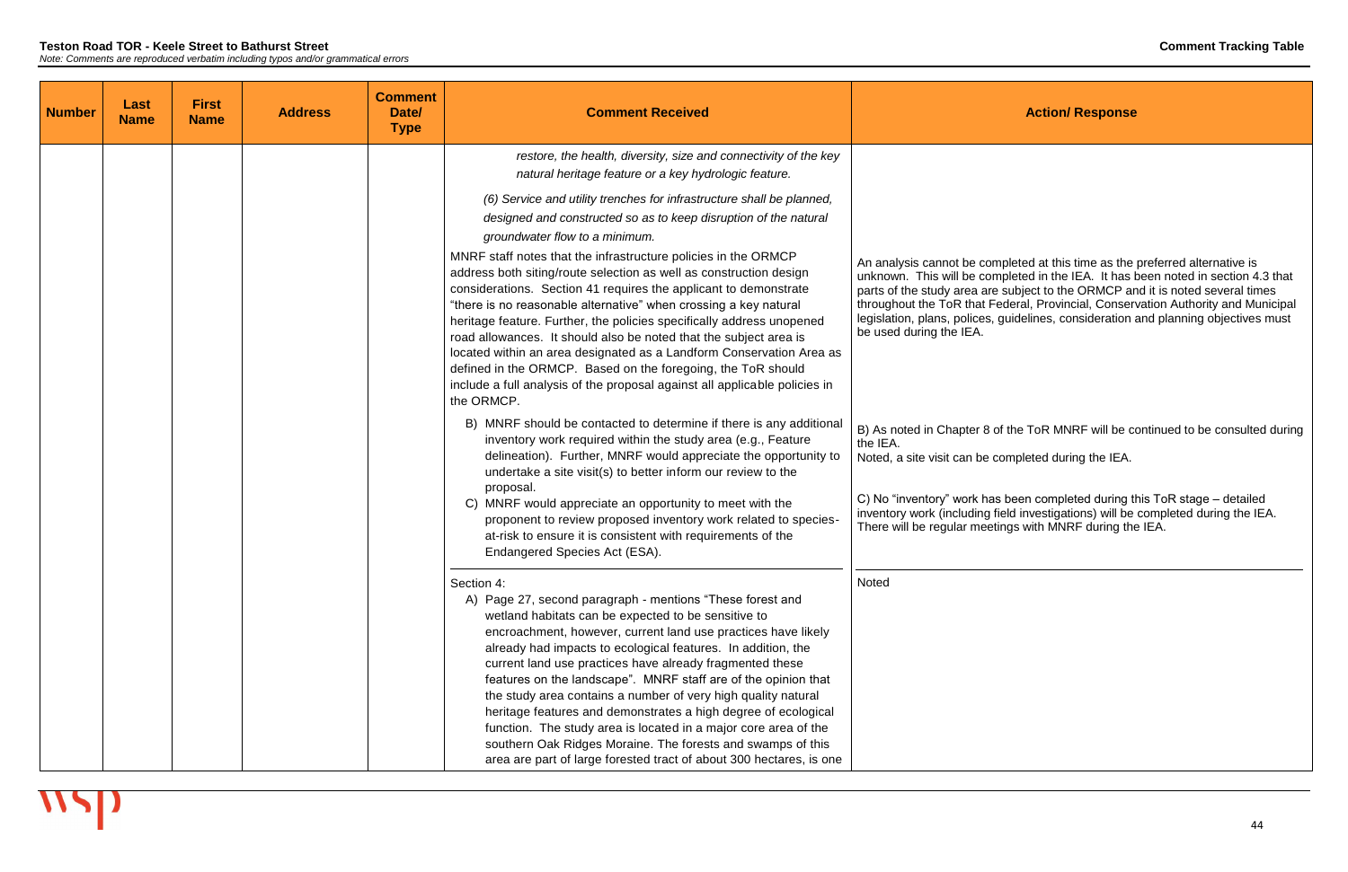**Teston Road TOR - Keele Street to Bathurst Street**

*Note: Comments are reproduced verbatim including typos and/or grammatical errors*

**Comment Tracking Table**

| Number | Last Name | First Name | Address | Comment Date/ Type | Comment Received | Action/ Response |
|---|---|---|---|---|---|---|
| | | | | | *restore, the health, diversity, size and connectivity of the key natural heritage feature or a key hydrologic feature.*<br><br>*(6) Service and utility trenches for infrastructure shall be planned, designed and constructed so as to keep disruption of the natural groundwater flow to a minimum.*<br><br>MNRF staff notes that the infrastructure policies in the ORMCP address both siting/route selection as well as construction design considerations. Section 41 requires the applicant to demonstrate "there is no reasonable alternative" when crossing a key natural heritage feature. Further, the policies specifically address unopened road allowances. It should also be noted that the subject area is located within an area designated as a Landform Conservation Area as defined in the ORMCP. Based on the foregoing, the ToR should include a full analysis of the proposal against all applicable policies in the ORMCP. | An analysis cannot be completed at this time as the preferred alternative is unknown. This will be completed in the IEA. It has been noted in section 4.3 that parts of the study area are subject to the ORMCP and it is noted several times throughout the ToR that Federal, Provincial, Conservation Authority and Municipal legislation, plans, polices, guidelines, consideration and planning objectives must be used during the IEA. |
| | | | | | B) MNRF should be contacted to determine if there is any additional inventory work required within the study area (e.g., Feature delineation). Further, MNRF would appreciate the opportunity to undertake a site visit(s) to better inform our review to the proposal.<br>C) MNRF would appreciate an opportunity to meet with the proponent to review proposed inventory work related to species-at-risk to ensure it is consistent with requirements of the Endangered Species Act (ESA). | B) As noted in Chapter 8 of the ToR MNRF will be continued to be consulted during the IEA.<br>Noted, a site visit can be completed during the IEA.<br><br>C) No "inventory" work has been completed during this ToR stage – detailed inventory work (including field investigations) will be completed during the IEA. There will be regular meetings with MNRF during the IEA. |
| | | | | | Section 4:<br>A) Page 27, second paragraph - mentions "These forest and wetland habitats can be expected to be sensitive to encroachment, however, current land use practices have likely already had impacts to ecological features. In addition, the current land use practices have already fragmented these features on the landscape". MNRF staff are of the opinion that the study area contains a number of very high quality natural heritage features and demonstrates a high degree of ecological function. The study area is located in a major core area of the southern Oak Ridges Moraine. The forests and swamps of this area are part of large forested tract of about 300 hectares, is one | Noted |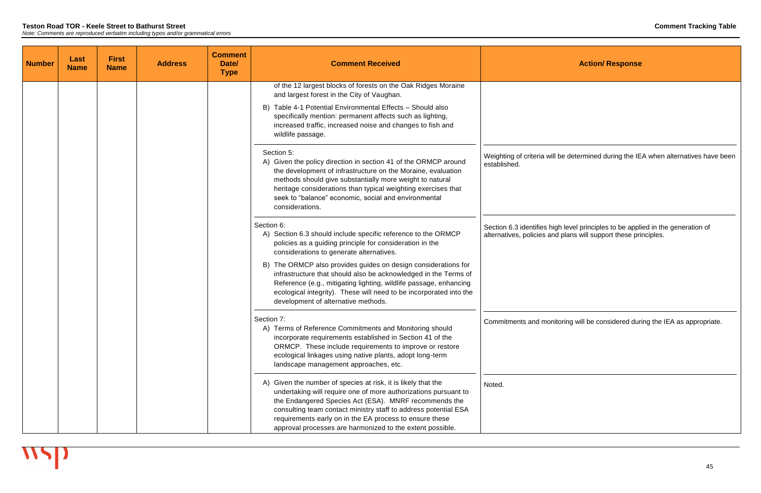| Number | Last Name | First Name | Address | Comment Date/ Type | Comment Received | Action/ Response |
|---|---|---|---|---|---|---|
| | | | | | of the 12 largest blocks of forests on the Oak Ridges Moraine and largest forest in the City of Vaughan.<br><br>B) Table 4-1 Potential Environmental Effects – Should also specifically mention: permanent affects such as lighting, increased traffic, increased noise and changes to fish and wildlife passage. | |
| | | | | | Section 5:<br>A) Given the policy direction in section 41 of the ORMCP around the development of infrastructure on the Moraine, evaluation methods should give substantially more weight to natural heritage considerations than typical weighting exercises that seek to "balance" economic, social and environmental considerations. | Weighting of criteria will be determined during the IEA when alternatives have been established. |
| | | | | | Section 6:<br>A) Section 6.3 should include specific reference to the ORMCP policies as a guiding principle for consideration in the considerations to generate alternatives.<br><br>B) The ORMCP also provides guides on design considerations for infrastructure that should also be acknowledged in the Terms of Reference (e.g., mitigating lighting, wildlife passage, enhancing ecological integrity). These will need to be incorporated into the development of alternative methods. | Section 6.3 identifies high level principles to be applied in the generation of alternatives, policies and plans will support these principles. |
| | | | | | Section 7:<br>A) Terms of Reference Commitments and Monitoring should incorporate requirements established in Section 41 of the ORMCP. These include requirements to improve or restore ecological linkages using native plants, adopt long-term landscape management approaches, etc. | Commitments and monitoring will be considered during the IEA as appropriate. |
| | | | | | A) Given the number of species at risk, it is likely that the undertaking will require one of more authorizations pursuant to the Endangered Species Act (ESA). MNRF recommends the consulting team contact ministry staff to address potential ESA requirements early on in the EA process to ensure these approval processes are harmonized to the extent possible. | Noted. |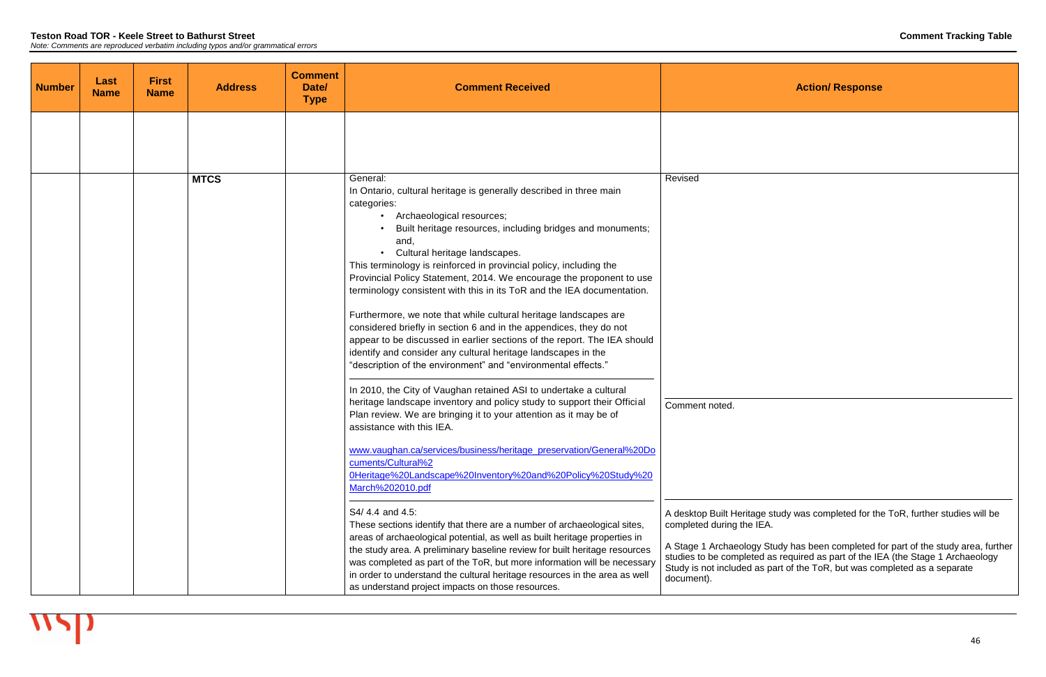**Teston Road TOR - Keele Street to Bathurst Street**

*Note: Comments are reproduced verbatim including typos and/or grammatical errors*

**Comment Tracking Table**

| Number | Last Name | First Name | Address | Comment Date/ Type | Comment Received | Action/ Response |
|---|---|---|---|---|---|---|
| | | | | | | |
| | | | **MTCS** | | General:<br>In Ontario, cultural heritage is generally described in three main categories:<br>• Archaeological resources;<br>• Built heritage resources, including bridges and monuments; and,<br>• Cultural heritage landscapes.<br>This terminology is reinforced in provincial policy, including the Provincial Policy Statement, 2014. We encourage the proponent to use terminology consistent with this in its ToR and the IEA documentation.<br><br>Furthermore, we note that while cultural heritage landscapes are considered briefly in section 6 and in the appendices, they do not appear to be discussed in earlier sections of the report. The IEA should identify and consider any cultural heritage landscapes in the "description of the environment" and "environmental effects." | Revised |
| | | | | | In 2010, the City of Vaughan retained ASI to undertake a cultural heritage landscape inventory and policy study to support their Official Plan review. We are bringing it to your attention as it may be of assistance with this IEA.<br><br>[www.vaughan.ca/services/business/heritage_preservation/General%20Documents/Cultural%20Heritage%20Landscape%20Inventory%20and%20Policy%20Study%20March%202010.pdf](www.vaughan.ca/services/business/heritage_preservation/General%20Documents/Cultural%20Heritage%20Landscape%20Inventory%20and%20Policy%20Study%20March%202010.pdf) | Comment noted. |
| | | | | | S4/ 4.4 and 4.5:<br>These sections identify that there are a number of archaeological sites, areas of archaeological potential, as well as built heritage properties in the study area. A preliminary baseline review for built heritage resources was completed as part of the ToR, but more information will be necessary in order to understand the cultural heritage resources in the area as well as understand project impacts on those resources. | A desktop Built Heritage study was completed for the ToR, further studies will be completed during the IEA.<br><br>A Stage 1 Archaeology Study has been completed for part of the study area, further studies to be completed as required as part of the IEA (the Stage 1 Archaeology Study is not included as part of the ToR, but was completed as a separate document). |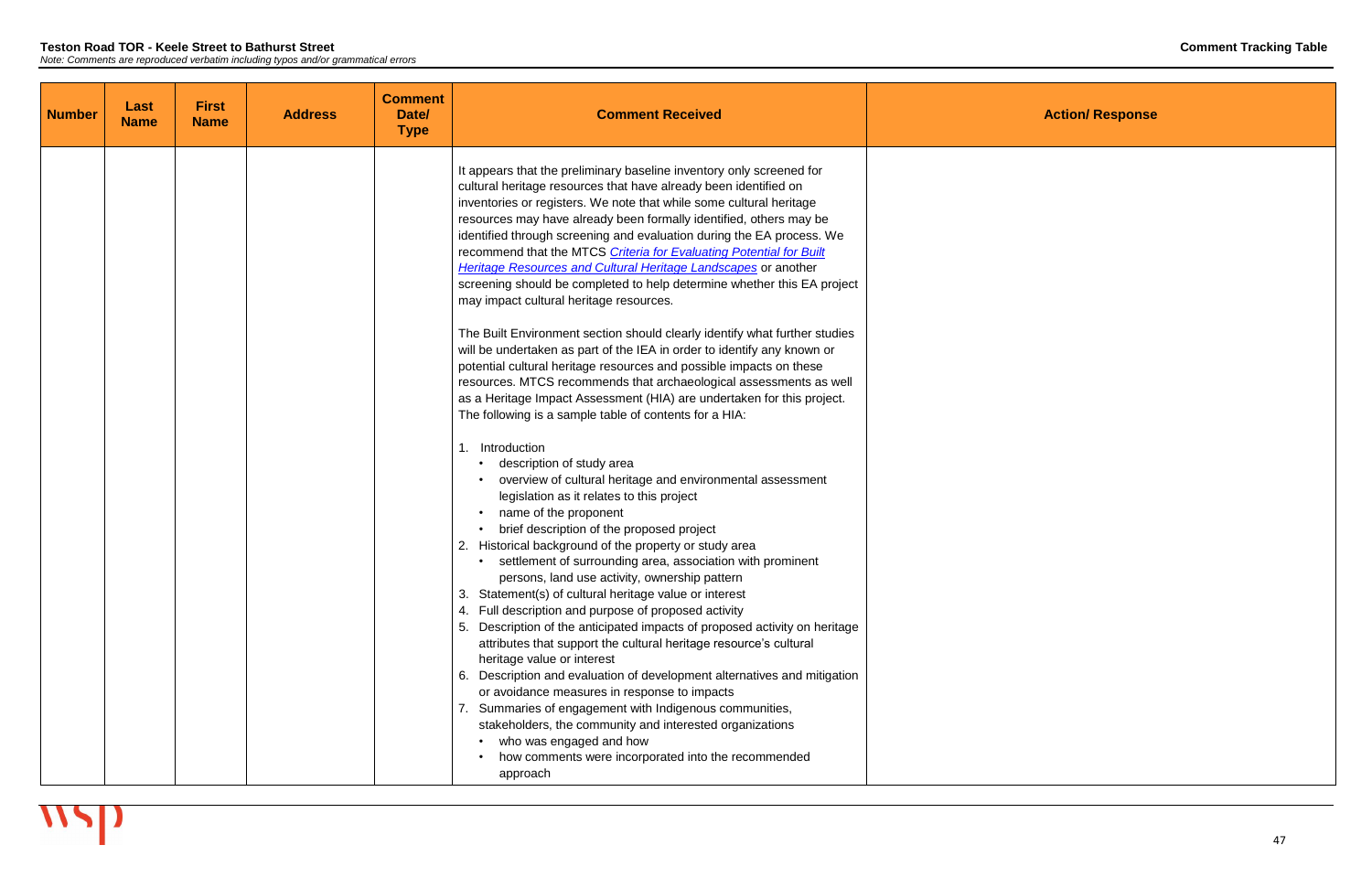| Number | Last Name | First Name | Address | Comment Date/ Type | Comment Received | Action/ Response |
|---|---|---|---|---|---|---|
| | | | | | It appears that the preliminary baseline inventory only screened for cultural heritage resources that have already been identified on inventories or registers. We note that while some cultural heritage resources may have already been formally identified, others may be identified through screening and evaluation during the EA process. We recommend that the MTCS *Criteria for Evaluating Potential for Built Heritage Resources and Cultural Heritage Landscapes* or another screening should be completed to help determine whether this EA project may impact cultural heritage resources.<br><br>The Built Environment section should clearly identify what further studies will be undertaken as part of the IEA in order to identify any known or potential cultural heritage resources and possible impacts on these resources. MTCS recommends that archaeological assessments as well as a Heritage Impact Assessment (HIA) are undertaken for this project. The following is a sample table of contents for a HIA:<br><br>1. Introduction<br>• description of study area<br>• overview of cultural heritage and environmental assessment legislation as it relates to this project<br>• name of the proponent<br>• brief description of the proposed project<br>2. Historical background of the property or study area<br>• settlement of surrounding area, association with prominent persons, land use activity, ownership pattern<br>3. Statement(s) of cultural heritage value or interest<br>4. Full description and purpose of proposed activity<br>5. Description of the anticipated impacts of proposed activity on heritage attributes that support the cultural heritage resource's cultural heritage value or interest<br>6. Description and evaluation of development alternatives and mitigation or avoidance measures in response to impacts<br>7. Summaries of engagement with Indigenous communities, stakeholders, the community and interested organizations<br>• who was engaged and how<br>• how comments were incorporated into the recommended approach | |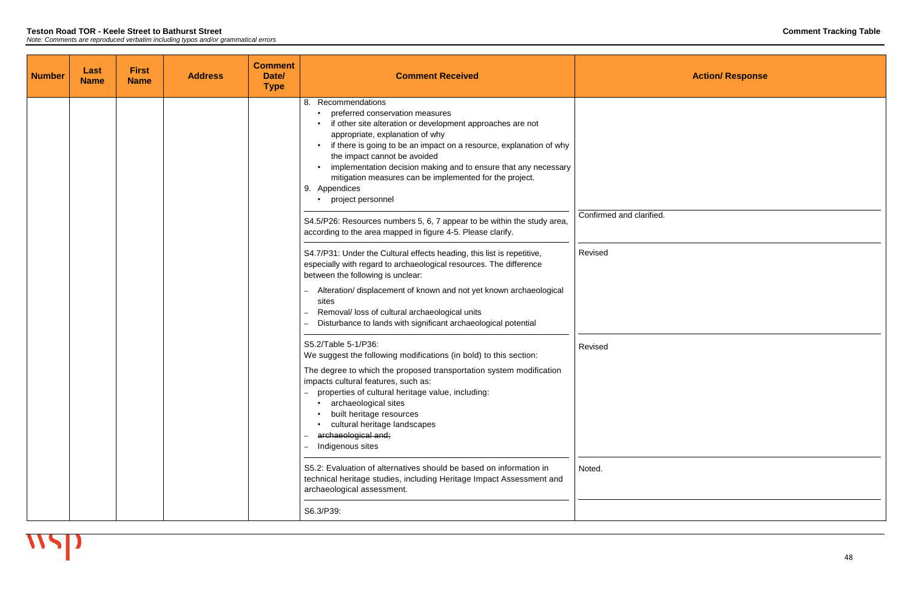**Teston Road TOR - Keele Street to Bathurst Street**

*Note: Comments are reproduced verbatim including typos and/or grammatical errors*

**Comment Tracking Table**

| Number | Last Name | First Name | Address | Comment Date/ Type | Comment Received | Action/ Response |
|---|---|---|---|---|---|---|
| | | | | | 8. Recommendations<br>• preferred conservation measures<br>• if other site alteration or development approaches are not appropriate, explanation of why<br>• if there is going to be an impact on a resource, explanation of why the impact cannot be avoided<br>• implementation decision making and to ensure that any necessary mitigation measures can be implemented for the project.<br>9. Appendices<br>• project personnel | |
| | | | | | S4.5/P26: Resources numbers 5, 6, 7 appear to be within the study area, according to the area mapped in figure 4-5. Please clarify. | Confirmed and clarified. |
| | | | | | S4.7/P31: Under the Cultural effects heading, this list is repetitive, especially with regard to archaeological resources. The difference between the following is unclear:<br>– Alteration/ displacement of known and not yet known archaeological sites<br>– Removal/ loss of cultural archaeological units<br>– Disturbance to lands with significant archaeological potential | Revised |
| | | | | | S5.2/Table 5-1/P36:<br>We suggest the following modifications (in bold) to this section:<br>The degree to which the proposed transportation system modification impacts cultural features, such as:<br>– properties of cultural heritage value, including:<br>• archaeological sites<br>• built heritage resources<br>• cultural heritage landscapes<br>– ~~archaeological and;~~<br>– Indigenous sites | Revised |
| | | | | | S5.2: Evaluation of alternatives should be based on information in technical heritage studies, including Heritage Impact Assessment and archaeological assessment. | Noted. |
| | | | | | S6.3/P39: | |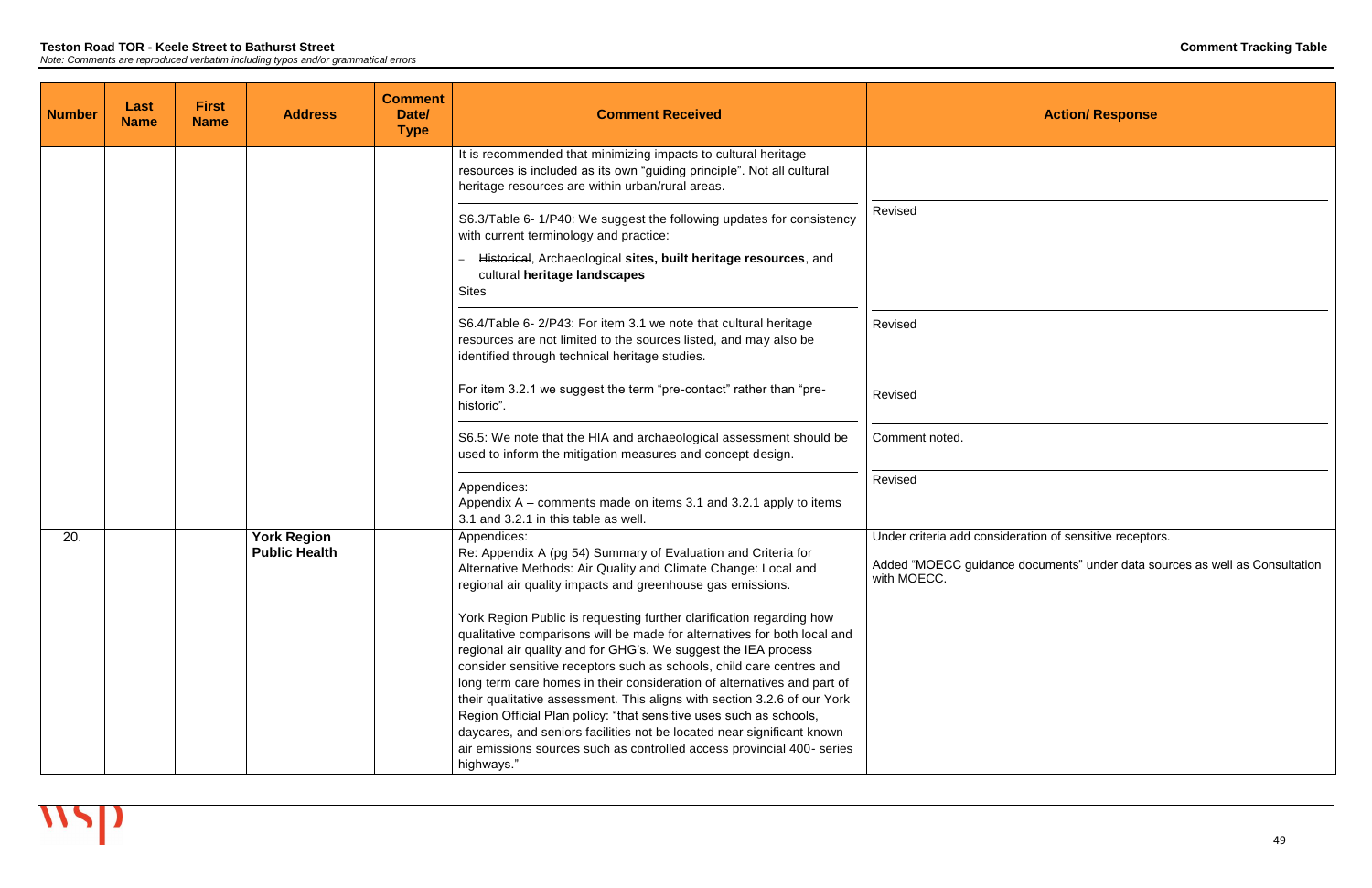| Number | Last Name | First Name | Address | Comment Date/ Type | Comment Received | Action/ Response |
|---|---|---|---|---|---|---|
| | | | | | It is recommended that minimizing impacts to cultural heritage resources is included as its own "guiding principle". Not all cultural heritage resources are within urban/rural areas. | |
| | | | | | S6.3/Table 6- 1/P40: We suggest the following updates for consistency with current terminology and practice:<br>– ~~Historical~~, Archaeological **sites, built heritage resources**, and cultural **heritage landscapes**<br>Sites | Revised |
| | | | | | S6.4/Table 6- 2/P43: For item 3.1 we note that cultural heritage resources are not limited to the sources listed, and may also be identified through technical heritage studies. | Revised |
| | | | | | For item 3.2.1 we suggest the term "pre-contact" rather than "pre-historic". | Revised |
| | | | | | S6.5: We note that the HIA and archaeological assessment should be used to inform the mitigation measures and concept design. | Comment noted. |
| | | | | | Appendices:<br>Appendix A – comments made on items 3.1 and 3.2.1 apply to items 3.1 and 3.2.1 in this table as well. | Revised |
| 20. | | | **York Region Public Health** | | Appendices:<br>Re: Appendix A (pg 54) Summary of Evaluation and Criteria for Alternative Methods: Air Quality and Climate Change: Local and regional air quality impacts and greenhouse gas emissions.<br><br>York Region Public is requesting further clarification regarding how qualitative comparisons will be made for alternatives for both local and regional air quality and for GHG's. We suggest the IEA process consider sensitive receptors such as schools, child care centres and long term care homes in their consideration of alternatives and part of their qualitative assessment. This aligns with section 3.2.6 of our York Region Official Plan policy: "that sensitive uses such as schools, daycares, and seniors facilities not be located near significant known air emissions sources such as controlled access provincial 400- series highways." | Under criteria add consideration of sensitive receptors.<br><br>Added "MOECC guidance documents" under data sources as well as Consultation with MOECC. |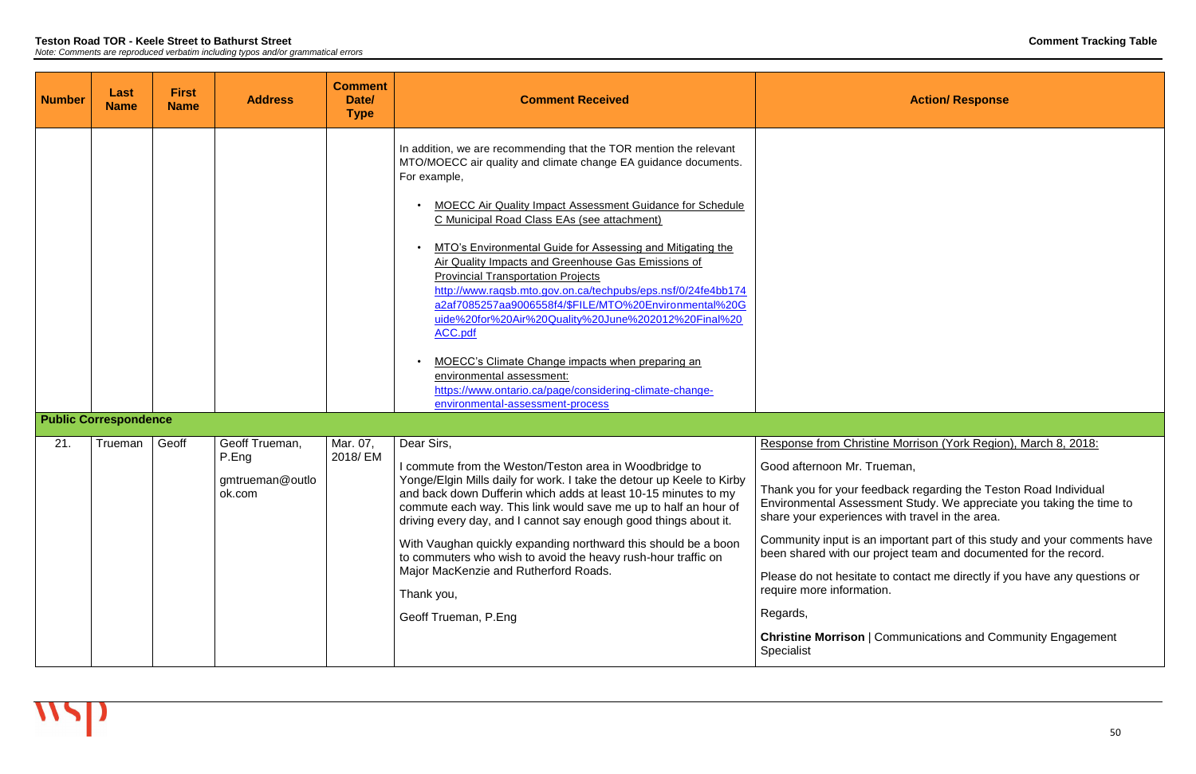| Number | Last Name | First Name | Address | Comment Date/ Type | Comment Received | Action/ Response |
|---|---|---|---|---|---|---|
| | | | | | In addition, we are recommending that the TOR mention the relevant MTO/MOECC air quality and climate change EA guidance documents. For example,<br><br>• MOECC Air Quality Impact Assessment Guidance for Schedule C Municipal Road Class EAs (see attachment)<br><br>• MTO's Environmental Guide for Assessing and Mitigating the Air Quality Impacts and Greenhouse Gas Emissions of Provincial Transportation Projects http://www.raqsb.mto.gov.on.ca/techpubs/eps.nsf/0/24fe4bb174a2af7085257aa9006558f4/$FILE/MTO%20Environmental%20Guide%20for%20Air%20Quality%20June%202012%20Final%20ACC.pdf<br><br>• MOECC's Climate Change impacts when preparing an environmental assessment: https://www.ontario.ca/page/considering-climate-change-environmental-assessment-process | |
| **Public Correspondence** | | | | | | |
| 21. | Trueman | Geoff | Geoff Trueman, P.Eng<br><br>gmtrueman@outlook.com | Mar. 07, 2018/ EM | Dear Sirs,<br><br>I commute from the Weston/Teston area in Woodbridge to Yonge/Elgin Mills daily for work. I take the detour up Keele to Kirby and back down Dufferin which adds at least 10-15 minutes to my commute each way. This link would save me up to half an hour of driving every day, and I cannot say enough good things about it.<br><br>With Vaughan quickly expanding northward this should be a boon to commuters who wish to avoid the heavy rush-hour traffic on Major MacKenzie and Rutherford Roads.<br><br>Thank you,<br><br>Geoff Trueman, P.Eng | Response from Christine Morrison (York Region), March 8, 2018:<br><br>Good afternoon Mr. Trueman,<br><br>Thank you for your feedback regarding the Teston Road Individual Environmental Assessment Study. We appreciate you taking the time to share your experiences with travel in the area.<br><br>Community input is an important part of this study and your comments have been shared with our project team and documented for the record.<br><br>Please do not hesitate to contact me directly if you have any questions or require more information.<br><br>Regards,<br><br>**Christine Morrison** \| Communications and Community Engagement Specialist |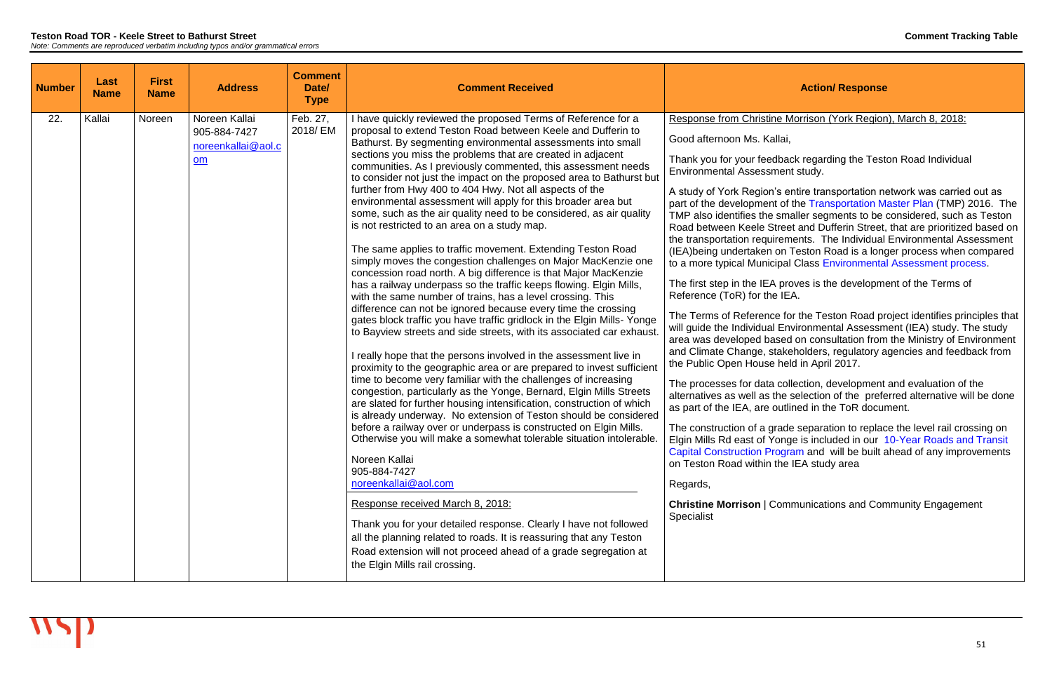**Teston Road TOR - Keele Street to Bathurst Street**

*Note: Comments are reproduced verbatim including typos and/or grammatical errors*

**Comment Tracking Table**

| Number | Last Name | First Name | Address | Comment Date/ Type | Comment Received | Action/ Response |
|---|---|---|---|---|---|---|
| 22. | Kallai | Noreen | Noreen Kallai<br>905-884-7427<br>noreenkallai@aol.com | Feb. 27, 2018/ EM | I have quickly reviewed the proposed Terms of Reference for a proposal to extend Teston Road between Keele and Dufferin to Bathurst. By segmenting environmental assessments into small sections you miss the problems that are created in adjacent communities. As I previously commented, this assessment needs to consider not just the impact on the proposed area to Bathurst but further from Hwy 400 to 404 Hwy. Not all aspects of the environmental assessment will apply for this broader area but some, such as the air quality need to be considered, as air quality is not restricted to an area on a study map.<br><br>The same applies to traffic movement. Extending Teston Road simply moves the congestion challenges on Major MacKenzie one concession road north. A big difference is that Major MacKenzie has a railway underpass so the traffic keeps flowing. Elgin Mills, with the same number of trains, has a level crossing. This difference can not be ignored because every time the crossing gates block traffic you have traffic gridlock in the Elgin Mills- Yonge to Bayview streets and side streets, with its associated car exhaust.<br><br>I really hope that the persons involved in the assessment live in proximity to the geographic area or are prepared to invest sufficient time to become very familiar with the challenges of increasing congestion, particularly as the Yonge, Bernard, Elgin Mills Streets are slated for further housing intensification, construction of which is already underway. No extension of Teston should be considered before a railway over or underpass is constructed on Elgin Mills. Otherwise you will make a somewhat tolerable situation intolerable.<br><br>Noreen Kallai<br>905-884-7427<br>noreenkallai@aol.com<br><br>Response received March 8, 2018:<br><br>Thank you for your detailed response. Clearly I have not followed all the planning related to roads. It is reassuring that any Teston Road extension will not proceed ahead of a grade segregation at the Elgin Mills rail crossing. | Response from Christine Morrison (York Region), March 8, 2018:<br><br>Good afternoon Ms. Kallai,<br><br>Thank you for your feedback regarding the Teston Road Individual Environmental Assessment study.<br><br>A study of York Region's entire transportation network was carried out as part of the development of the Transportation Master Plan (TMP) 2016. The TMP also identifies the smaller segments to be considered, such as Teston Road between Keele Street and Dufferin Street, that are prioritized based on the transportation requirements. The Individual Environmental Assessment (IEA)being undertaken on Teston Road is a longer process when compared to a more typical Municipal Class Environmental Assessment process.<br><br>The first step in the IEA proves is the development of the Terms of Reference (ToR) for the IEA.<br><br>The Terms of Reference for the Teston Road project identifies principles that will guide the Individual Environmental Assessment (IEA) study. The study area was developed based on consultation from the Ministry of Environment and Climate Change, stakeholders, regulatory agencies and feedback from the Public Open House held in April 2017.<br><br>The processes for data collection, development and evaluation of the alternatives as well as the selection of the preferred alternative will be done as part of the IEA, are outlined in the ToR document.<br><br>The construction of a grade separation to replace the level rail crossing on Elgin Mills Rd east of Yonge is included in our 10-Year Roads and Transit Capital Construction Program and will be built ahead of any improvements on Teston Road within the IEA study area<br><br>Regards,<br><br>**Christine Morrison** \| Communications and Community Engagement Specialist |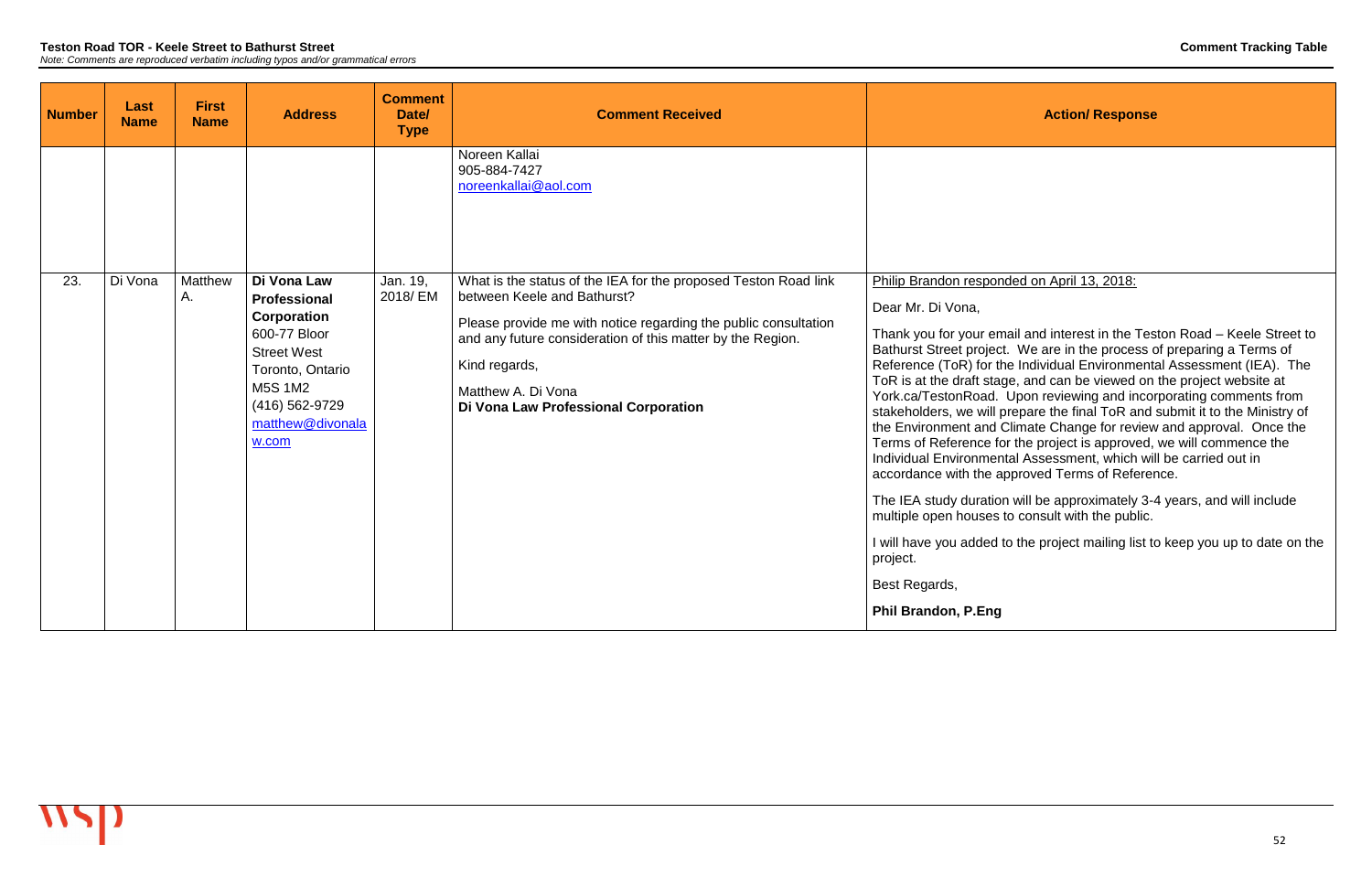| Number | Last Name | First Name | Address | Comment Date/ Type | Comment Received | Action/ Response |
|---|---|---|---|---|---|---|
| | | | | | Noreen Kallai<br>905-884-7427<br>noreenkallai@aol.com | |
| 23. | Di Vona | Matthew A. | **Di Vona Law Professional Corporation**<br>600-77 Bloor Street West<br>Toronto, Ontario<br>M5S 1M2<br>(416) 562-9729<br>matthew@divonalaw.com | Jan. 19, 2018/ EM | What is the status of the IEA for the proposed Teston Road link between Keele and Bathurst?<br><br>Please provide me with notice regarding the public consultation and any future consideration of this matter by the Region.<br><br>Kind regards,<br><br>Matthew A. Di Vona<br>**Di Vona Law Professional Corporation** | Philip Brandon responded on April 13, 2018:<br><br>Dear Mr. Di Vona,<br><br>Thank you for your email and interest in the Teston Road – Keele Street to Bathurst Street project. We are in the process of preparing a Terms of Reference (ToR) for the Individual Environmental Assessment (IEA). The ToR is at the draft stage, and can be viewed on the project website at York.ca/TestonRoad. Upon reviewing and incorporating comments from stakeholders, we will prepare the final ToR and submit it to the Ministry of the Environment and Climate Change for review and approval. Once the Terms of Reference for the project is approved, we will commence the Individual Environmental Assessment, which will be carried out in accordance with the approved Terms of Reference.<br><br>The IEA study duration will be approximately 3-4 years, and will include multiple open houses to consult with the public.<br><br>I will have you added to the project mailing list to keep you up to date on the project.<br><br>Best Regards,<br><br>**Phil Brandon, P.Eng** |